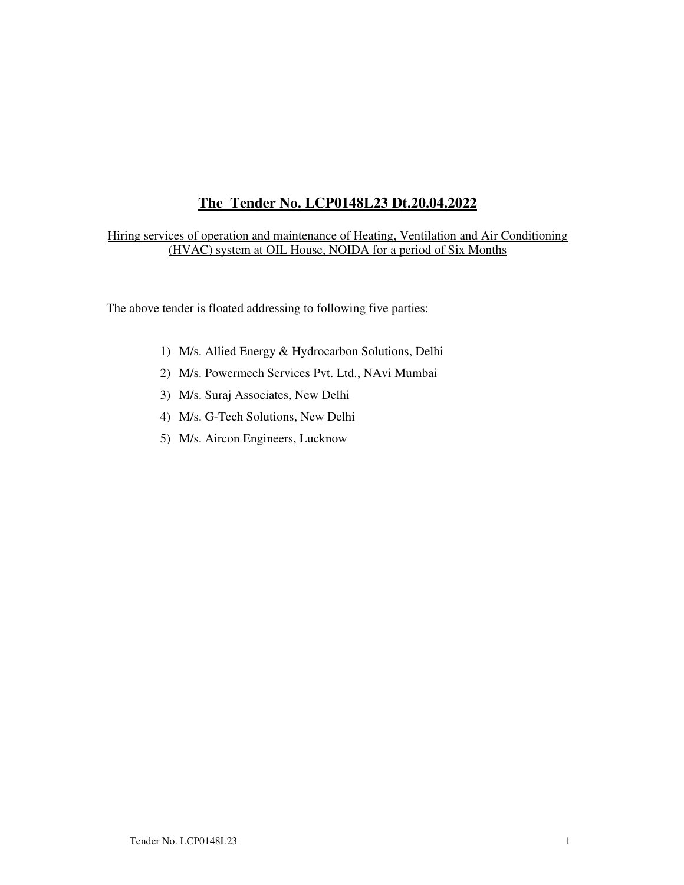# The Tender No. LCP0148L23 Dt.20.04.2022

Hiring services of operation and maintenance of Heating, Ventilation and Air Conditioning (HVAC) system at OIL House, NOIDA for a period of Six Months

The above tender is floated addressing to following five parties:

1) M/s. Allied Energy & Hydrocarbon Solutions, Delhi
2) M/s. Powermech Services Pvt. Ltd., NAvi Mumbai
3) M/s. Suraj Associates, New Delhi
4) M/s. G-Tech Solutions, New Delhi
5) M/s. Aircon Engineers, Lucknow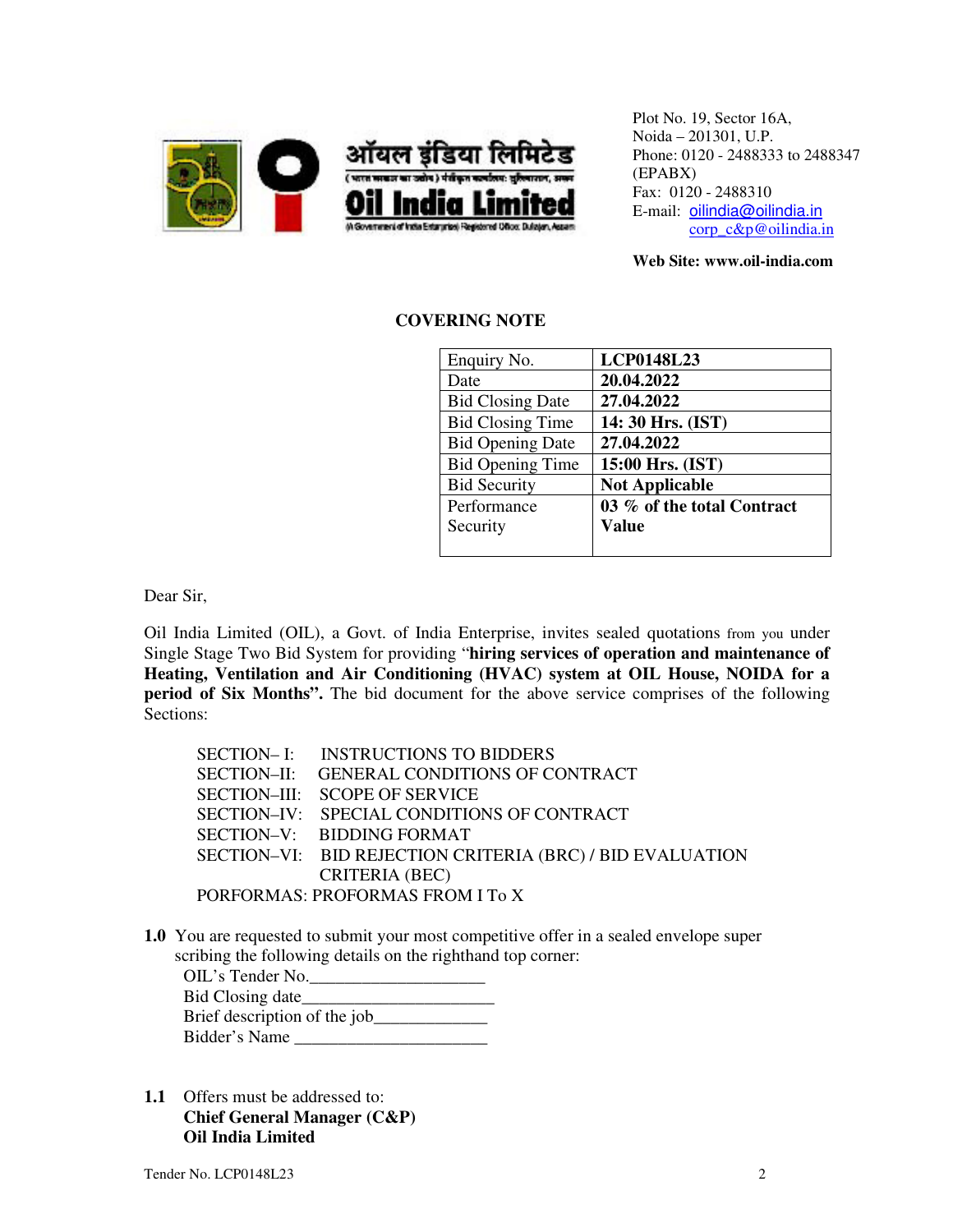ऑयल इंडिया लिमिटेड

**Oil India Limited**

(A Government of India Enterprise) Registered Office: Duliajan, Assam

Plot No. 19, Sector 16A,
Noida – 201301, U.P.
Phone: 0120 - 2488333 to 2488347 (EPABX)
Fax: 0120 - 2488310
E-mail: oilindia@oilindia.in
corp_c&p@oilindia.in

**Web Site: www.oil-india.com**

## COVERING NOTE

| Enquiry No. | **LCP0148L23** |
|---|---|
| Date | **20.04.2022** |
| Bid Closing Date | **27.04.2022** |
| Bid Closing Time | **14: 30 Hrs. (IST)** |
| Bid Opening Date | **27.04.2022** |
| Bid Opening Time | **15:00 Hrs. (IST)** |
| Bid Security | **Not Applicable** |
| Performance Security | **03 % of the total Contract Value** |

Dear Sir,

Oil India Limited (OIL), a Govt. of India Enterprise, invites sealed quotations from you under Single Stage Two Bid System for providing "**hiring services of operation and maintenance of Heating, Ventilation and Air Conditioning (HVAC) system at OIL House, NOIDA for a period of Six Months".** The bid document for the above service comprises of the following Sections:

SECTION– I: INSTRUCTIONS TO BIDDERS
SECTION–II: GENERAL CONDITIONS OF CONTRACT
SECTION–III: SCOPE OF SERVICE
SECTION–IV: SPECIAL CONDITIONS OF CONTRACT
SECTION–V: BIDDING FORMAT
SECTION–VI: BID REJECTION CRITERIA (BRC) / BID EVALUATION CRITERIA (BEC)
PORFORMAS: PROFORMAS FROM I To X

**1.0** You are requested to submit your most competitive offer in a sealed envelope super scribing the following details on the righthand top corner:

OIL's Tender No.____________________
Bid Closing date______________________
Brief description of the job_____________
Bidder's Name ______________________

**1.1** Offers must be addressed to:
**Chief General Manager (C&P)**
**Oil India Limited**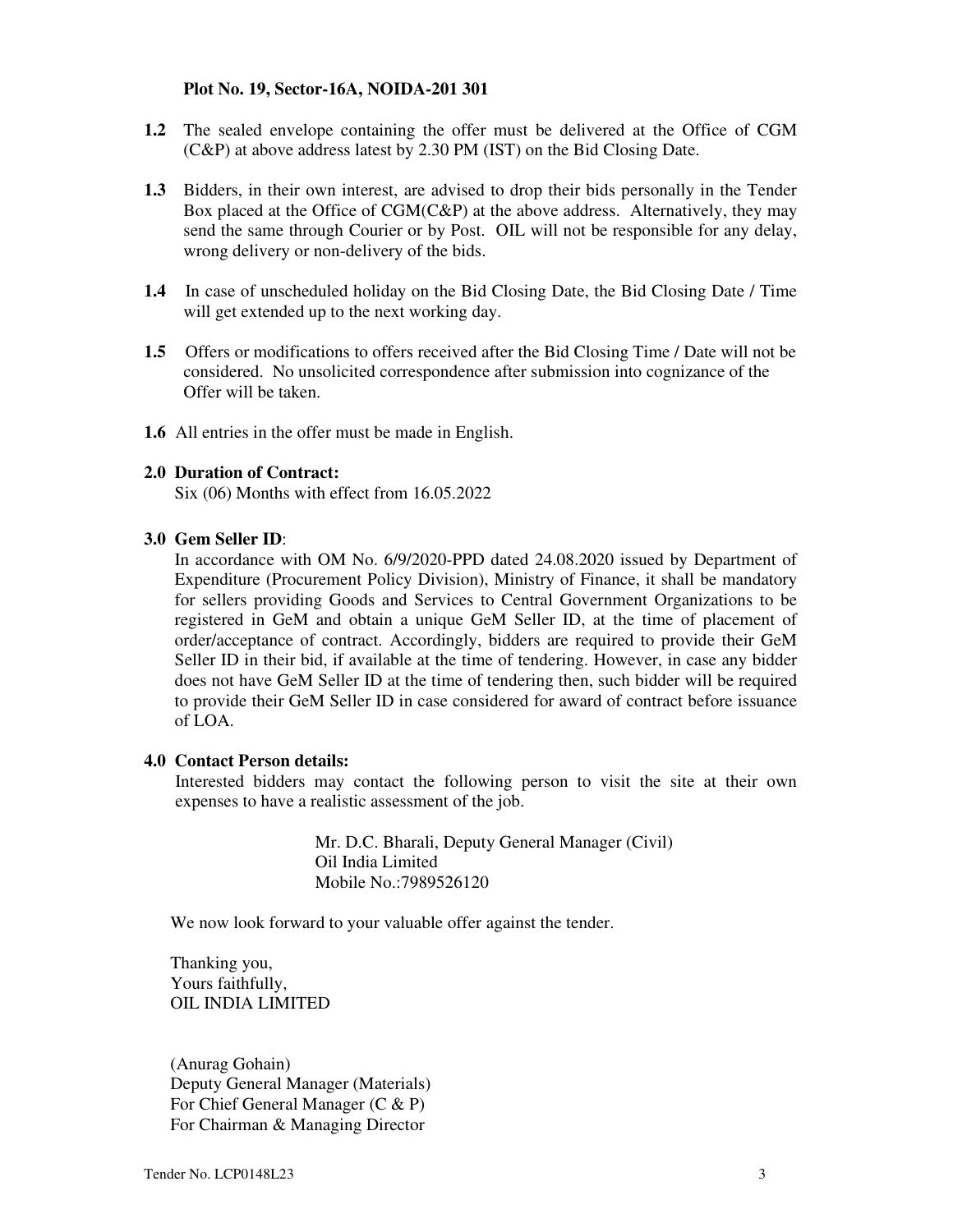**Plot No. 19, Sector-16A, NOIDA-201 301**

**1.2** The sealed envelope containing the offer must be delivered at the Office of CGM (C&P) at above address latest by 2.30 PM (IST) on the Bid Closing Date.

**1.3** Bidders, in their own interest, are advised to drop their bids personally in the Tender Box placed at the Office of CGM(C&P) at the above address. Alternatively, they may send the same through Courier or by Post. OIL will not be responsible for any delay, wrong delivery or non-delivery of the bids.

**1.4** In case of unscheduled holiday on the Bid Closing Date, the Bid Closing Date / Time will get extended up to the next working day.

**1.5** Offers or modifications to offers received after the Bid Closing Time / Date will not be considered. No unsolicited correspondence after submission into cognizance of the Offer will be taken.

**1.6** All entries in the offer must be made in English.

**2.0 Duration of Contract:**
Six (06) Months with effect from 16.05.2022

**3.0 Gem Seller ID**:
In accordance with OM No. 6/9/2020-PPD dated 24.08.2020 issued by Department of Expenditure (Procurement Policy Division), Ministry of Finance, it shall be mandatory for sellers providing Goods and Services to Central Government Organizations to be registered in GeM and obtain a unique GeM Seller ID, at the time of placement of order/acceptance of contract. Accordingly, bidders are required to provide their GeM Seller ID in their bid, if available at the time of tendering. However, in case any bidder does not have GeM Seller ID at the time of tendering then, such bidder will be required to provide their GeM Seller ID in case considered for award of contract before issuance of LOA.

**4.0 Contact Person details:**
Interested bidders may contact the following person to visit the site at their own expenses to have a realistic assessment of the job.

Mr. D.C. Bharali, Deputy General Manager (Civil)
Oil India Limited
Mobile No.:7989526120

We now look forward to your valuable offer against the tender.

Thanking you,
Yours faithfully,
OIL INDIA LIMITED

(Anurag Gohain)
Deputy General Manager (Materials)
For Chief General Manager (C & P)
For Chairman & Managing Director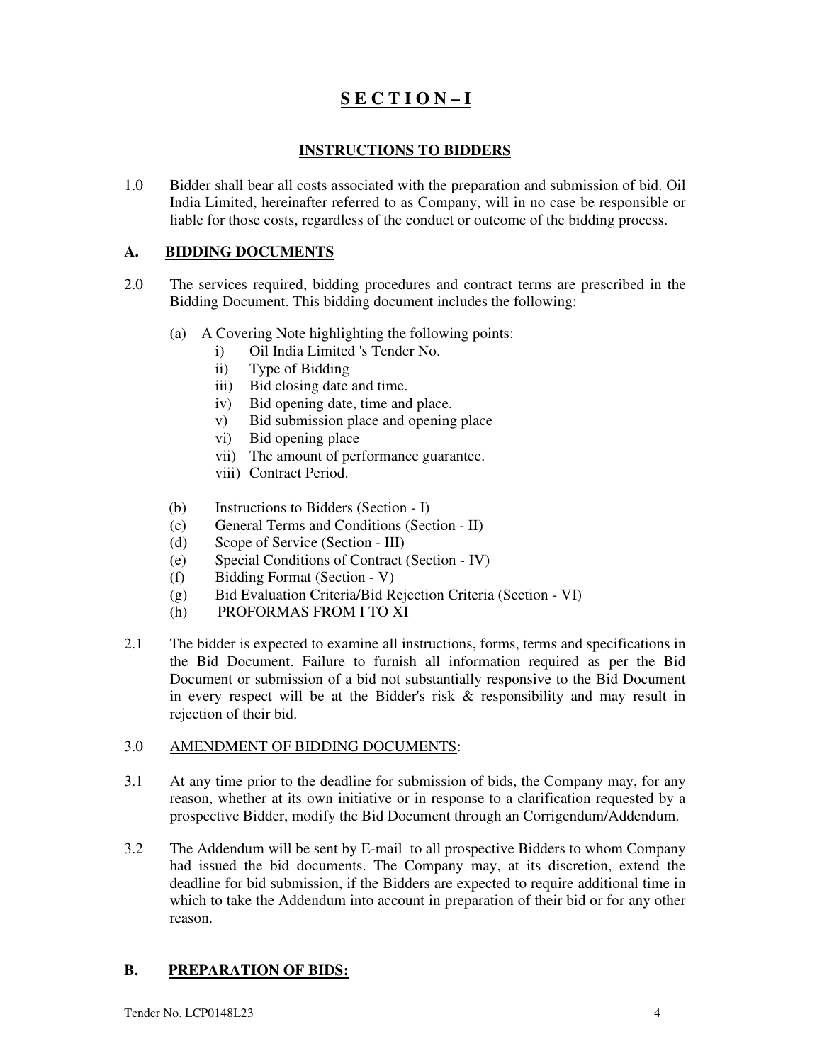# SECTION – I

## INSTRUCTIONS TO BIDDERS

1.0 Bidder shall bear all costs associated with the preparation and submission of bid. Oil India Limited, hereinafter referred to as Company, will in no case be responsible or liable for those costs, regardless of the conduct or outcome of the bidding process.

### A. BIDDING DOCUMENTS

2.0 The services required, bidding procedures and contract terms are prescribed in the Bidding Document. This bidding document includes the following:

(a) A Covering Note highlighting the following points:

i) Oil India Limited 's Tender No.
ii) Type of Bidding
iii) Bid closing date and time.
iv) Bid opening date, time and place.
v) Bid submission place and opening place
vi) Bid opening place
vii) The amount of performance guarantee.
viii) Contract Period.

(b) Instructions to Bidders (Section - I)
(c) General Terms and Conditions (Section - II)
(d) Scope of Service (Section - III)
(e) Special Conditions of Contract (Section - IV)
(f) Bidding Format (Section - V)
(g) Bid Evaluation Criteria/Bid Rejection Criteria (Section - VI)
(h) PROFORMAS FROM I TO XI

2.1 The bidder is expected to examine all instructions, forms, terms and specifications in the Bid Document. Failure to furnish all information required as per the Bid Document or submission of a bid not substantially responsive to the Bid Document in every respect will be at the Bidder's risk & responsibility and may result in rejection of their bid.

3.0 AMENDMENT OF BIDDING DOCUMENTS:

3.1 At any time prior to the deadline for submission of bids, the Company may, for any reason, whether at its own initiative or in response to a clarification requested by a prospective Bidder, modify the Bid Document through an Corrigendum/Addendum.

3.2 The Addendum will be sent by E-mail to all prospective Bidders to whom Company had issued the bid documents. The Company may, at its discretion, extend the deadline for bid submission, if the Bidders are expected to require additional time in which to take the Addendum into account in preparation of their bid or for any other reason.

### B. PREPARATION OF BIDS: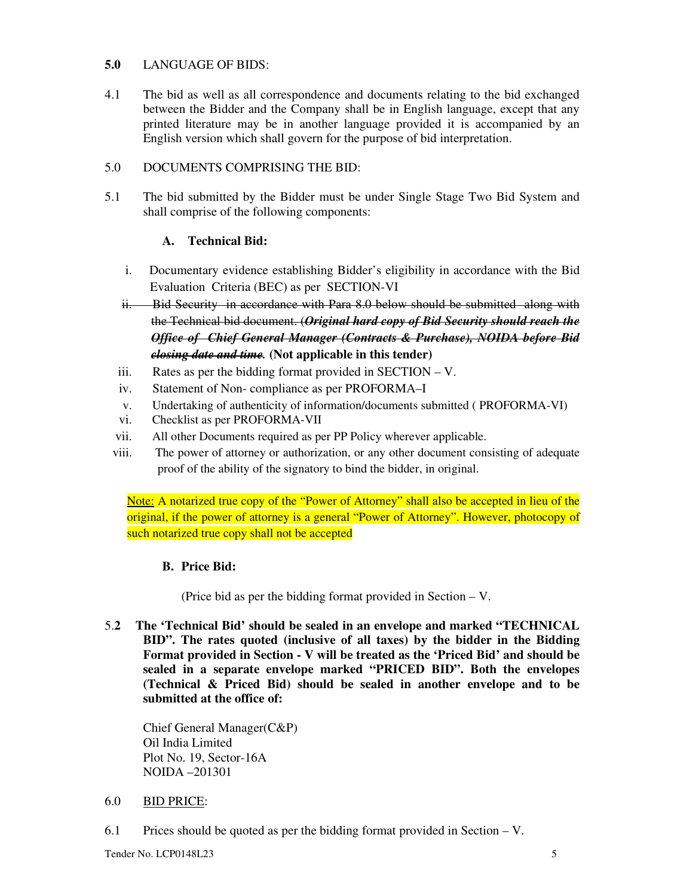**5.0** LANGUAGE OF BIDS:

4.1 The bid as well as all correspondence and documents relating to the bid exchanged between the Bidder and the Company shall be in English language, except that any printed literature may be in another language provided it is accompanied by an English version which shall govern for the purpose of bid interpretation.

5.0 DOCUMENTS COMPRISING THE BID:

5.1 The bid submitted by the Bidder must be under Single Stage Two Bid System and shall comprise of the following components:

**A. Technical Bid:**

i. Documentary evidence establishing Bidder's eligibility in accordance with the Bid Evaluation Criteria (BEC) as per SECTION-VI

ii. ~~Bid Security in accordance with Para 8.0 below should be submitted along with the Technical bid document. (***Original hard copy of Bid Security should reach the Office of Chief General Manager (Contracts & Purchase), NOIDA before Bid closing date and time***.~~ **(Not applicable in this tender)**

iii. Rates as per the bidding format provided in SECTION – V.

iv. Statement of Non- compliance as per PROFORMA–I

v. Undertaking of authenticity of information/documents submitted ( PROFORMA-VI)

vi. Checklist as per PROFORMA-VII

vii. All other Documents required as per PP Policy wherever applicable.

viii. The power of attorney or authorization, or any other document consisting of adequate proof of the ability of the signatory to bind the bidder, in original.

Note: A notarized true copy of the "Power of Attorney" shall also be accepted in lieu of the original, if the power of attorney is a general "Power of Attorney". However, photocopy of such notarized true copy shall not be accepted

**B. Price Bid:**

(Price bid as per the bidding format provided in Section – V.

5.**2** **The 'Technical Bid' should be sealed in an envelope and marked "TECHNICAL BID". The rates quoted (inclusive of all taxes) by the bidder in the Bidding Format provided in Section - V will be treated as the 'Priced Bid' and should be sealed in a separate envelope marked "PRICED BID". Both the envelopes (Technical & Priced Bid) should be sealed in another envelope and to be submitted at the office of:**

Chief General Manager(C&P)
Oil India Limited
Plot No. 19, Sector-16A
NOIDA –201301

6.0 BID PRICE:

6.1 Prices should be quoted as per the bidding format provided in Section – V.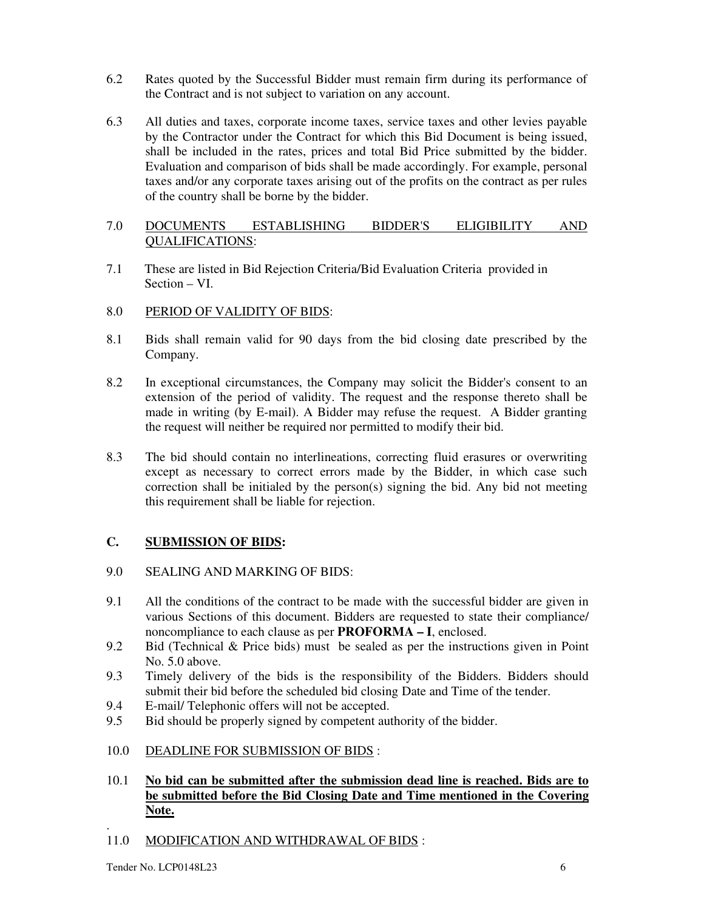6.2 Rates quoted by the Successful Bidder must remain firm during its performance of the Contract and is not subject to variation on any account.

6.3 All duties and taxes, corporate income taxes, service taxes and other levies payable by the Contractor under the Contract for which this Bid Document is being issued, shall be included in the rates, prices and total Bid Price submitted by the bidder. Evaluation and comparison of bids shall be made accordingly. For example, personal taxes and/or any corporate taxes arising out of the profits on the contract as per rules of the country shall be borne by the bidder.

7.0 <u>DOCUMENTS ESTABLISHING BIDDER'S ELIGIBILITY AND QUALIFICATIONS</u>:

7.1 These are listed in Bid Rejection Criteria/Bid Evaluation Criteria provided in Section – VI.

8.0 <u>PERIOD OF VALIDITY OF BIDS</u>:

8.1 Bids shall remain valid for 90 days from the bid closing date prescribed by the Company.

8.2 In exceptional circumstances, the Company may solicit the Bidder's consent to an extension of the period of validity. The request and the response thereto shall be made in writing (by E-mail). A Bidder may refuse the request. A Bidder granting the request will neither be required nor permitted to modify their bid.

8.3 The bid should contain no interlineations, correcting fluid erasures or overwriting except as necessary to correct errors made by the Bidder, in which case such correction shall be initialed by the person(s) signing the bid. Any bid not meeting this requirement shall be liable for rejection.

## C. <u>SUBMISSION OF BIDS</u>:

9.0 SEALING AND MARKING OF BIDS:

9.1 All the conditions of the contract to be made with the successful bidder are given in various Sections of this document. Bidders are requested to state their compliance/ noncompliance to each clause as per **PROFORMA – I**, enclosed.

9.2 Bid (Technical & Price bids) must be sealed as per the instructions given in Point No. 5.0 above.

9.3 Timely delivery of the bids is the responsibility of the Bidders. Bidders should submit their bid before the scheduled bid closing Date and Time of the tender.

9.4 E-mail/ Telephonic offers will not be accepted.

9.5 Bid should be properly signed by competent authority of the bidder.

10.0 <u>DEADLINE FOR SUBMISSION OF BIDS</u> :

10.1 **<u>No bid can be submitted after the submission dead line is reached. Bids are to be submitted before the Bid Closing Date and Time mentioned in the Covering Note.</u>**

11.0 <u>MODIFICATION AND WITHDRAWAL OF BIDS</u> :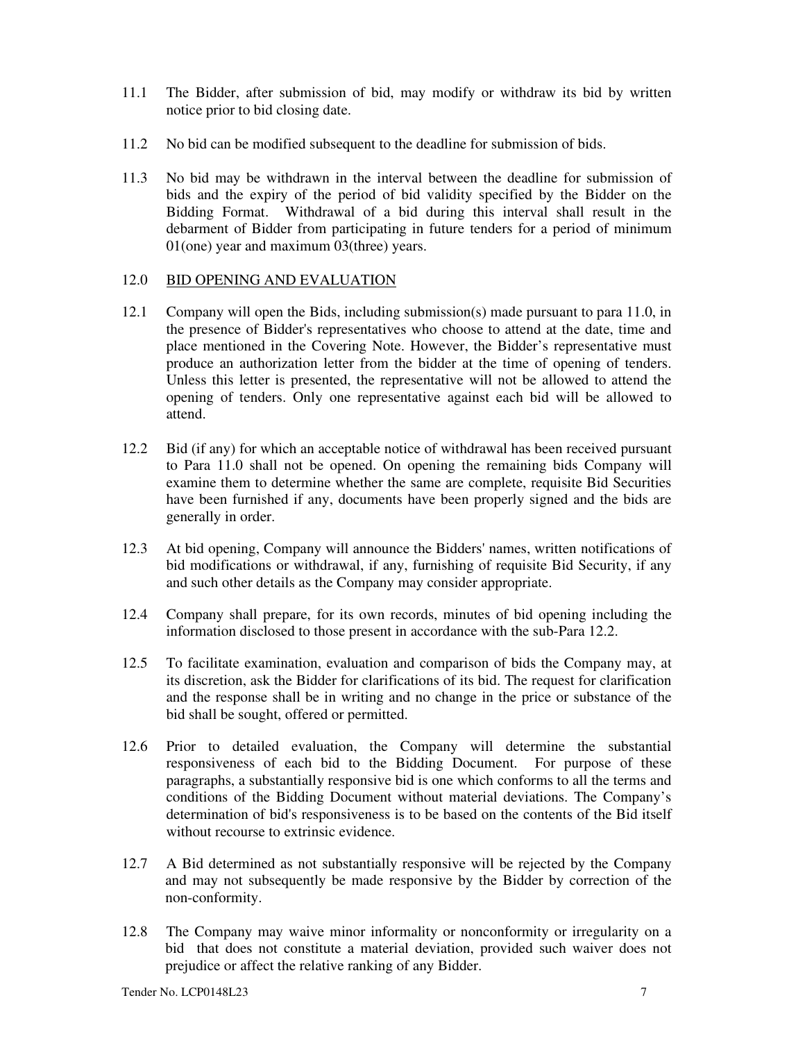11.1 The Bidder, after submission of bid, may modify or withdraw its bid by written notice prior to bid closing date.

11.2 No bid can be modified subsequent to the deadline for submission of bids.

11.3 No bid may be withdrawn in the interval between the deadline for submission of bids and the expiry of the period of bid validity specified by the Bidder on the Bidding Format. Withdrawal of a bid during this interval shall result in the debarment of Bidder from participating in future tenders for a period of minimum 01(one) year and maximum 03(three) years.

## 12.0 BID OPENING AND EVALUATION

12.1 Company will open the Bids, including submission(s) made pursuant to para 11.0, in the presence of Bidder's representatives who choose to attend at the date, time and place mentioned in the Covering Note. However, the Bidder's representative must produce an authorization letter from the bidder at the time of opening of tenders. Unless this letter is presented, the representative will not be allowed to attend the opening of tenders. Only one representative against each bid will be allowed to attend.

12.2 Bid (if any) for which an acceptable notice of withdrawal has been received pursuant to Para 11.0 shall not be opened. On opening the remaining bids Company will examine them to determine whether the same are complete, requisite Bid Securities have been furnished if any, documents have been properly signed and the bids are generally in order.

12.3 At bid opening, Company will announce the Bidders' names, written notifications of bid modifications or withdrawal, if any, furnishing of requisite Bid Security, if any and such other details as the Company may consider appropriate.

12.4 Company shall prepare, for its own records, minutes of bid opening including the information disclosed to those present in accordance with the sub-Para 12.2.

12.5 To facilitate examination, evaluation and comparison of bids the Company may, at its discretion, ask the Bidder for clarifications of its bid. The request for clarification and the response shall be in writing and no change in the price or substance of the bid shall be sought, offered or permitted.

12.6 Prior to detailed evaluation, the Company will determine the substantial responsiveness of each bid to the Bidding Document. For purpose of these paragraphs, a substantially responsive bid is one which conforms to all the terms and conditions of the Bidding Document without material deviations. The Company's determination of bid's responsiveness is to be based on the contents of the Bid itself without recourse to extrinsic evidence.

12.7 A Bid determined as not substantially responsive will be rejected by the Company and may not subsequently be made responsive by the Bidder by correction of the non-conformity.

12.8 The Company may waive minor informality or nonconformity or irregularity on a bid that does not constitute a material deviation, provided such waiver does not prejudice or affect the relative ranking of any Bidder.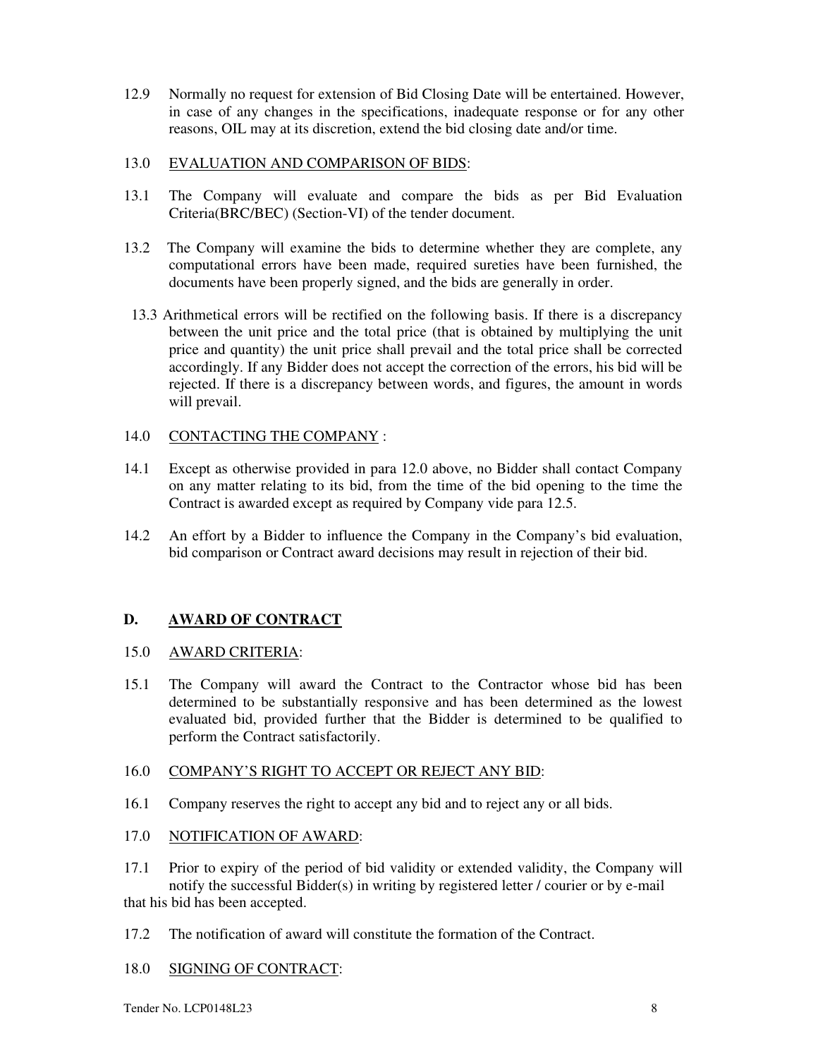12.9 Normally no request for extension of Bid Closing Date will be entertained. However, in case of any changes in the specifications, inadequate response or for any other reasons, OIL may at its discretion, extend the bid closing date and/or time.

13.0 <u>EVALUATION AND COMPARISON OF BIDS</u>:

13.1 The Company will evaluate and compare the bids as per Bid Evaluation Criteria(BRC/BEC) (Section-VI) of the tender document.

13.2 The Company will examine the bids to determine whether they are complete, any computational errors have been made, required sureties have been furnished, the documents have been properly signed, and the bids are generally in order.

13.3 Arithmetical errors will be rectified on the following basis. If there is a discrepancy between the unit price and the total price (that is obtained by multiplying the unit price and quantity) the unit price shall prevail and the total price shall be corrected accordingly. If any Bidder does not accept the correction of the errors, his bid will be rejected. If there is a discrepancy between words, and figures, the amount in words will prevail.

14.0 <u>CONTACTING THE COMPANY</u> :

14.1 Except as otherwise provided in para 12.0 above, no Bidder shall contact Company on any matter relating to its bid, from the time of the bid opening to the time the Contract is awarded except as required by Company vide para 12.5.

14.2 An effort by a Bidder to influence the Company in the Company's bid evaluation, bid comparison or Contract award decisions may result in rejection of their bid.

## D. AWARD OF CONTRACT

15.0 <u>AWARD CRITERIA</u>:

15.1 The Company will award the Contract to the Contractor whose bid has been determined to be substantially responsive and has been determined as the lowest evaluated bid, provided further that the Bidder is determined to be qualified to perform the Contract satisfactorily.

16.0 <u>COMPANY'S RIGHT TO ACCEPT OR REJECT ANY BID</u>:

16.1 Company reserves the right to accept any bid and to reject any or all bids.

17.0 <u>NOTIFICATION OF AWARD</u>:

17.1 Prior to expiry of the period of bid validity or extended validity, the Company will notify the successful Bidder(s) in writing by registered letter / courier or by e-mail that his bid has been accepted.

17.2 The notification of award will constitute the formation of the Contract.

18.0 <u>SIGNING OF CONTRACT</u>: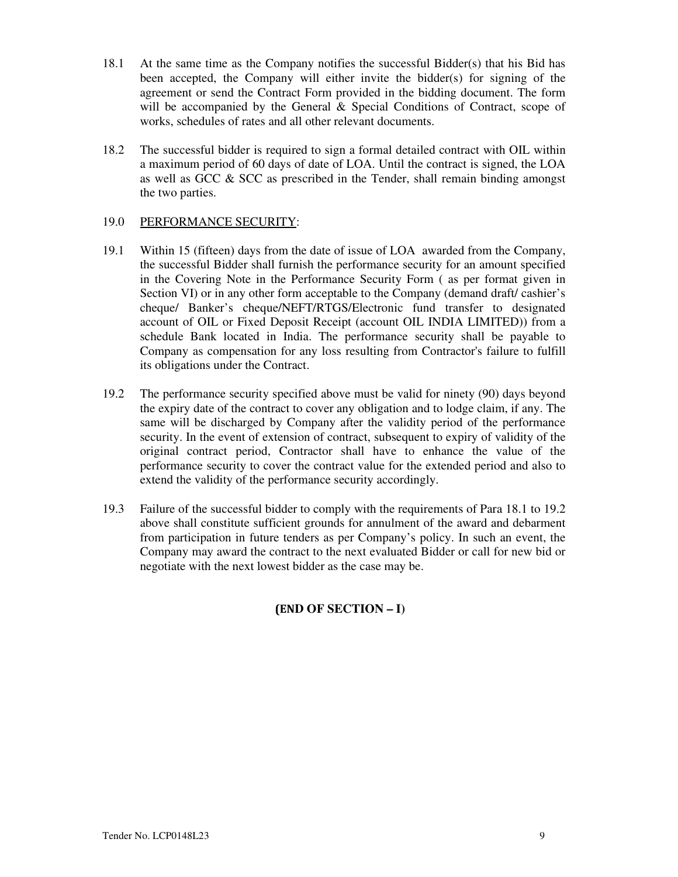18.1 At the same time as the Company notifies the successful Bidder(s) that his Bid has been accepted, the Company will either invite the bidder(s) for signing of the agreement or send the Contract Form provided in the bidding document. The form will be accompanied by the General & Special Conditions of Contract, scope of works, schedules of rates and all other relevant documents.

18.2 The successful bidder is required to sign a formal detailed contract with OIL within a maximum period of 60 days of date of LOA. Until the contract is signed, the LOA as well as GCC & SCC as prescribed in the Tender, shall remain binding amongst the two parties.

19.0 <u>PERFORMANCE SECURITY</u>:

19.1 Within 15 (fifteen) days from the date of issue of LOA awarded from the Company, the successful Bidder shall furnish the performance security for an amount specified in the Covering Note in the Performance Security Form ( as per format given in Section VI) or in any other form acceptable to the Company (demand draft/ cashier's cheque/ Banker's cheque/NEFT/RTGS/Electronic fund transfer to designated account of OIL or Fixed Deposit Receipt (account OIL INDIA LIMITED)) from a schedule Bank located in India. The performance security shall be payable to Company as compensation for any loss resulting from Contractor's failure to fulfill its obligations under the Contract.

19.2 The performance security specified above must be valid for ninety (90) days beyond the expiry date of the contract to cover any obligation and to lodge claim, if any. The same will be discharged by Company after the validity period of the performance security. In the event of extension of contract, subsequent to expiry of validity of the original contract period, Contractor shall have to enhance the value of the performance security to cover the contract value for the extended period and also to extend the validity of the performance security accordingly.

19.3 Failure of the successful bidder to comply with the requirements of Para 18.1 to 19.2 above shall constitute sufficient grounds for annulment of the award and debarment from participation in future tenders as per Company's policy. In such an event, the Company may award the contract to the next evaluated Bidder or call for new bid or negotiate with the next lowest bidder as the case may be.

**(END OF SECTION – I)**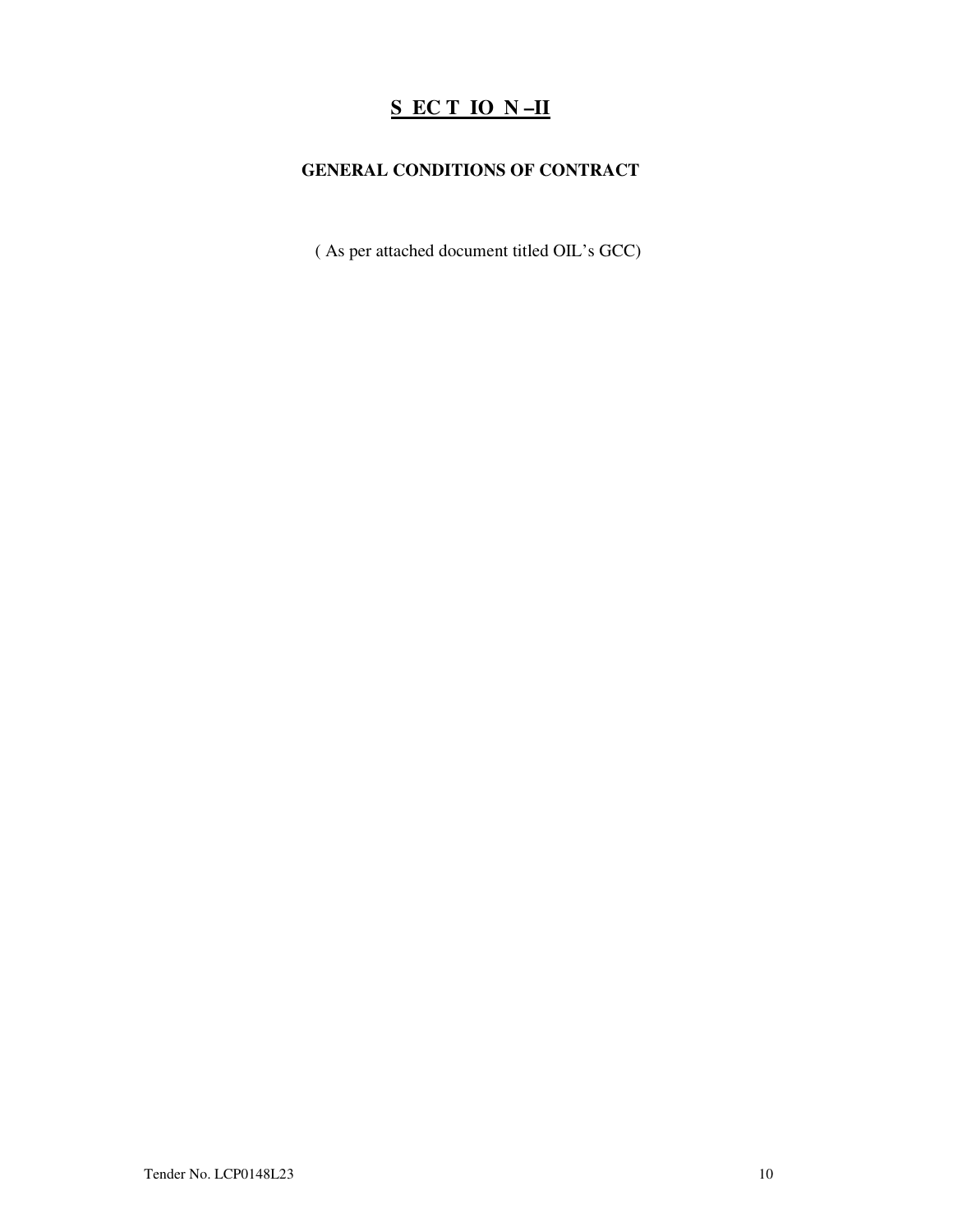# SECTION –II

## GENERAL CONDITIONS OF CONTRACT

( As per attached document titled OIL's GCC)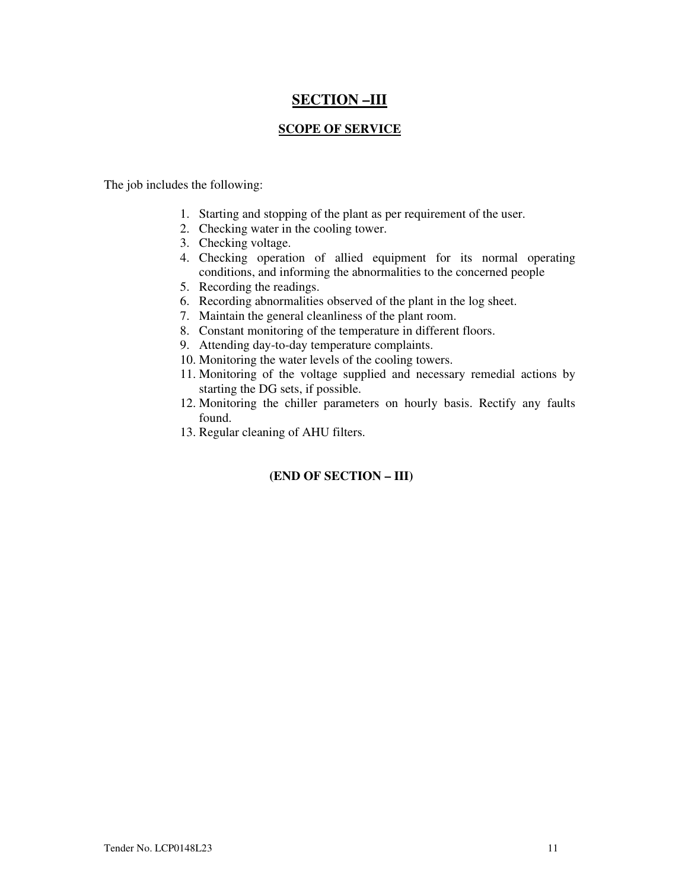# SECTION –III

## SCOPE OF SERVICE

The job includes the following:

1. Starting and stopping of the plant as per requirement of the user.
2. Checking water in the cooling tower.
3. Checking voltage.
4. Checking operation of allied equipment for its normal operating conditions, and informing the abnormalities to the concerned people
5. Recording the readings.
6. Recording abnormalities observed of the plant in the log sheet.
7. Maintain the general cleanliness of the plant room.
8. Constant monitoring of the temperature in different floors.
9. Attending day-to-day temperature complaints.
10. Monitoring the water levels of the cooling towers.
11. Monitoring of the voltage supplied and necessary remedial actions by starting the DG sets, if possible.
12. Monitoring the chiller parameters on hourly basis. Rectify any faults found.
13. Regular cleaning of AHU filters.

**(END OF SECTION – III)**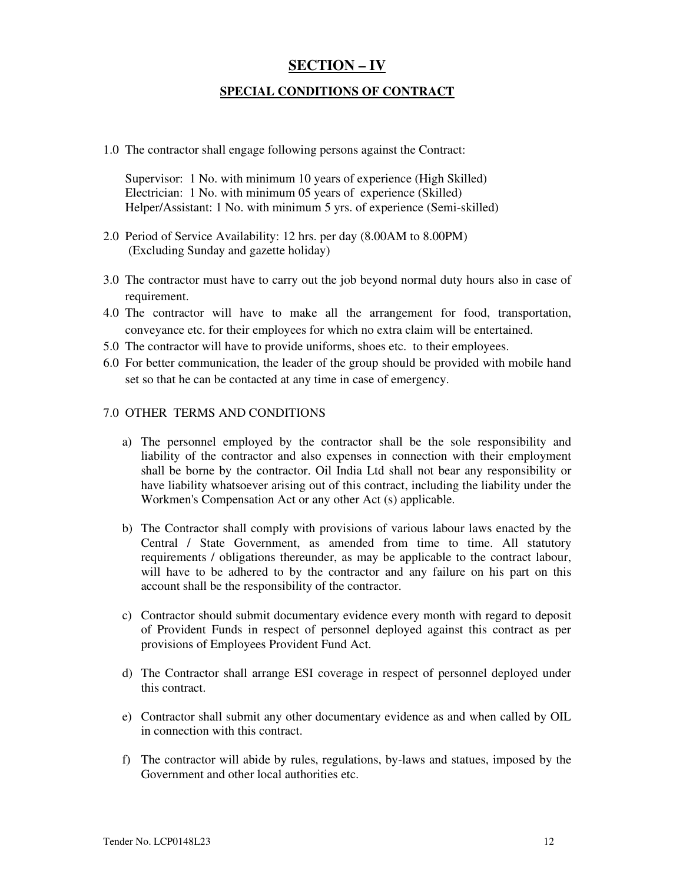# SECTION – IV

## SPECIAL CONDITIONS OF CONTRACT

1.0 The contractor shall engage following persons against the Contract:

Supervisor: 1 No. with minimum 10 years of experience (High Skilled)
Electrician: 1 No. with minimum 05 years of experience (Skilled)
Helper/Assistant: 1 No. with minimum 5 yrs. of experience (Semi-skilled)

2.0 Period of Service Availability: 12 hrs. per day (8.00AM to 8.00PM) (Excluding Sunday and gazette holiday)

3.0 The contractor must have to carry out the job beyond normal duty hours also in case of requirement.

4.0 The contractor will have to make all the arrangement for food, transportation, conveyance etc. for their employees for which no extra claim will be entertained.

5.0 The contractor will have to provide uniforms, shoes etc. to their employees.

6.0 For better communication, the leader of the group should be provided with mobile hand set so that he can be contacted at any time in case of emergency.

7.0 OTHER TERMS AND CONDITIONS

a) The personnel employed by the contractor shall be the sole responsibility and liability of the contractor and also expenses in connection with their employment shall be borne by the contractor. Oil India Ltd shall not bear any responsibility or have liability whatsoever arising out of this contract, including the liability under the Workmen's Compensation Act or any other Act (s) applicable.

b) The Contractor shall comply with provisions of various labour laws enacted by the Central / State Government, as amended from time to time. All statutory requirements / obligations thereunder, as may be applicable to the contract labour, will have to be adhered to by the contractor and any failure on his part on this account shall be the responsibility of the contractor.

c) Contractor should submit documentary evidence every month with regard to deposit of Provident Funds in respect of personnel deployed against this contract as per provisions of Employees Provident Fund Act.

d) The Contractor shall arrange ESI coverage in respect of personnel deployed under this contract.

e) Contractor shall submit any other documentary evidence as and when called by OIL in connection with this contract.

f) The contractor will abide by rules, regulations, by-laws and statues, imposed by the Government and other local authorities etc.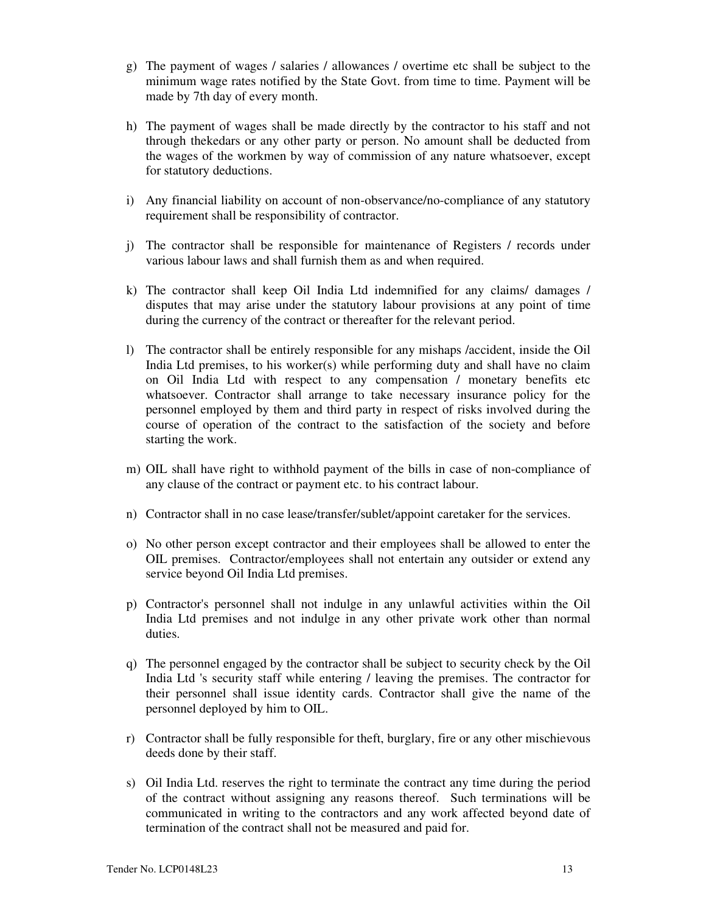g) The payment of wages / salaries / allowances / overtime etc shall be subject to the minimum wage rates notified by the State Govt. from time to time. Payment will be made by 7th day of every month.

h) The payment of wages shall be made directly by the contractor to his staff and not through thekedars or any other party or person. No amount shall be deducted from the wages of the workmen by way of commission of any nature whatsoever, except for statutory deductions.

i) Any financial liability on account of non-observance/no-compliance of any statutory requirement shall be responsibility of contractor.

j) The contractor shall be responsible for maintenance of Registers / records under various labour laws and shall furnish them as and when required.

k) The contractor shall keep Oil India Ltd indemnified for any claims/ damages / disputes that may arise under the statutory labour provisions at any point of time during the currency of the contract or thereafter for the relevant period.

l) The contractor shall be entirely responsible for any mishaps /accident, inside the Oil India Ltd premises, to his worker(s) while performing duty and shall have no claim on Oil India Ltd with respect to any compensation / monetary benefits etc whatsoever. Contractor shall arrange to take necessary insurance policy for the personnel employed by them and third party in respect of risks involved during the course of operation of the contract to the satisfaction of the society and before starting the work.

m) OIL shall have right to withhold payment of the bills in case of non-compliance of any clause of the contract or payment etc. to his contract labour.

n) Contractor shall in no case lease/transfer/sublet/appoint caretaker for the services.

o) No other person except contractor and their employees shall be allowed to enter the OIL premises. Contractor/employees shall not entertain any outsider or extend any service beyond Oil India Ltd premises.

p) Contractor's personnel shall not indulge in any unlawful activities within the Oil India Ltd premises and not indulge in any other private work other than normal duties.

q) The personnel engaged by the contractor shall be subject to security check by the Oil India Ltd 's security staff while entering / leaving the premises. The contractor for their personnel shall issue identity cards. Contractor shall give the name of the personnel deployed by him to OIL.

r) Contractor shall be fully responsible for theft, burglary, fire or any other mischievous deeds done by their staff.

s) Oil India Ltd. reserves the right to terminate the contract any time during the period of the contract without assigning any reasons thereof. Such terminations will be communicated in writing to the contractors and any work affected beyond date of termination of the contract shall not be measured and paid for.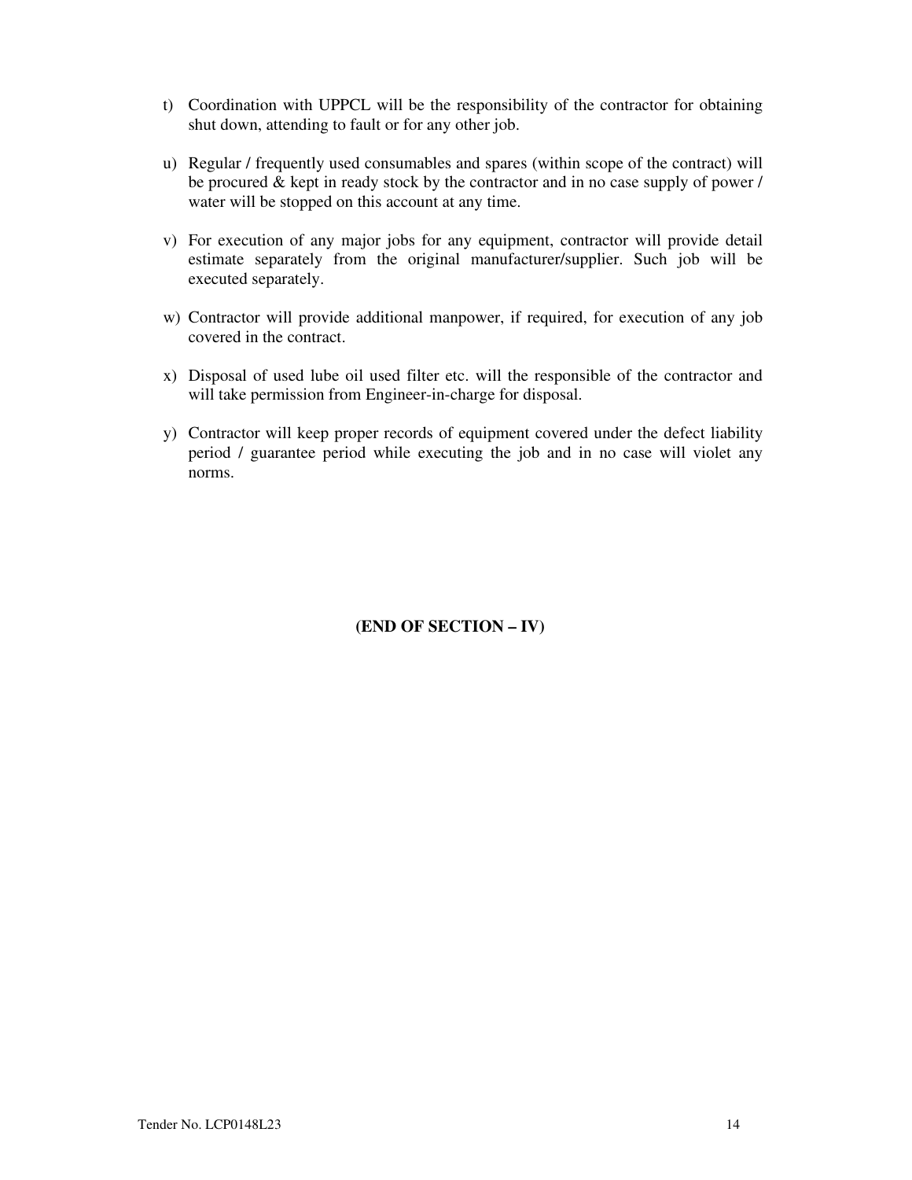t) Coordination with UPPCL will be the responsibility of the contractor for obtaining shut down, attending to fault or for any other job.

u) Regular / frequently used consumables and spares (within scope of the contract) will be procured & kept in ready stock by the contractor and in no case supply of power / water will be stopped on this account at any time.

v) For execution of any major jobs for any equipment, contractor will provide detail estimate separately from the original manufacturer/supplier. Such job will be executed separately.

w) Contractor will provide additional manpower, if required, for execution of any job covered in the contract.

x) Disposal of used lube oil used filter etc. will the responsible of the contractor and will take permission from Engineer-in-charge for disposal.

y) Contractor will keep proper records of equipment covered under the defect liability period / guarantee period while executing the job and in no case will violet any norms.

**(END OF SECTION – IV)**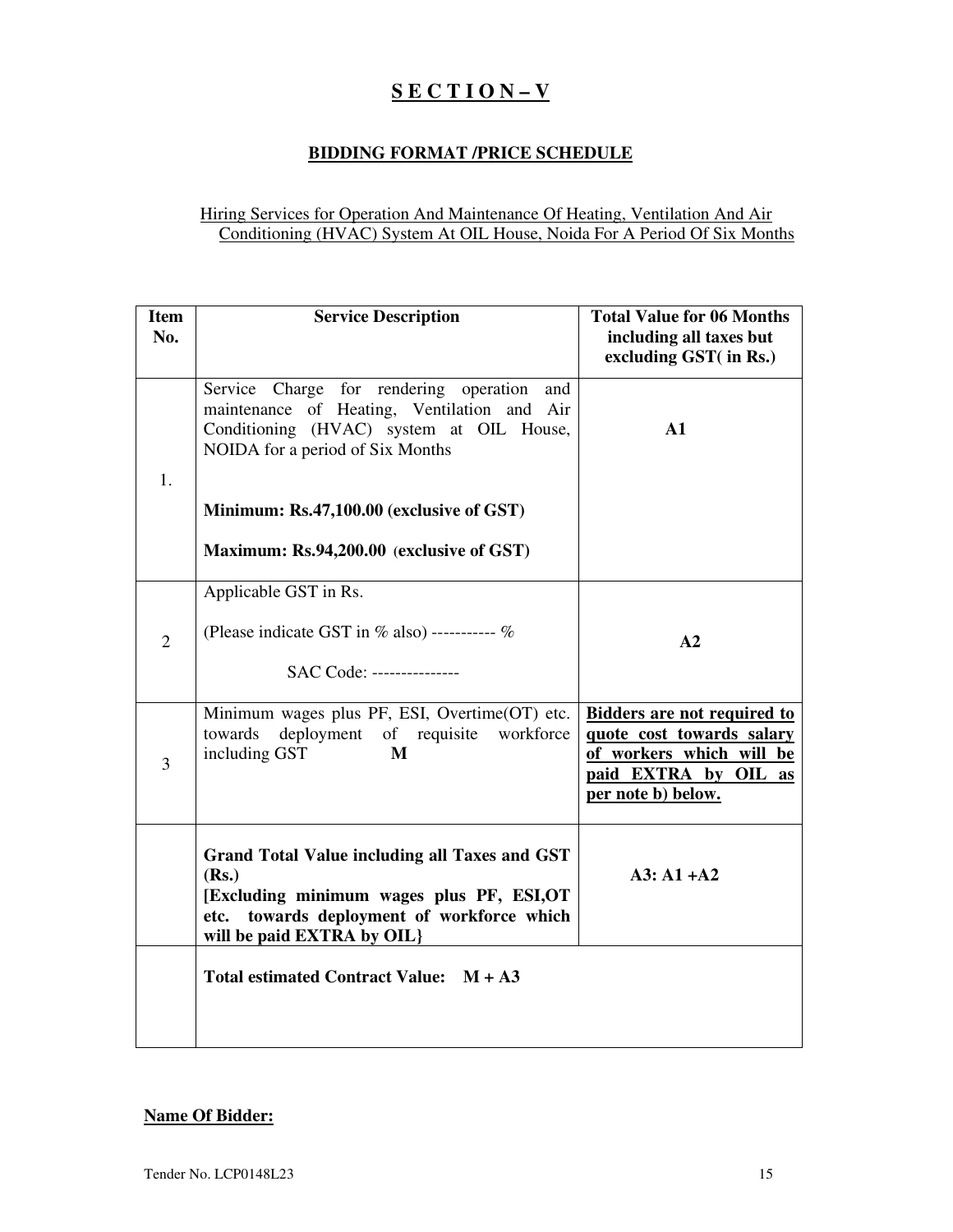# S E C T I O N – V

## BIDDING FORMAT /PRICE SCHEDULE

Hiring Services for Operation And Maintenance Of Heating, Ventilation And Air Conditioning (HVAC) System At OIL House, Noida For A Period Of Six Months

| Item No. | Service Description | Total Value for 06 Months including all taxes but excluding GST( in Rs.) |
|---|---|---|
| 1. | Service Charge for rendering operation and maintenance of Heating, Ventilation and Air Conditioning (HVAC) system at OIL House, NOIDA for a period of Six Months<br><br>**Minimum: Rs.47,100.00 (exclusive of GST)**<br><br>**Maximum: Rs.94,200.00 (exclusive of GST)** | **A1** |
| 2 | Applicable GST in Rs.<br><br>(Please indicate GST in % also) ----------- %<br><br>SAC Code: --------------- | **A2** |
| 3 | Minimum wages plus PF, ESI, Overtime(OT) etc. towards deployment of requisite workforce including GST **M** | **Bidders are not required to quote cost towards salary of workers which will be paid EXTRA by OIL as per note b) below.** |
| | **Grand Total Value including all Taxes and GST (Rs.)**<br>**[Excluding minimum wages plus PF, ESI,OT etc. towards deployment of workforce which will be paid EXTRA by OIL}** | **A3: A1 +A2** |
| | **Total estimated Contract Value: M + A3** | |

**Name Of Bidder:**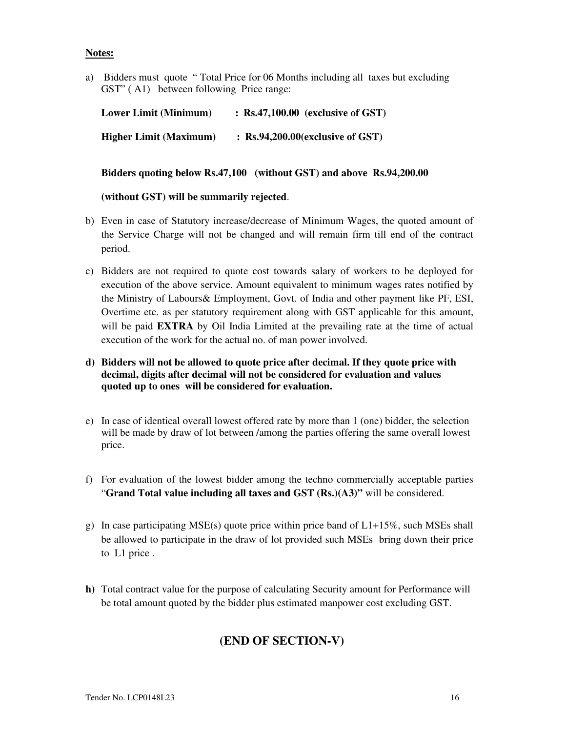**Notes:**

a) Bidders must quote " Total Price for 06 Months including all taxes but excluding GST" ( A1) between following Price range:

**Lower Limit (Minimum) : Rs.47,100.00 (exclusive of GST)**

**Higher Limit (Maximum) : Rs.94,200.00(exclusive of GST)**

**Bidders quoting below Rs.47,100 (without GST) and above Rs.94,200.00 (without GST) will be summarily rejected**.

b) Even in case of Statutory increase/decrease of Minimum Wages, the quoted amount of the Service Charge will not be changed and will remain firm till end of the contract period.

c) Bidders are not required to quote cost towards salary of workers to be deployed for execution of the above service. Amount equivalent to minimum wages rates notified by the Ministry of Labours& Employment, Govt. of India and other payment like PF, ESI, Overtime etc. as per statutory requirement along with GST applicable for this amount, will be paid **EXTRA** by Oil India Limited at the prevailing rate at the time of actual execution of the work for the actual no. of man power involved.

**d) Bidders will not be allowed to quote price after decimal. If they quote price with decimal, digits after decimal will not be considered for evaluation and values quoted up to ones will be considered for evaluation.**

e) In case of identical overall lowest offered rate by more than 1 (one) bidder, the selection will be made by draw of lot between /among the parties offering the same overall lowest price.

f) For evaluation of the lowest bidder among the techno commercially acceptable parties "**Grand Total value including all taxes and GST (Rs.)(A3)"** will be considered.

g) In case participating MSE(s) quote price within price band of L1+15%, such MSEs shall be allowed to participate in the draw of lot provided such MSEs bring down their price to L1 price .

**h)** Total contract value for the purpose of calculating Security amount for Performance will be total amount quoted by the bidder plus estimated manpower cost excluding GST.

## (END OF SECTION-V)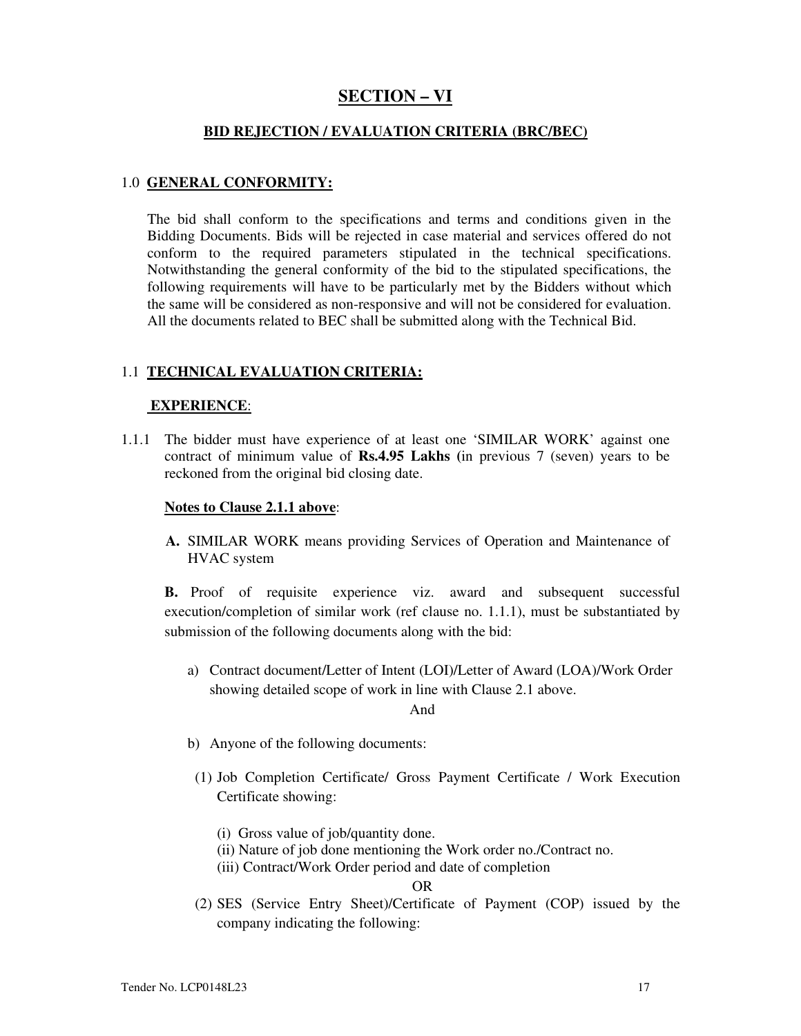# SECTION – VI

## BID REJECTION / EVALUATION CRITERIA (BRC/BEC)

1.0 **GENERAL CONFORMITY:**

The bid shall conform to the specifications and terms and conditions given in the Bidding Documents. Bids will be rejected in case material and services offered do not conform to the required parameters stipulated in the technical specifications. Notwithstanding the general conformity of the bid to the stipulated specifications, the following requirements will have to be particularly met by the Bidders without which the same will be considered as non-responsive and will not be considered for evaluation. All the documents related to BEC shall be submitted along with the Technical Bid.

1.1 **TECHNICAL EVALUATION CRITERIA:**

**EXPERIENCE**:

1.1.1 The bidder must have experience of at least one 'SIMILAR WORK' against one contract of minimum value of **Rs.4.95 Lakhs (**in previous 7 (seven) years to be reckoned from the original bid closing date.

**Notes to Clause 2.1.1 above**:

**A.** SIMILAR WORK means providing Services of Operation and Maintenance of HVAC system

**B.** Proof of requisite experience viz. award and subsequent successful execution/completion of similar work (ref clause no. 1.1.1), must be substantiated by submission of the following documents along with the bid:

a) Contract document/Letter of Intent (LOI)/Letter of Award (LOA)/Work Order showing detailed scope of work in line with Clause 2.1 above.

And

b) Anyone of the following documents:

(1) Job Completion Certificate/ Gross Payment Certificate / Work Execution Certificate showing:

(i) Gross value of job/quantity done.
(ii) Nature of job done mentioning the Work order no./Contract no.
(iii) Contract/Work Order period and date of completion

OR

(2) SES (Service Entry Sheet)/Certificate of Payment (COP) issued by the company indicating the following: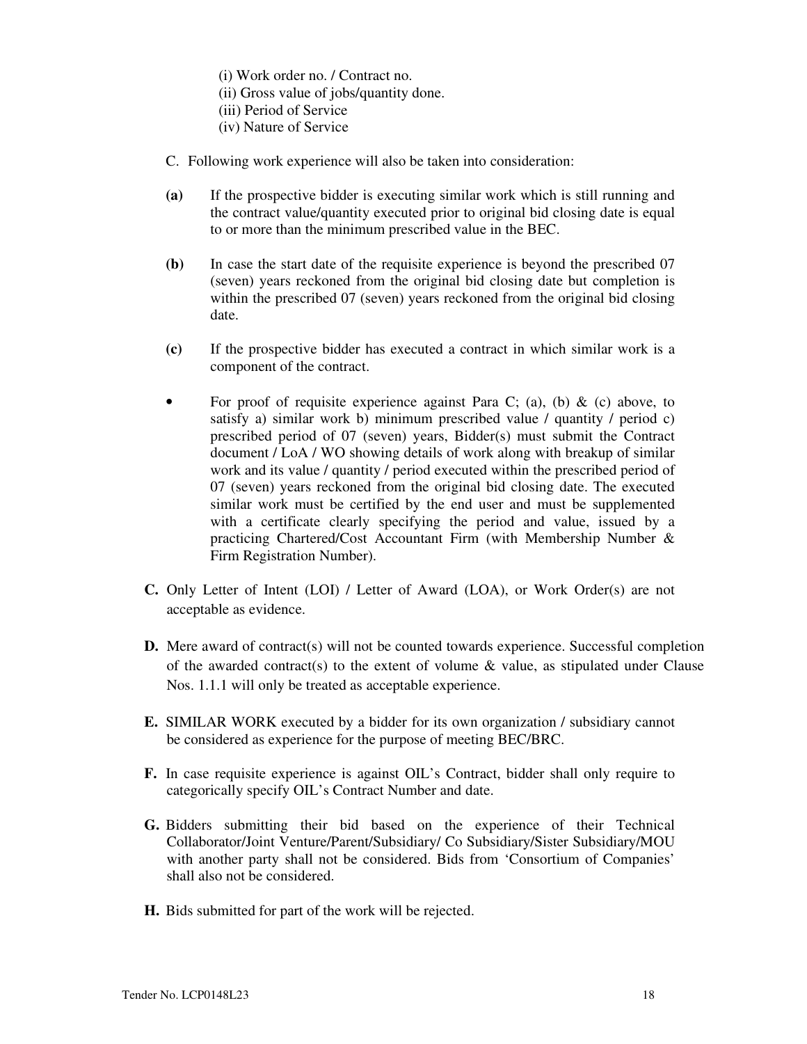(i) Work order no. / Contract no.  
(ii) Gross value of jobs/quantity done.  
(iii) Period of Service  
(iv) Nature of Service

C. Following work experience will also be taken into consideration:

**(a)** If the prospective bidder is executing similar work which is still running and the contract value/quantity executed prior to original bid closing date is equal to or more than the minimum prescribed value in the BEC.

**(b)** In case the start date of the requisite experience is beyond the prescribed 07 (seven) years reckoned from the original bid closing date but completion is within the prescribed 07 (seven) years reckoned from the original bid closing date.

**(c)** If the prospective bidder has executed a contract in which similar work is a component of the contract.

- For proof of requisite experience against Para C; (a), (b) & (c) above, to satisfy a) similar work b) minimum prescribed value / quantity / period c) prescribed period of 07 (seven) years, Bidder(s) must submit the Contract document / LoA / WO showing details of work along with breakup of similar work and its value / quantity / period executed within the prescribed period of 07 (seven) years reckoned from the original bid closing date. The executed similar work must be certified by the end user and must be supplemented with a certificate clearly specifying the period and value, issued by a practicing Chartered/Cost Accountant Firm (with Membership Number & Firm Registration Number).

**C.** Only Letter of Intent (LOI) / Letter of Award (LOA), or Work Order(s) are not acceptable as evidence.

**D.** Mere award of contract(s) will not be counted towards experience. Successful completion of the awarded contract(s) to the extent of volume & value, as stipulated under Clause Nos. 1.1.1 will only be treated as acceptable experience.

**E.** SIMILAR WORK executed by a bidder for its own organization / subsidiary cannot be considered as experience for the purpose of meeting BEC/BRC.

**F.** In case requisite experience is against OIL's Contract, bidder shall only require to categorically specify OIL's Contract Number and date.

**G.** Bidders submitting their bid based on the experience of their Technical Collaborator/Joint Venture/Parent/Subsidiary/ Co Subsidiary/Sister Subsidiary/MOU with another party shall not be considered. Bids from 'Consortium of Companies' shall also not be considered.

**H.** Bids submitted for part of the work will be rejected.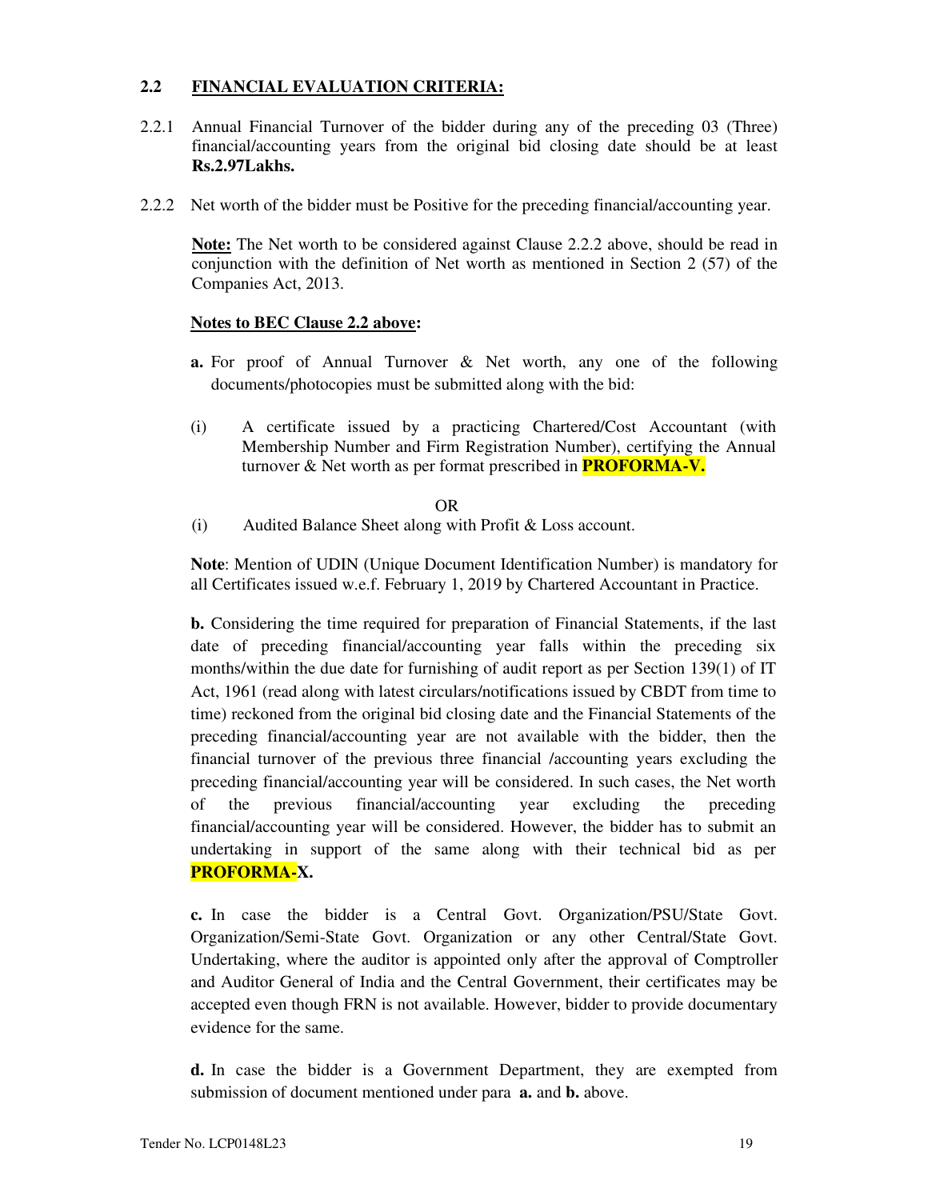## 2.2 FINANCIAL EVALUATION CRITERIA:

2.2.1 Annual Financial Turnover of the bidder during any of the preceding 03 (Three) financial/accounting years from the original bid closing date should be at least **Rs.2.97Lakhs.**

2.2.2 Net worth of the bidder must be Positive for the preceding financial/accounting year.

**Note:** The Net worth to be considered against Clause 2.2.2 above, should be read in conjunction with the definition of Net worth as mentioned in Section 2 (57) of the Companies Act, 2013.

**Notes to BEC Clause 2.2 above:**

**a.** For proof of Annual Turnover & Net worth, any one of the following documents/photocopies must be submitted along with the bid:

(i) A certificate issued by a practicing Chartered/Cost Accountant (with Membership Number and Firm Registration Number), certifying the Annual turnover & Net worth as per format prescribed in **PROFORMA-V.**

OR

(i) Audited Balance Sheet along with Profit & Loss account.

**Note**: Mention of UDIN (Unique Document Identification Number) is mandatory for all Certificates issued w.e.f. February 1, 2019 by Chartered Accountant in Practice.

**b.** Considering the time required for preparation of Financial Statements, if the last date of preceding financial/accounting year falls within the preceding six months/within the due date for furnishing of audit report as per Section 139(1) of IT Act, 1961 (read along with latest circulars/notifications issued by CBDT from time to time) reckoned from the original bid closing date and the Financial Statements of the preceding financial/accounting year are not available with the bidder, then the financial turnover of the previous three financial /accounting years excluding the preceding financial/accounting year will be considered. In such cases, the Net worth of the previous financial/accounting year excluding the preceding financial/accounting year will be considered. However, the bidder has to submit an undertaking in support of the same along with their technical bid as per **PROFORMA-X.**

**c.** In case the bidder is a Central Govt. Organization/PSU/State Govt. Organization/Semi-State Govt. Organization or any other Central/State Govt. Undertaking, where the auditor is appointed only after the approval of Comptroller and Auditor General of India and the Central Government, their certificates may be accepted even though FRN is not available. However, bidder to provide documentary evidence for the same.

**d.** In case the bidder is a Government Department, they are exempted from submission of document mentioned under para **a.** and **b.** above.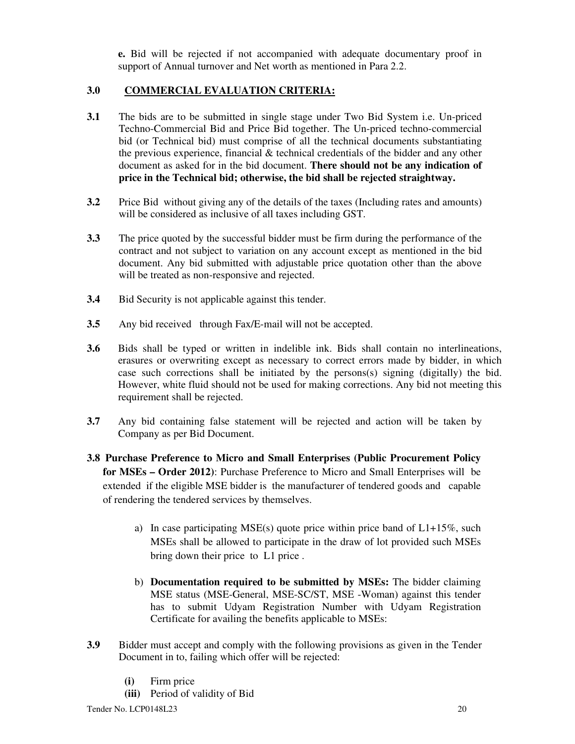**e.** Bid will be rejected if not accompanied with adequate documentary proof in support of Annual turnover and Net worth as mentioned in Para 2.2.

## 3.0 COMMERCIAL EVALUATION CRITERIA:

**3.1** The bids are to be submitted in single stage under Two Bid System i.e. Un-priced Techno-Commercial Bid and Price Bid together. The Un-priced techno-commercial bid (or Technical bid) must comprise of all the technical documents substantiating the previous experience, financial & technical credentials of the bidder and any other document as asked for in the bid document. **There should not be any indication of price in the Technical bid; otherwise, the bid shall be rejected straightway.**

**3.2** Price Bid without giving any of the details of the taxes (Including rates and amounts) will be considered as inclusive of all taxes including GST.

**3.3** The price quoted by the successful bidder must be firm during the performance of the contract and not subject to variation on any account except as mentioned in the bid document. Any bid submitted with adjustable price quotation other than the above will be treated as non-responsive and rejected.

**3.4** Bid Security is not applicable against this tender.

**3.5** Any bid received through Fax/E-mail will not be accepted.

**3.6** Bids shall be typed or written in indelible ink. Bids shall contain no interlineations, erasures or overwriting except as necessary to correct errors made by bidder, in which case such corrections shall be initiated by the persons(s) signing (digitally) the bid. However, white fluid should not be used for making corrections. Any bid not meeting this requirement shall be rejected.

**3.7** Any bid containing false statement will be rejected and action will be taken by Company as per Bid Document.

**3.8 Purchase Preference to Micro and Small Enterprises (Public Procurement Policy for MSEs – Order 2012)**: Purchase Preference to Micro and Small Enterprises will be extended if the eligible MSE bidder is the manufacturer of tendered goods and capable of rendering the tendered services by themselves.

a) In case participating MSE(s) quote price within price band of L1+15%, such MSEs shall be allowed to participate in the draw of lot provided such MSEs bring down their price to L1 price .

b) **Documentation required to be submitted by MSEs:** The bidder claiming MSE status (MSE-General, MSE-SC/ST, MSE -Woman) against this tender has to submit Udyam Registration Number with Udyam Registration Certificate for availing the benefits applicable to MSEs:

**3.9** Bidder must accept and comply with the following provisions as given in the Tender Document in to, failing which offer will be rejected:

**(i)** Firm price
**(iii)** Period of validity of Bid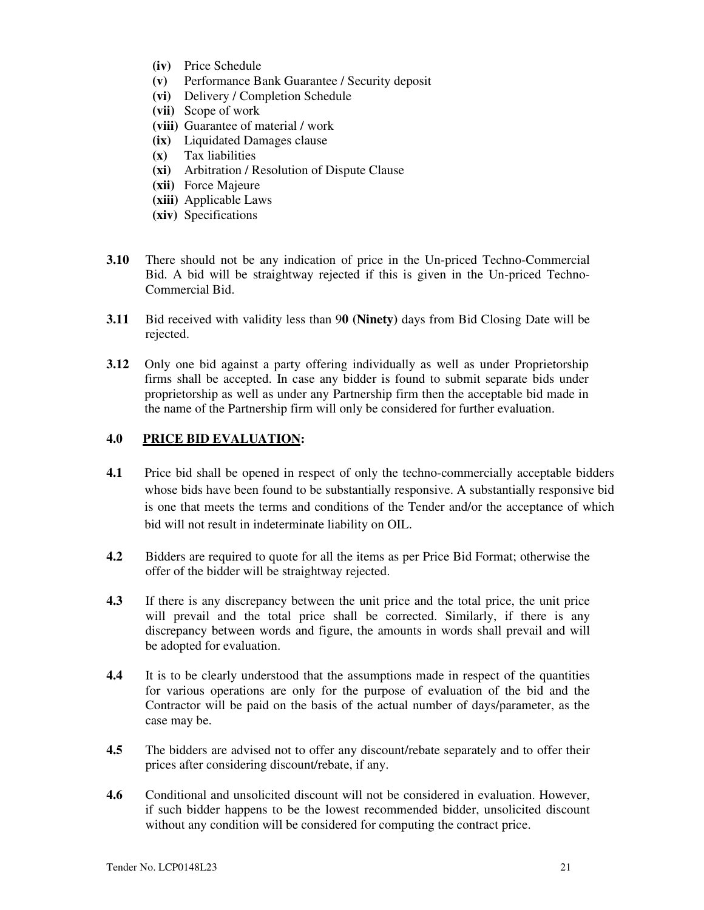**(iv)** Price Schedule
**(v)** Performance Bank Guarantee / Security deposit
**(vi)** Delivery / Completion Schedule
**(vii)** Scope of work
**(viii)** Guarantee of material / work
**(ix)** Liquidated Damages clause
**(x)** Tax liabilities
**(xi)** Arbitration / Resolution of Dispute Clause
**(xii)** Force Majeure
**(xiii)** Applicable Laws
**(xiv)** Specifications

**3.10** There should not be any indication of price in the Un-priced Techno-Commercial Bid. A bid will be straightway rejected if this is given in the Un-priced Techno-Commercial Bid.

**3.11** Bid received with validity less than 9**0 (Ninety)** days from Bid Closing Date will be rejected.

**3.12** Only one bid against a party offering individually as well as under Proprietorship firms shall be accepted. In case any bidder is found to submit separate bids under proprietorship as well as under any Partnership firm then the acceptable bid made in the name of the Partnership firm will only be considered for further evaluation.

## 4.0 PRICE BID EVALUATION:

**4.1** Price bid shall be opened in respect of only the techno-commercially acceptable bidders whose bids have been found to be substantially responsive. A substantially responsive bid is one that meets the terms and conditions of the Tender and/or the acceptance of which bid will not result in indeterminate liability on OIL.

**4.2** Bidders are required to quote for all the items as per Price Bid Format; otherwise the offer of the bidder will be straightway rejected.

**4.3** If there is any discrepancy between the unit price and the total price, the unit price will prevail and the total price shall be corrected. Similarly, if there is any discrepancy between words and figure, the amounts in words shall prevail and will be adopted for evaluation.

**4.4** It is to be clearly understood that the assumptions made in respect of the quantities for various operations are only for the purpose of evaluation of the bid and the Contractor will be paid on the basis of the actual number of days/parameter, as the case may be.

**4.5** The bidders are advised not to offer any discount/rebate separately and to offer their prices after considering discount/rebate, if any.

**4.6** Conditional and unsolicited discount will not be considered in evaluation. However, if such bidder happens to be the lowest recommended bidder, unsolicited discount without any condition will be considered for computing the contract price.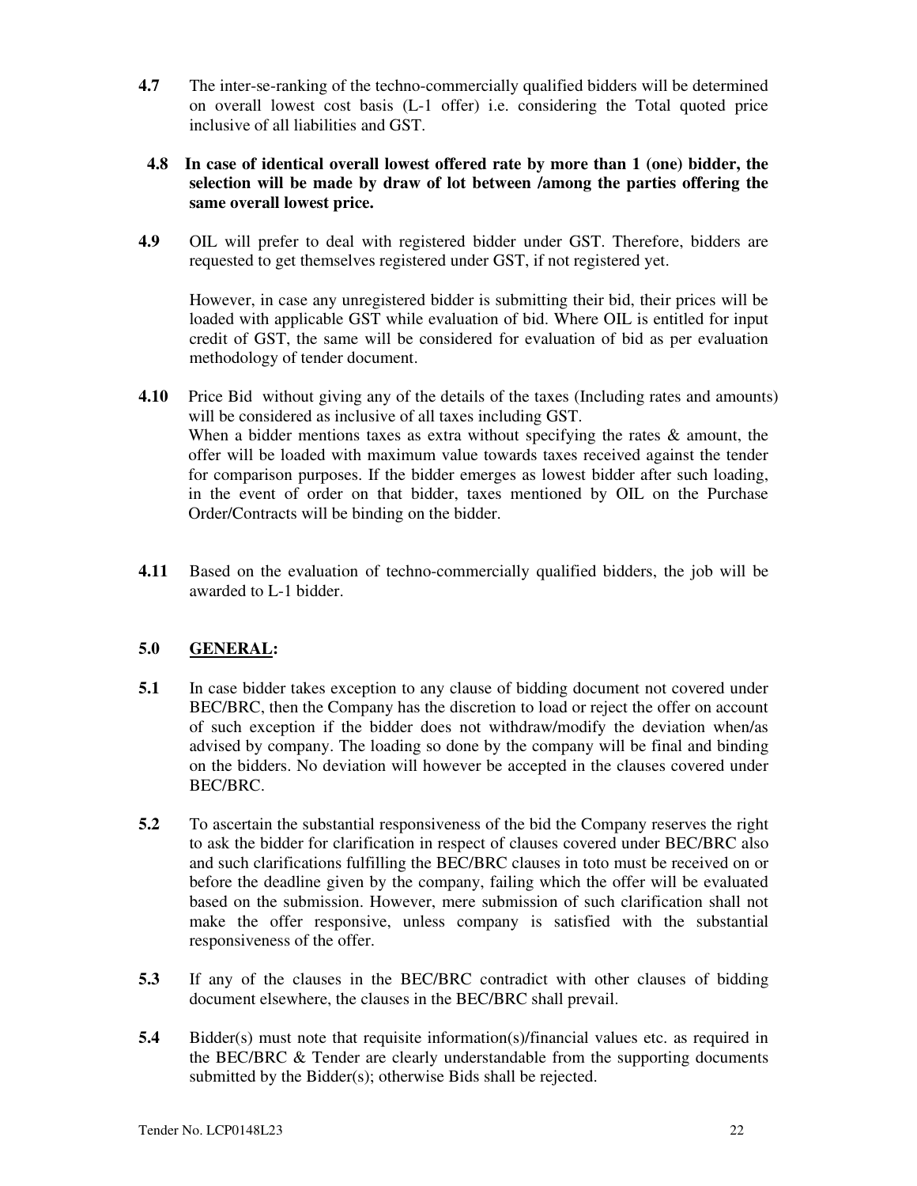**4.7** The inter-se-ranking of the techno-commercially qualified bidders will be determined on overall lowest cost basis (L-1 offer) i.e. considering the Total quoted price inclusive of all liabilities and GST.

**4.8 In case of identical overall lowest offered rate by more than 1 (one) bidder, the selection will be made by draw of lot between /among the parties offering the same overall lowest price.**

**4.9** OIL will prefer to deal with registered bidder under GST. Therefore, bidders are requested to get themselves registered under GST, if not registered yet.

However, in case any unregistered bidder is submitting their bid, their prices will be loaded with applicable GST while evaluation of bid. Where OIL is entitled for input credit of GST, the same will be considered for evaluation of bid as per evaluation methodology of tender document.

**4.10** Price Bid without giving any of the details of the taxes (Including rates and amounts) will be considered as inclusive of all taxes including GST.
When a bidder mentions taxes as extra without specifying the rates & amount, the offer will be loaded with maximum value towards taxes received against the tender for comparison purposes. If the bidder emerges as lowest bidder after such loading, in the event of order on that bidder, taxes mentioned by OIL on the Purchase Order/Contracts will be binding on the bidder.

**4.11** Based on the evaluation of techno-commercially qualified bidders, the job will be awarded to L-1 bidder.

## 5.0 GENERAL:

**5.1** In case bidder takes exception to any clause of bidding document not covered under BEC/BRC, then the Company has the discretion to load or reject the offer on account of such exception if the bidder does not withdraw/modify the deviation when/as advised by company. The loading so done by the company will be final and binding on the bidders. No deviation will however be accepted in the clauses covered under BEC/BRC.

**5.2** To ascertain the substantial responsiveness of the bid the Company reserves the right to ask the bidder for clarification in respect of clauses covered under BEC/BRC also and such clarifications fulfilling the BEC/BRC clauses in toto must be received on or before the deadline given by the company, failing which the offer will be evaluated based on the submission. However, mere submission of such clarification shall not make the offer responsive, unless company is satisfied with the substantial responsiveness of the offer.

**5.3** If any of the clauses in the BEC/BRC contradict with other clauses of bidding document elsewhere, the clauses in the BEC/BRC shall prevail.

**5.4** Bidder(s) must note that requisite information(s)/financial values etc. as required in the BEC/BRC & Tender are clearly understandable from the supporting documents submitted by the Bidder(s); otherwise Bids shall be rejected.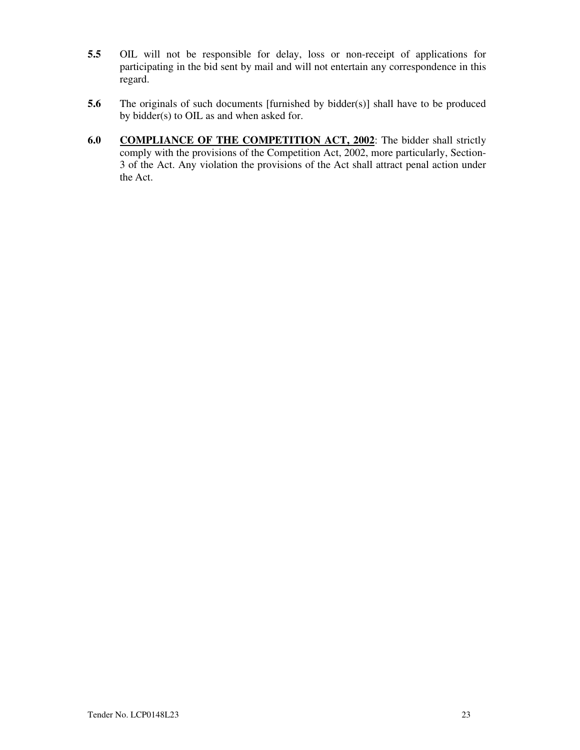**5.5** OIL will not be responsible for delay, loss or non-receipt of applications for participating in the bid sent by mail and will not entertain any correspondence in this regard.

**5.6** The originals of such documents [furnished by bidder(s)] shall have to be produced by bidder(s) to OIL as and when asked for.

**6.0** **<u>COMPLIANCE OF THE COMPETITION ACT, 2002</u>**: The bidder shall strictly comply with the provisions of the Competition Act, 2002, more particularly, Section-3 of the Act. Any violation the provisions of the Act shall attract penal action under the Act.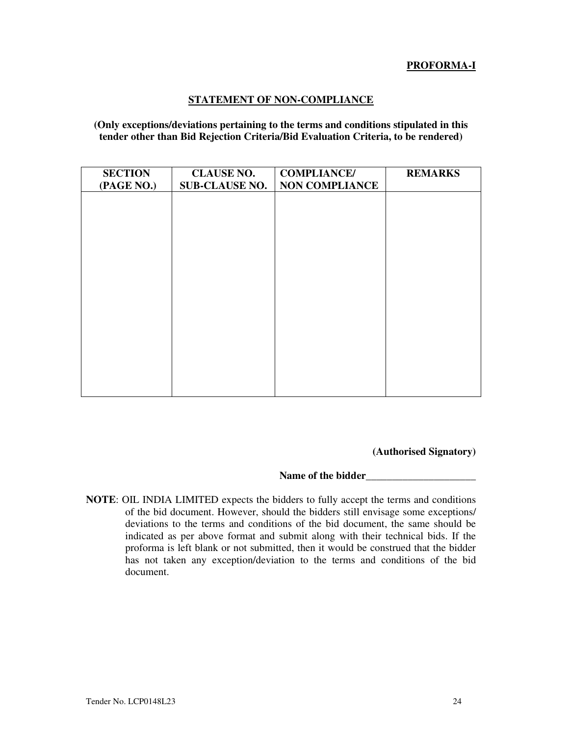**PROFORMA-I**

## STATEMENT OF NON-COMPLIANCE

**(Only exceptions/deviations pertaining to the terms and conditions stipulated in this tender other than Bid Rejection Criteria/Bid Evaluation Criteria, to be rendered)**

| SECTION (PAGE NO.) | CLAUSE NO. SUB-CLAUSE NO. | COMPLIANCE/ NON COMPLIANCE | REMARKS |
|---|---|---|---|
| | | | |

**(Authorised Signatory)**

**Name of the bidder**_____________________

**NOTE**: OIL INDIA LIMITED expects the bidders to fully accept the terms and conditions of the bid document. However, should the bidders still envisage some exceptions/ deviations to the terms and conditions of the bid document, the same should be indicated as per above format and submit along with their technical bids. If the proforma is left blank or not submitted, then it would be construed that the bidder has not taken any exception/deviation to the terms and conditions of the bid document.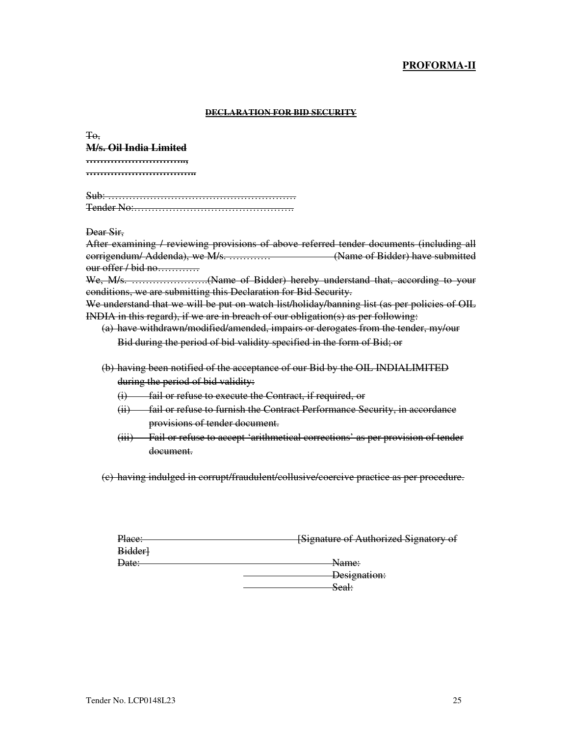**PROFORMA-II**

~~**DECLARATION FOR BID SECURITY**~~

~~To,~~
~~**M/s. Oil India Limited**~~
~~**………………………..,**~~
~~**…………………………..**~~

~~Sub: ………………………………………………~~
~~Tender No:……………………………………….~~

~~Dear Sir,~~
~~After examining / reviewing provisions of above referred tender documents (including all corrigendum/ Addenda), we M/s. ………… (Name of Bidder) have submitted our offer / bid no…………~~
~~We, M/s. ………………….(Name of Bidder) hereby understand that, according to your conditions, we are submitting this Declaration for Bid Security.~~
~~We understand that we will be put on watch list/holiday/banning list (as per policies of OIL INDIA in this regard), if we are in breach of our obligation(s) as per following:~~

~~(a) have withdrawn/modified/amended, impairs or derogates from the tender, my/our Bid during the period of bid validity specified in the form of Bid; or~~

~~(b) having been notified of the acceptance of our Bid by the OIL INDIALIMITED during the period of bid validity:~~
   ~~(i) fail or refuse to execute the Contract, if required, or~~
   ~~(ii) fail or refuse to furnish the Contract Performance Security, in accordance provisions of tender document.~~
   ~~(iii) Fail or refuse to accept 'arithmetical corrections' as per provision of tender document.~~

~~(c) having indulged in corrupt/fraudulent/collusive/coercive practice as per procedure.~~

~~Place: [Signature of Authorized Signatory of Bidder]~~
~~Date: Name:~~
~~Designation:~~
~~Seal:~~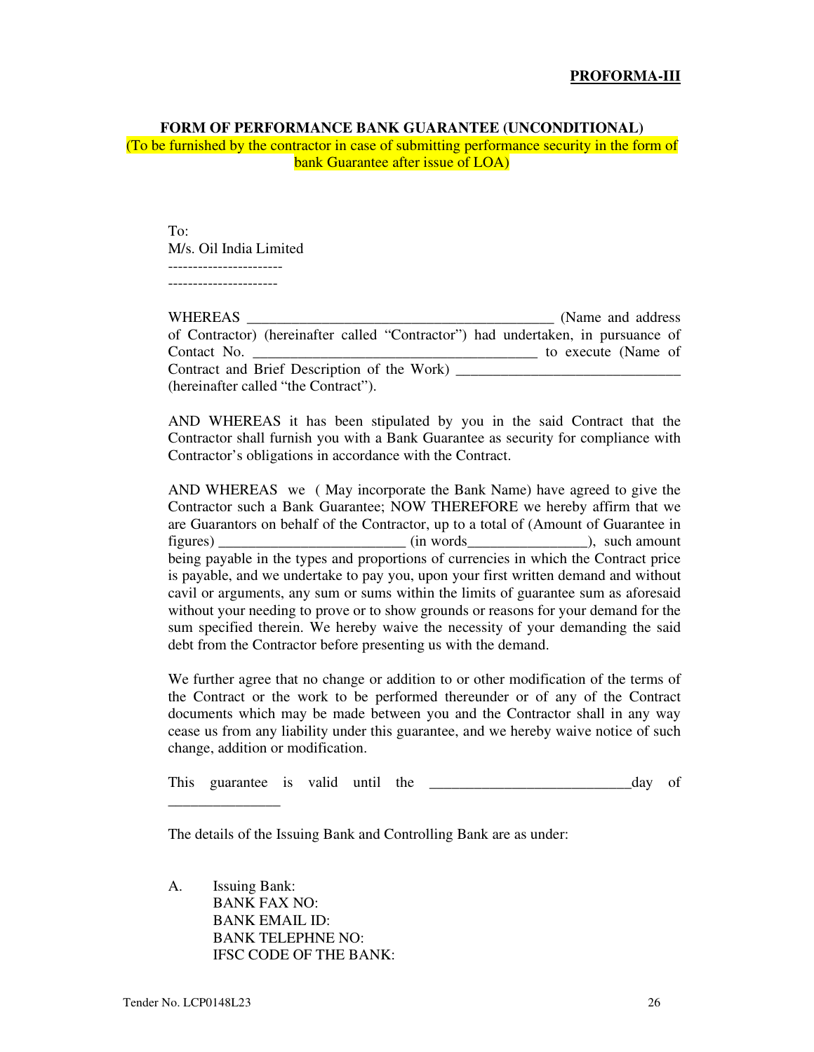**PROFORMA-III**

**FORM OF PERFORMANCE BANK GUARANTEE (UNCONDITIONAL)**

(To be furnished by the contractor in case of submitting performance security in the form of bank Guarantee after issue of LOA)

To:
M/s. Oil India Limited
-----------------------
----------------------

WHEREAS _________________________________________ (Name and address of Contractor) (hereinafter called "Contractor") had undertaken, in pursuance of Contact No. ______________________________________ to execute (Name of Contract and Brief Description of the Work) ______________________________ (hereinafter called "the Contract").

AND WHEREAS it has been stipulated by you in the said Contract that the Contractor shall furnish you with a Bank Guarantee as security for compliance with Contractor's obligations in accordance with the Contract.

AND WHEREAS we ( May incorporate the Bank Name) have agreed to give the Contractor such a Bank Guarantee; NOW THEREFORE we hereby affirm that we are Guarantors on behalf of the Contractor, up to a total of (Amount of Guarantee in figures) ________________________ (in words________________), such amount being payable in the types and proportions of currencies in which the Contract price is payable, and we undertake to pay you, upon your first written demand and without cavil or arguments, any sum or sums within the limits of guarantee sum as aforesaid without your needing to prove or to show grounds or reasons for your demand for the sum specified therein. We hereby waive the necessity of your demanding the said debt from the Contractor before presenting us with the demand.

We further agree that no change or addition to or other modification of the terms of the Contract or the work to be performed thereunder or of any of the Contract documents which may be made between you and the Contractor shall in any way cease us from any liability under this guarantee, and we hereby waive notice of such change, addition or modification.

This guarantee is valid until the ___________________________day of _______________

The details of the Issuing Bank and Controlling Bank are as under:

A. Issuing Bank:
BANK FAX NO:
BANK EMAIL ID:
BANK TELEPHNE NO:
IFSC CODE OF THE BANK: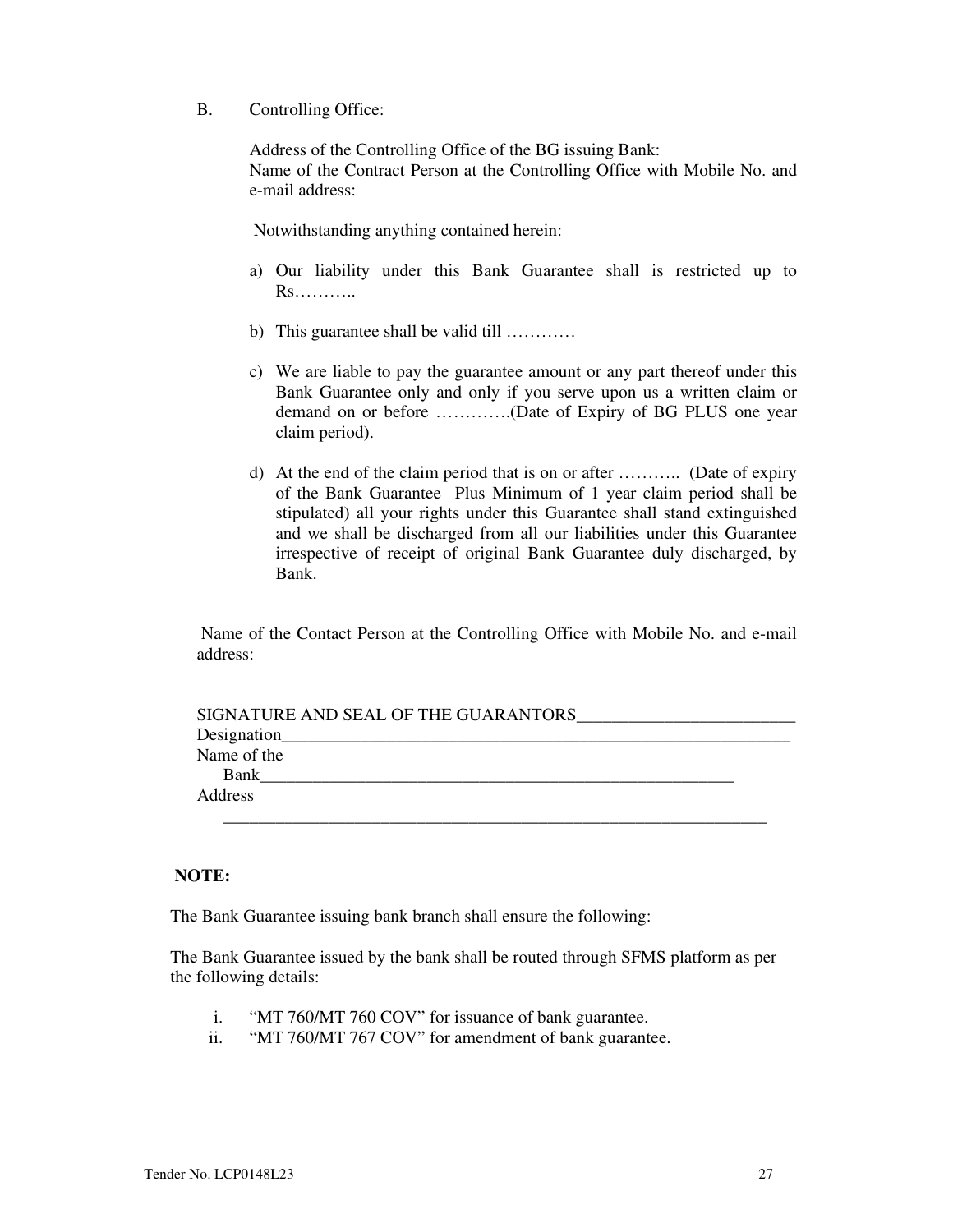B. Controlling Office:

Address of the Controlling Office of the BG issuing Bank:
Name of the Contract Person at the Controlling Office with Mobile No. and e-mail address:

Notwithstanding anything contained herein:

a) Our liability under this Bank Guarantee shall is restricted up to Rs………..

b) This guarantee shall be valid till …………

c) We are liable to pay the guarantee amount or any part thereof under this Bank Guarantee only and only if you serve upon us a written claim or demand on or before ………….(Date of Expiry of BG PLUS one year claim period).

d) At the end of the claim period that is on or after ……….. (Date of expiry of the Bank Guarantee Plus Minimum of 1 year claim period shall be stipulated) all your rights under this Guarantee shall stand extinguished and we shall be discharged from all our liabilities under this Guarantee irrespective of receipt of original Bank Guarantee duly discharged, by Bank.

Name of the Contact Person at the Controlling Office with Mobile No. and e-mail address:

SIGNATURE AND SEAL OF THE GUARANTORS_________________________
Designation____________________________________________________________
Name of the Bank________________________________________________________
Address
_______________________________________________________________

**NOTE:**

The Bank Guarantee issuing bank branch shall ensure the following:

The Bank Guarantee issued by the bank shall be routed through SFMS platform as per the following details:

i. "MT 760/MT 760 COV" for issuance of bank guarantee.
ii. "MT 760/MT 767 COV" for amendment of bank guarantee.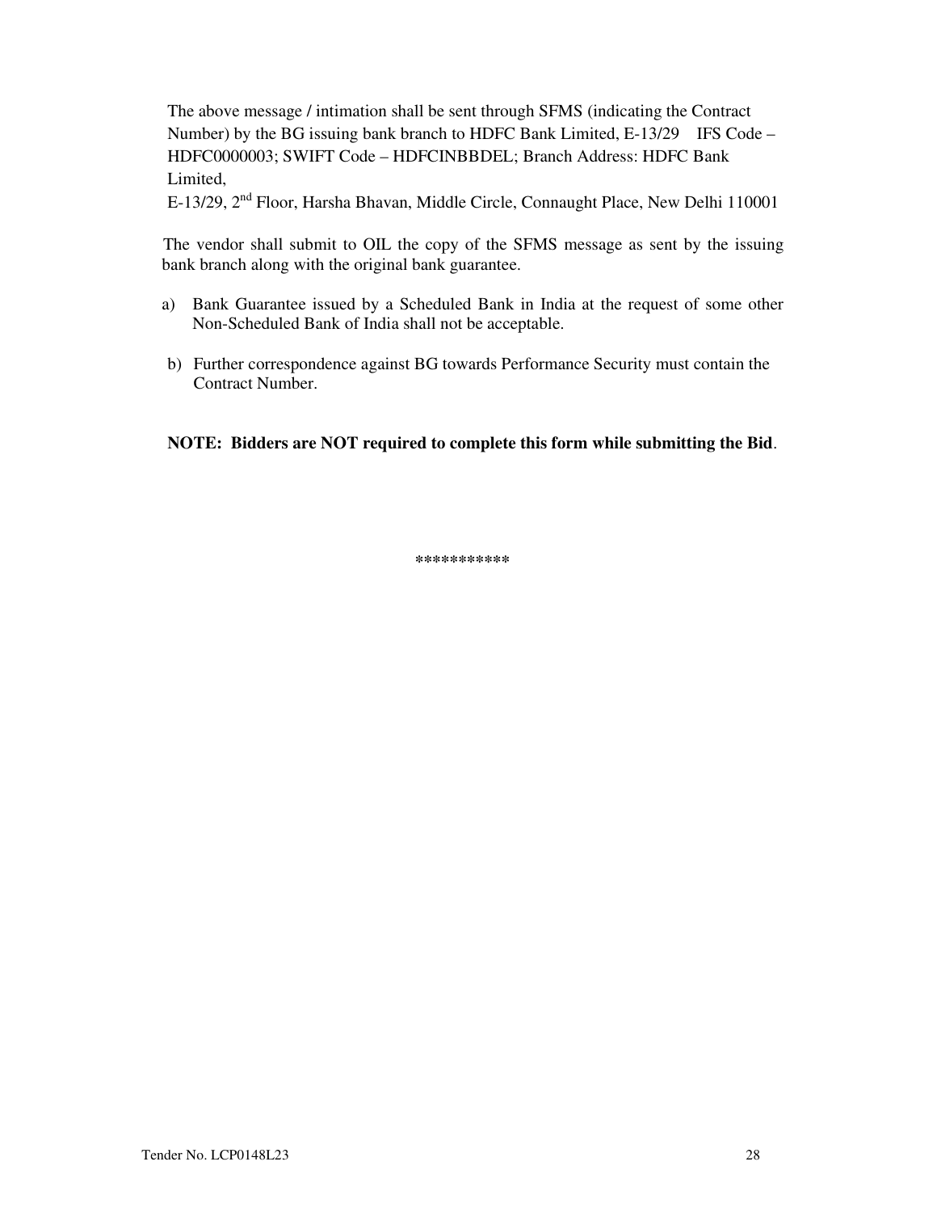The above message / intimation shall be sent through SFMS (indicating the Contract Number) by the BG issuing bank branch to HDFC Bank Limited, E-13/29 IFS Code – HDFC0000003; SWIFT Code – HDFCINBBDEL; Branch Address: HDFC Bank Limited,
E-13/29, 2nd Floor, Harsha Bhavan, Middle Circle, Connaught Place, New Delhi 110001

The vendor shall submit to OIL the copy of the SFMS message as sent by the issuing bank branch along with the original bank guarantee.

a) Bank Guarantee issued by a Scheduled Bank in India at the request of some other Non-Scheduled Bank of India shall not be acceptable.

b) Further correspondence against BG towards Performance Security must contain the Contract Number.

**NOTE: Bidders are NOT required to complete this form while submitting the Bid**.

***********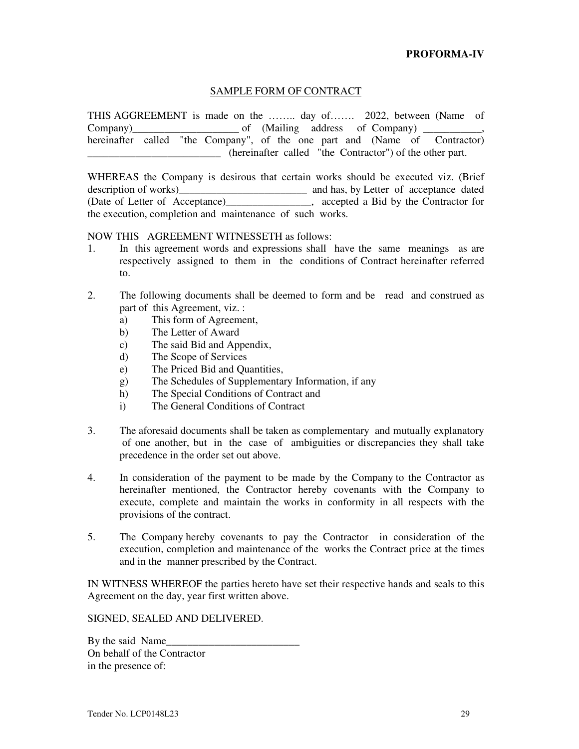**PROFORMA-IV**

SAMPLE FORM OF CONTRACT

THIS AGGREEMENT is made on the …….. day of……. 2022, between (Name of Company)____________________ of (Mailing address of Company) ___________, hereinafter called "the Company", of the one part and (Name of Contractor) _________________________ (hereinafter called "the Contractor") of the other part.

WHEREAS the Company is desirous that certain works should be executed viz. (Brief description of works)________________________ and has, by Letter of acceptance dated (Date of Letter of Acceptance)________________, accepted a Bid by the Contractor for the execution, completion and maintenance of such works.

NOW THIS AGREEMENT WITNESSETH as follows:

1. In this agreement words and expressions shall have the same meanings as are respectively assigned to them in the conditions of Contract hereinafter referred to.

2. The following documents shall be deemed to form and be read and construed as part of this Agreement, viz. :
   a) This form of Agreement,
   b) The Letter of Award
   c) The said Bid and Appendix,
   d) The Scope of Services
   e) The Priced Bid and Quantities,
   g) The Schedules of Supplementary Information, if any
   h) The Special Conditions of Contract and
   i) The General Conditions of Contract

3. The aforesaid documents shall be taken as complementary and mutually explanatory of one another, but in the case of ambiguities or discrepancies they shall take precedence in the order set out above.

4. In consideration of the payment to be made by the Company to the Contractor as hereinafter mentioned, the Contractor hereby covenants with the Company to execute, complete and maintain the works in conformity in all respects with the provisions of the contract.

5. The Company hereby covenants to pay the Contractor in consideration of the execution, completion and maintenance of the works the Contract price at the times and in the manner prescribed by the Contract.

IN WITNESS WHEREOF the parties hereto have set their respective hands and seals to this Agreement on the day, year first written above.

SIGNED, SEALED AND DELIVERED.

By the said Name_________________________
On behalf of the Contractor
in the presence of: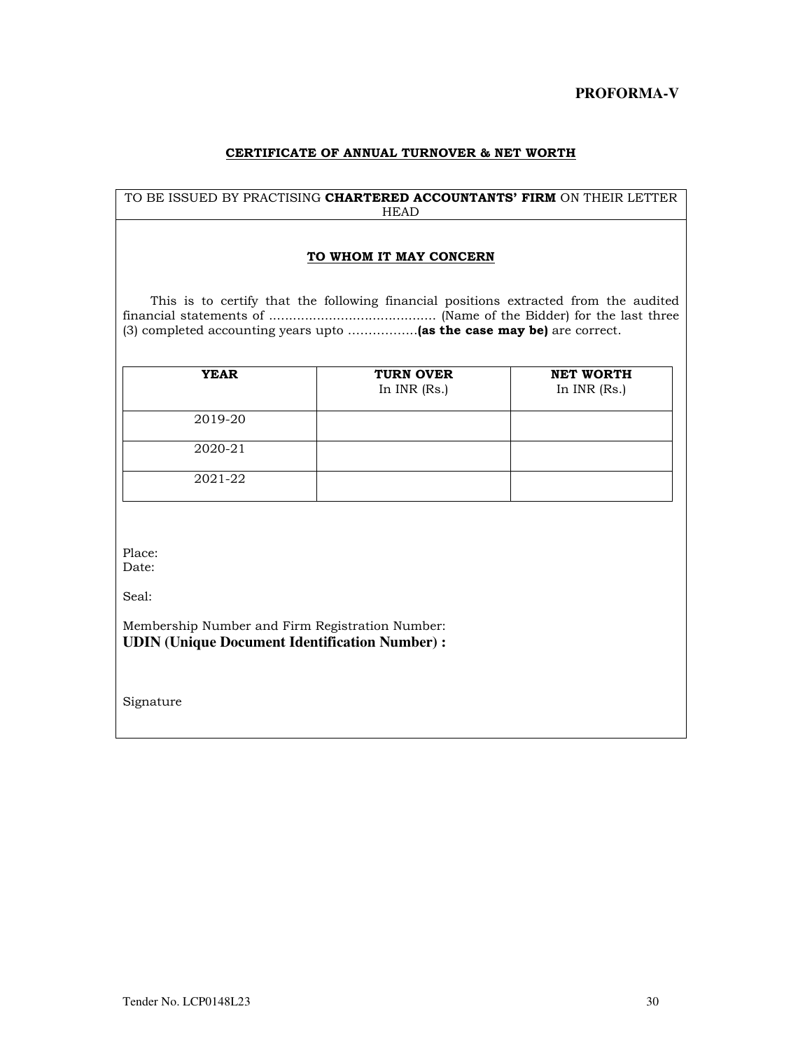**PROFORMA-V**

## CERTIFICATE OF ANNUAL TURNOVER & NET WORTH

TO BE ISSUED BY PRACTISING **CHARTERED ACCOUNTANTS' FIRM** ON THEIR LETTER HEAD

**TO WHOM IT MAY CONCERN**

This is to certify that the following financial positions extracted from the audited financial statements of .......................................... (Name of the Bidder) for the last three (3) completed accounting years upto ................**(as the case may be)** are correct.

| **YEAR** | **TURN OVER** In INR (Rs.) | **NET WORTH** In INR (Rs.) |
|---|---|---|
| 2019-20 | | |
| 2020-21 | | |
| 2021-22 | | |

Place:
Date:

Seal:

Membership Number and Firm Registration Number:
**UDIN (Unique Document Identification Number) :**

Signature

Tender No. LCP0148L23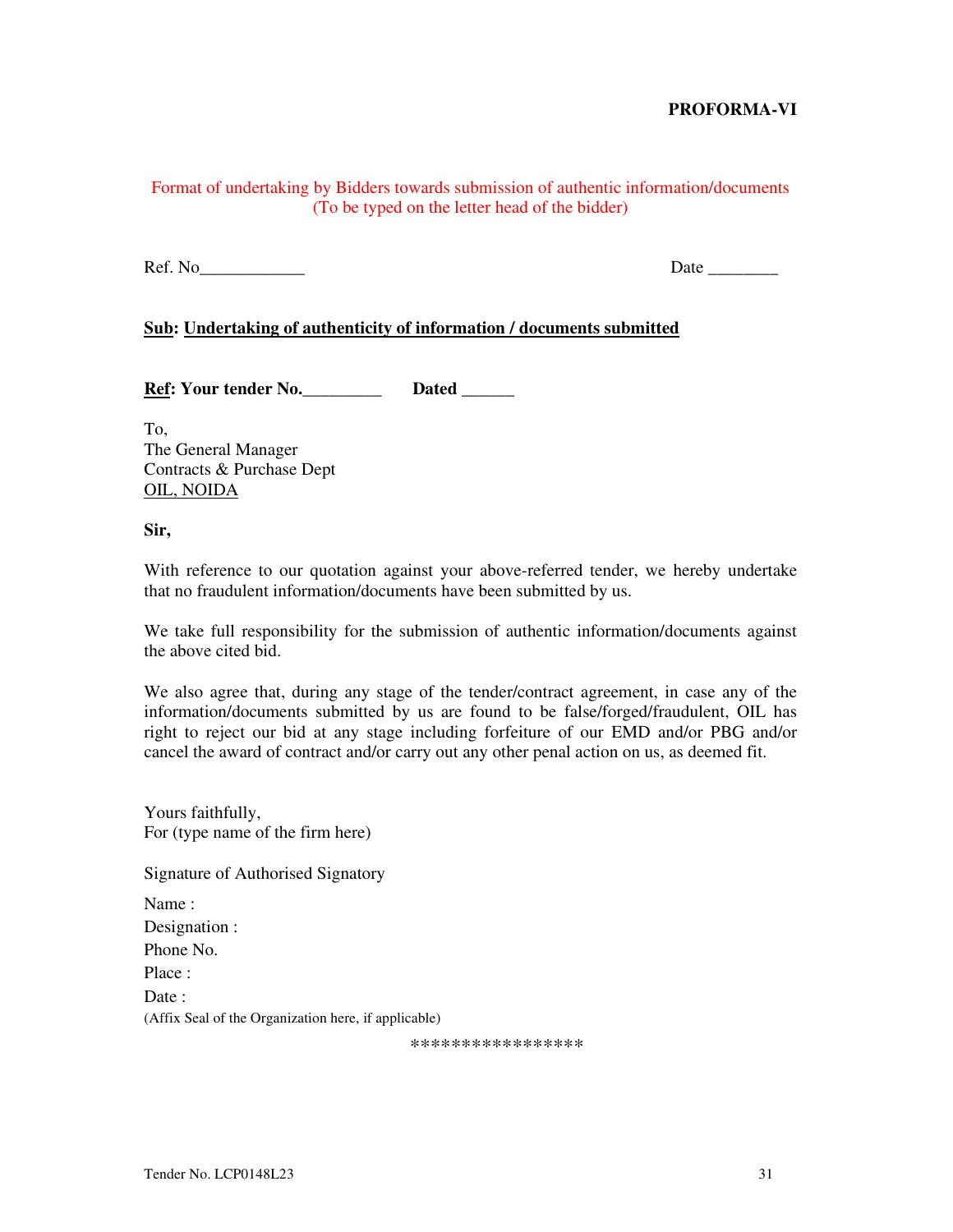**PROFORMA-VI**

Format of undertaking by Bidders towards submission of authentic information/documents
(To be typed on the letter head of the bidder)

Ref. No____________ Date ________

**Sub: Undertaking of authenticity of information / documents submitted**

**Ref: Your tender No._________ Dated ______**

To,
The General Manager
Contracts & Purchase Dept
OIL, NOIDA

**Sir,**

With reference to our quotation against your above-referred tender, we hereby undertake that no fraudulent information/documents have been submitted by us.

We take full responsibility for the submission of authentic information/documents against the above cited bid.

We also agree that, during any stage of the tender/contract agreement, in case any of the information/documents submitted by us are found to be false/forged/fraudulent, OIL has right to reject our bid at any stage including forfeiture of our EMD and/or PBG and/or cancel the award of contract and/or carry out any other penal action on us, as deemed fit.

Yours faithfully,
For (type name of the firm here)

Signature of Authorised Signatory

Name :
Designation :
Phone No.
Place :
Date :
(Affix Seal of the Organization here, if applicable)

*****************

Tender No. LCP0148L23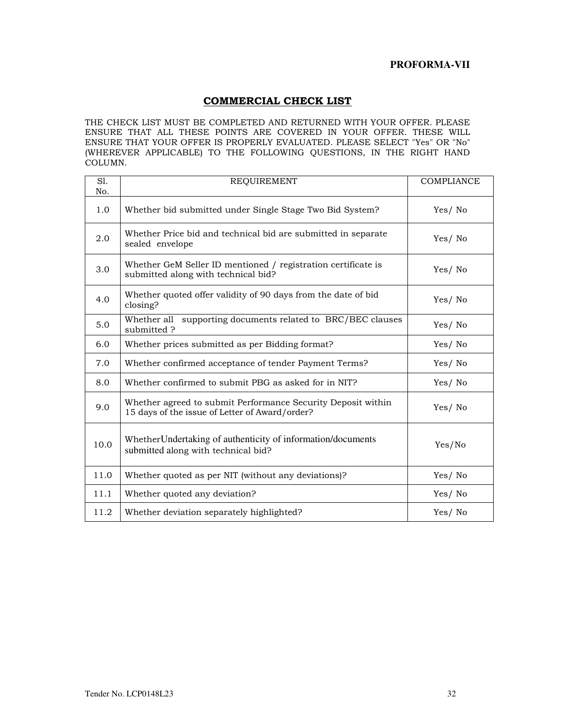**PROFORMA-VII**

## COMMERCIAL CHECK LIST

THE CHECK LIST MUST BE COMPLETED AND RETURNED WITH YOUR OFFER. PLEASE ENSURE THAT ALL THESE POINTS ARE COVERED IN YOUR OFFER. THESE WILL ENSURE THAT YOUR OFFER IS PROPERLY EVALUATED. PLEASE SELECT "Yes" OR "No" (WHEREVER APPLICABLE) TO THE FOLLOWING QUESTIONS, IN THE RIGHT HAND COLUMN.

| Sl. No. | REQUIREMENT | COMPLIANCE |
|---|---|---|
| 1.0 | Whether bid submitted under Single Stage Two Bid System? | Yes/ No |
| 2.0 | Whether Price bid and technical bid are submitted in separate sealed envelope | Yes/ No |
| 3.0 | Whether GeM Seller ID mentioned / registration certificate is submitted along with technical bid? | Yes/ No |
| 4.0 | Whether quoted offer validity of 90 days from the date of bid closing? | Yes/ No |
| 5.0 | Whether all supporting documents related to BRC/BEC clauses submitted ? | Yes/ No |
| 6.0 | Whether prices submitted as per Bidding format? | Yes/ No |
| 7.0 | Whether confirmed acceptance of tender Payment Terms? | Yes/ No |
| 8.0 | Whether confirmed to submit PBG as asked for in NIT? | Yes/ No |
| 9.0 | Whether agreed to submit Performance Security Deposit within 15 days of the issue of Letter of Award/order? | Yes/ No |
| 10.0 | WhetherUndertaking of authenticity of information/documents submitted along with technical bid? | Yes/No |
| 11.0 | Whether quoted as per NIT (without any deviations)? | Yes/ No |
| 11.1 | Whether quoted any deviation? | Yes/ No |
| 11.2 | Whether deviation separately highlighted? | Yes/ No |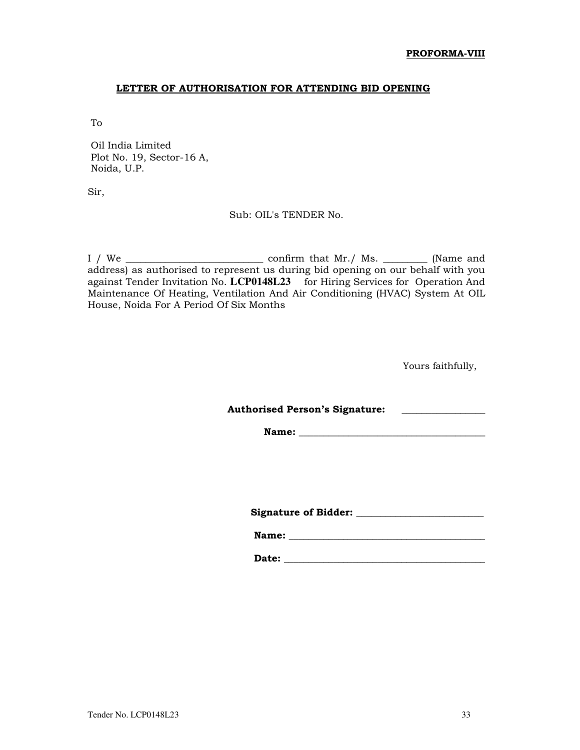**PROFORMA-VIII**

## LETTER OF AUTHORISATION FOR ATTENDING BID OPENING

To

Oil India Limited
Plot No. 19, Sector-16 A,
Noida, U.P.

Sir,

Sub: OIL's TENDER No.

I / We ___________________________ confirm that Mr./ Ms. _________ (Name and address) as authorised to represent us during bid opening on our behalf with you against Tender Invitation No. **LCP0148L23** for Hiring Services for Operation And Maintenance Of Heating, Ventilation And Air Conditioning (HVAC) System At OIL House, Noida For A Period Of Six Months

Yours faithfully,

**Authorised Person's Signature:** _________________

**Name:** ______________________________________

**Signature of Bidder:** __________________________

**Name:** ________________________________________

**Date:** _________________________________________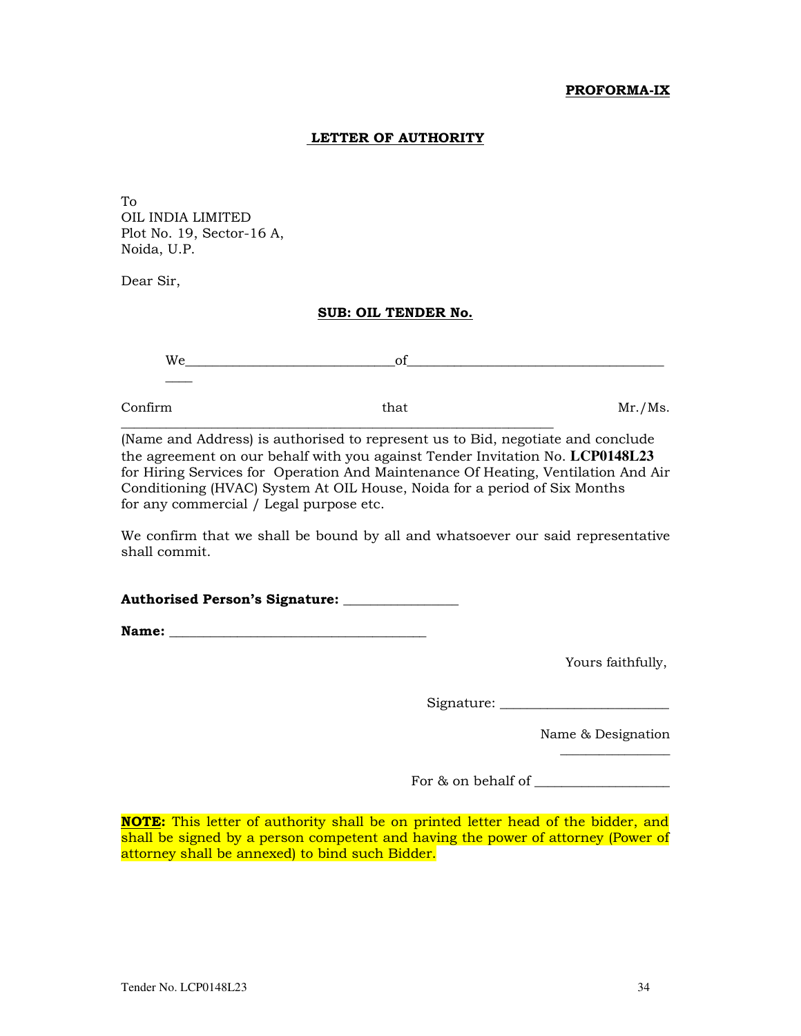**PROFORMA-IX**

## LETTER OF AUTHORITY

To
OIL INDIA LIMITED
Plot No. 19, Sector-16 A,
Noida, U.P.

Dear Sir,

**SUB: OIL TENDER No.**

We_____________________________of____________________________________ ____

Confirm that Mr./Ms. ______________________________________________________________ (Name and Address) is authorised to represent us to Bid, negotiate and conclude the agreement on our behalf with you against Tender Invitation No. **LCP0148L23** for Hiring Services for Operation And Maintenance Of Heating, Ventilation And Air Conditioning (HVAC) System At OIL House, Noida for a period of Six Months for any commercial / Legal purpose etc.

We confirm that we shall be bound by all and whatsoever our said representative shall commit.

**Authorised Person's Signature:** ________________

**Name:** ____________________________________

Yours faithfully,

Signature: ________________________

Name & Designation _______________

For & on behalf of ___________________

**NOTE:** This letter of authority shall be on printed letter head of the bidder, and shall be signed by a person competent and having the power of attorney (Power of attorney shall be annexed) to bind such Bidder.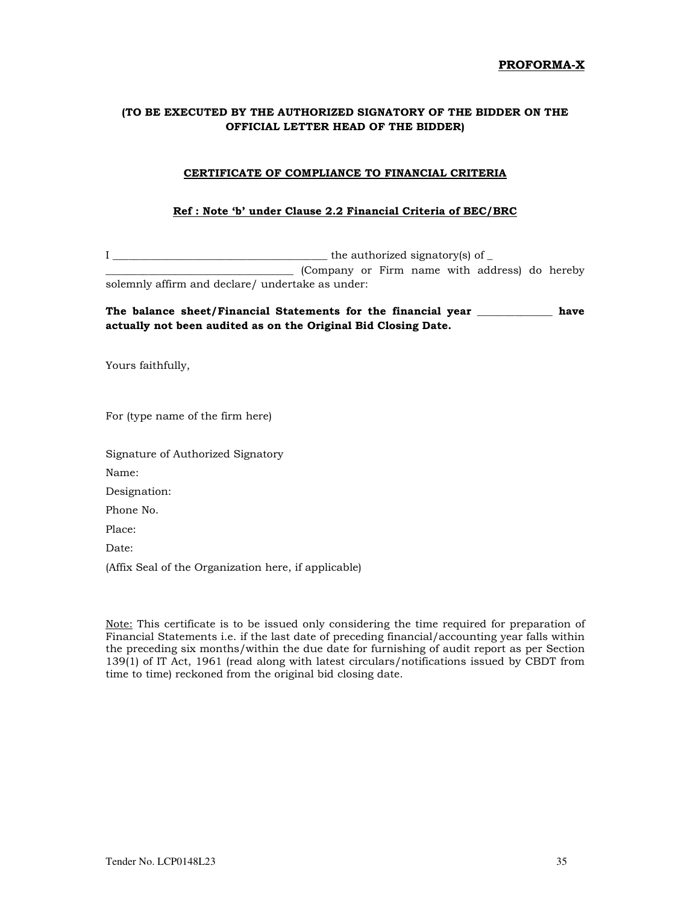**PROFORMA-X**

**(TO BE EXECUTED BY THE AUTHORIZED SIGNATORY OF THE BIDDER ON THE OFFICIAL LETTER HEAD OF THE BIDDER)**

**CERTIFICATE OF COMPLIANCE TO FINANCIAL CRITERIA**

**Ref : Note 'b' under Clause 2.2 Financial Criteria of BEC/BRC**

I ______________________________________ the authorized signatory(s) of _ __________________________________ (Company or Firm name with address) do hereby solemnly affirm and declare/ undertake as under:

**The balance sheet/Financial Statements for the financial year ______________ have actually not been audited as on the Original Bid Closing Date.**

Yours faithfully,

For (type name of the firm here)

Signature of Authorized Signatory

Name:

Designation:

Phone No.

Place:

Date:

(Affix Seal of the Organization here, if applicable)

Note: This certificate is to be issued only considering the time required for preparation of Financial Statements i.e. if the last date of preceding financial/accounting year falls within the preceding six months/within the due date for furnishing of audit report as per Section 139(1) of IT Act, 1961 (read along with latest circulars/notifications issued by CBDT from time to time) reckoned from the original bid closing date.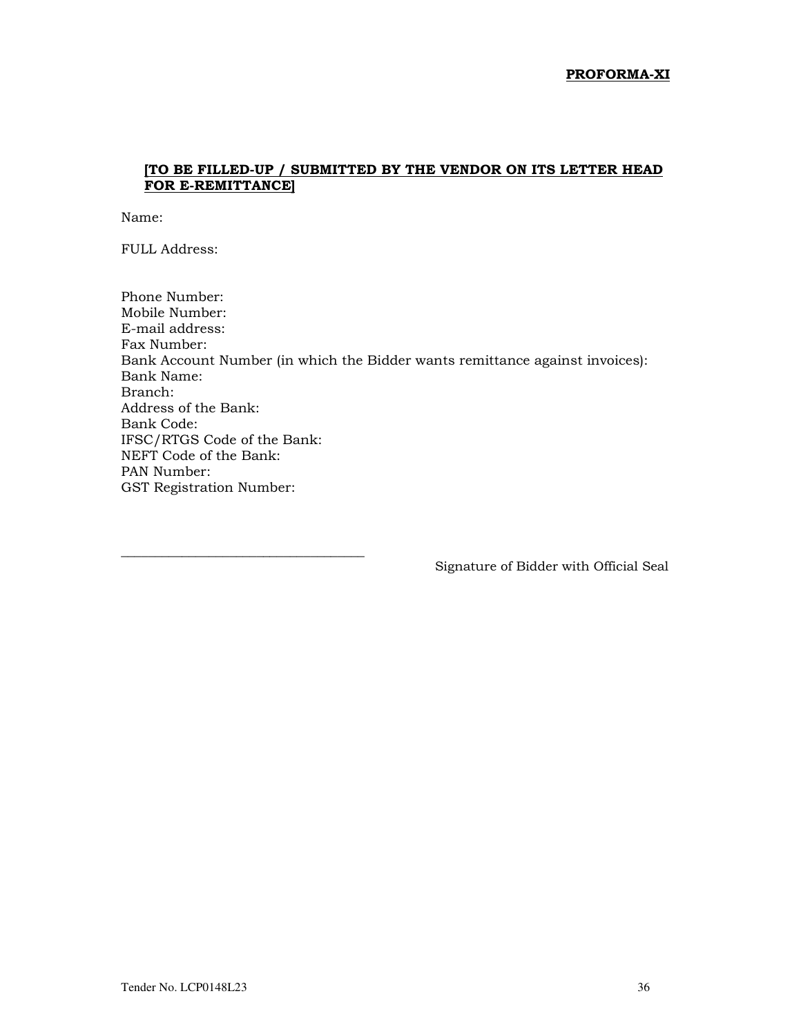**PROFORMA-XI**

**[TO BE FILLED-UP / SUBMITTED BY THE VENDOR ON ITS LETTER HEAD FOR E-REMITTANCE]**

Name:

FULL Address:

Phone Number:
Mobile Number:
E-mail address:
Fax Number:
Bank Account Number (in which the Bidder wants remittance against invoices):
Bank Name:
Branch:
Address of the Bank:
Bank Code:
IFSC/RTGS Code of the Bank:
NEFT Code of the Bank:
PAN Number:
GST Registration Number:

___________________________________

Signature of Bidder with Official Seal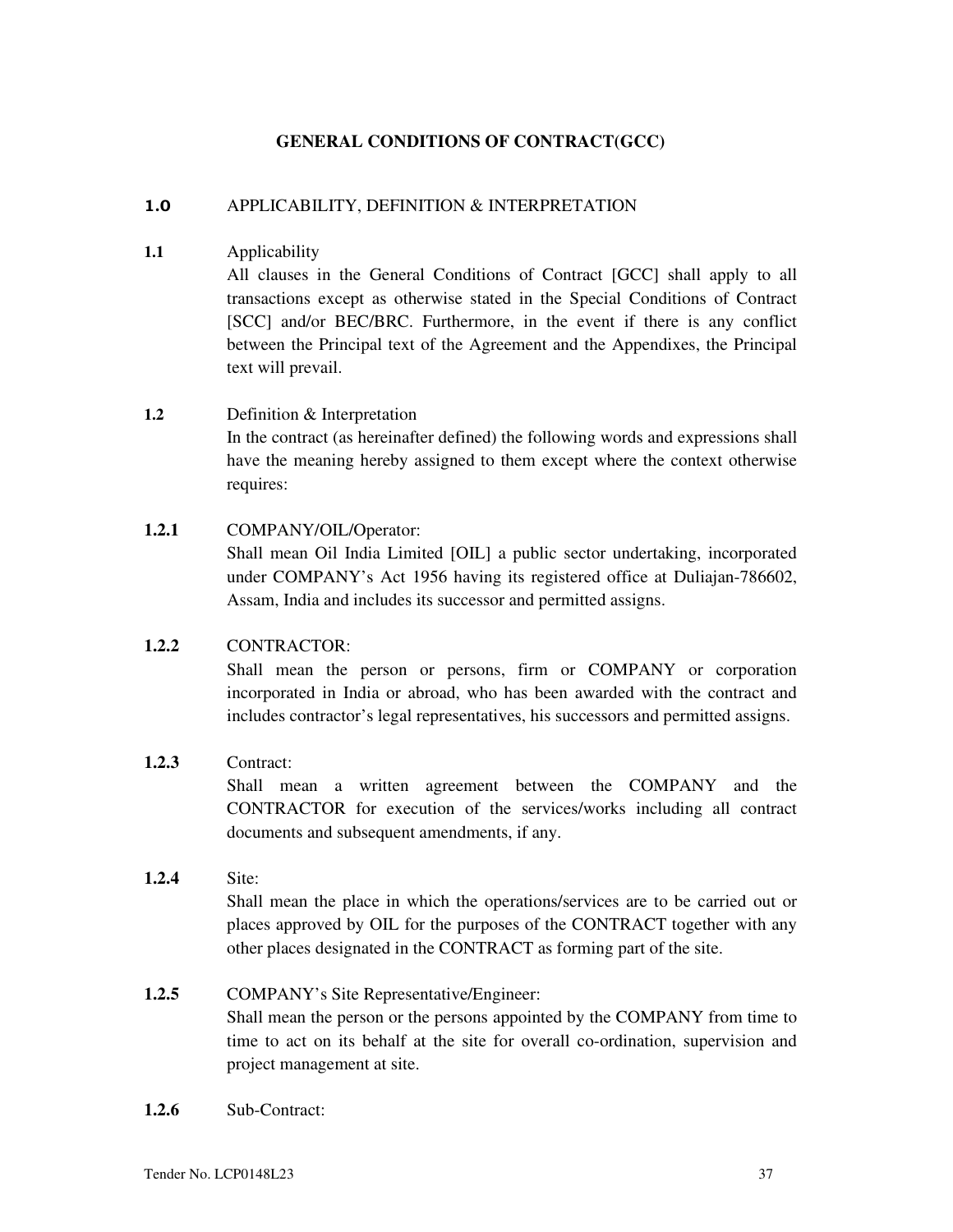# GENERAL CONDITIONS OF CONTRACT(GCC)

## 1.0 APPLICABILITY, DEFINITION & INTERPRETATION

**1.1** Applicability

All clauses in the General Conditions of Contract [GCC] shall apply to all transactions except as otherwise stated in the Special Conditions of Contract [SCC] and/or BEC/BRC. Furthermore, in the event if there is any conflict between the Principal text of the Agreement and the Appendixes, the Principal text will prevail.

**1.2** Definition & Interpretation

In the contract (as hereinafter defined) the following words and expressions shall have the meaning hereby assigned to them except where the context otherwise requires:

**1.2.1** COMPANY/OIL/Operator:

Shall mean Oil India Limited [OIL] a public sector undertaking, incorporated under COMPANY's Act 1956 having its registered office at Duliajan-786602, Assam, India and includes its successor and permitted assigns.

**1.2.2** CONTRACTOR:

Shall mean the person or persons, firm or COMPANY or corporation incorporated in India or abroad, who has been awarded with the contract and includes contractor's legal representatives, his successors and permitted assigns.

**1.2.3** Contract:

Shall mean a written agreement between the COMPANY and the CONTRACTOR for execution of the services/works including all contract documents and subsequent amendments, if any.

**1.2.4** Site:

Shall mean the place in which the operations/services are to be carried out or places approved by OIL for the purposes of the CONTRACT together with any other places designated in the CONTRACT as forming part of the site.

**1.2.5** COMPANY's Site Representative/Engineer:

Shall mean the person or the persons appointed by the COMPANY from time to time to act on its behalf at the site for overall co-ordination, supervision and project management at site.

**1.2.6** Sub-Contract: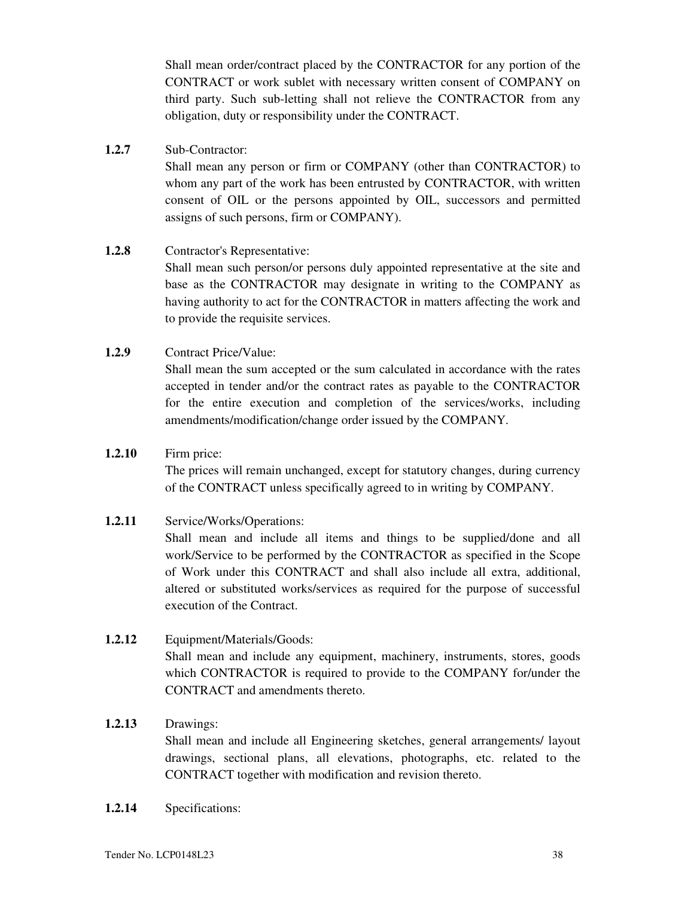Shall mean order/contract placed by the CONTRACTOR for any portion of the CONTRACT or work sublet with necessary written consent of COMPANY on third party. Such sub-letting shall not relieve the CONTRACTOR from any obligation, duty or responsibility under the CONTRACT.

**1.2.7** Sub-Contractor:
Shall mean any person or firm or COMPANY (other than CONTRACTOR) to whom any part of the work has been entrusted by CONTRACTOR, with written consent of OIL or the persons appointed by OIL, successors and permitted assigns of such persons, firm or COMPANY).

**1.2.8** Contractor's Representative:
Shall mean such person/or persons duly appointed representative at the site and base as the CONTRACTOR may designate in writing to the COMPANY as having authority to act for the CONTRACTOR in matters affecting the work and to provide the requisite services.

**1.2.9** Contract Price/Value:
Shall mean the sum accepted or the sum calculated in accordance with the rates accepted in tender and/or the contract rates as payable to the CONTRACTOR for the entire execution and completion of the services/works, including amendments/modification/change order issued by the COMPANY.

**1.2.10** Firm price:
The prices will remain unchanged, except for statutory changes, during currency of the CONTRACT unless specifically agreed to in writing by COMPANY.

**1.2.11** Service/Works/Operations:
Shall mean and include all items and things to be supplied/done and all work/Service to be performed by the CONTRACTOR as specified in the Scope of Work under this CONTRACT and shall also include all extra, additional, altered or substituted works/services as required for the purpose of successful execution of the Contract.

**1.2.12** Equipment/Materials/Goods:
Shall mean and include any equipment, machinery, instruments, stores, goods which CONTRACTOR is required to provide to the COMPANY for/under the CONTRACT and amendments thereto.

**1.2.13** Drawings:
Shall mean and include all Engineering sketches, general arrangements/ layout drawings, sectional plans, all elevations, photographs, etc. related to the CONTRACT together with modification and revision thereto.

**1.2.14** Specifications: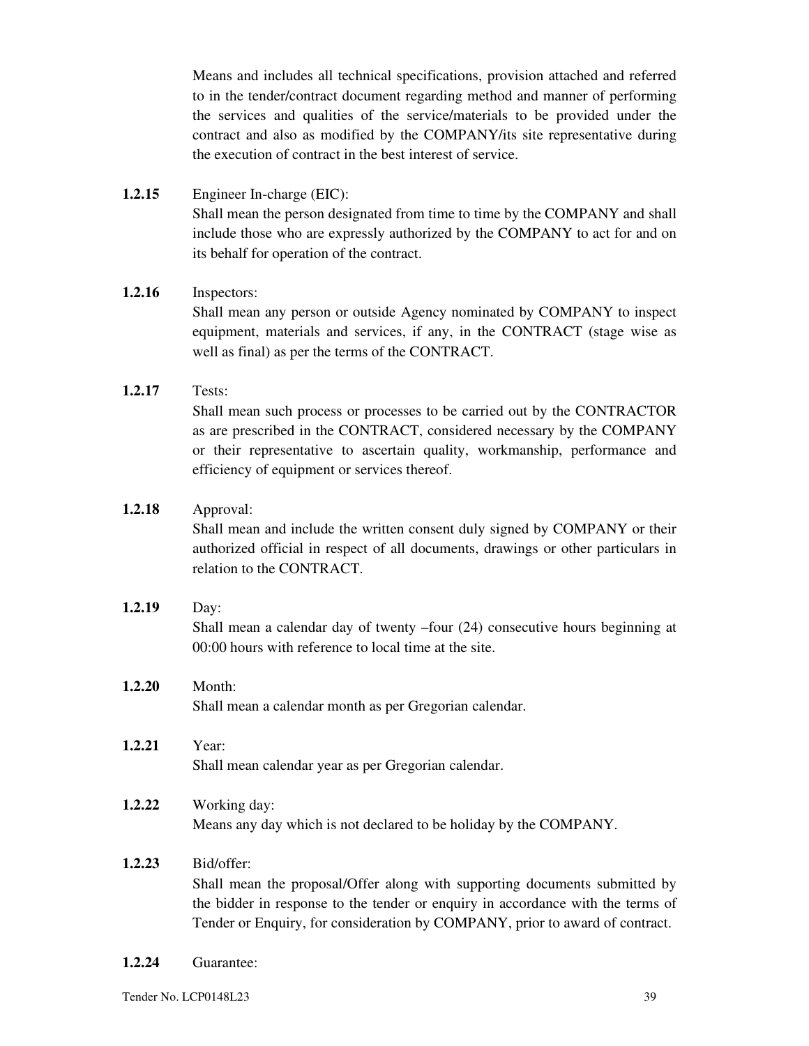Means and includes all technical specifications, provision attached and referred to in the tender/contract document regarding method and manner of performing the services and qualities of the service/materials to be provided under the contract and also as modified by the COMPANY/its site representative during the execution of contract in the best interest of service.

**1.2.15** Engineer In-charge (EIC):
Shall mean the person designated from time to time by the COMPANY and shall include those who are expressly authorized by the COMPANY to act for and on its behalf for operation of the contract.

**1.2.16** Inspectors:
Shall mean any person or outside Agency nominated by COMPANY to inspect equipment, materials and services, if any, in the CONTRACT (stage wise as well as final) as per the terms of the CONTRACT.

**1.2.17** Tests:
Shall mean such process or processes to be carried out by the CONTRACTOR as are prescribed in the CONTRACT, considered necessary by the COMPANY or their representative to ascertain quality, workmanship, performance and efficiency of equipment or services thereof.

**1.2.18** Approval:
Shall mean and include the written consent duly signed by COMPANY or their authorized official in respect of all documents, drawings or other particulars in relation to the CONTRACT.

**1.2.19** Day:
Shall mean a calendar day of twenty –four (24) consecutive hours beginning at 00:00 hours with reference to local time at the site.

**1.2.20** Month:
Shall mean a calendar month as per Gregorian calendar.

**1.2.21** Year:
Shall mean calendar year as per Gregorian calendar.

**1.2.22** Working day:
Means any day which is not declared to be holiday by the COMPANY.

**1.2.23** Bid/offer:
Shall mean the proposal/Offer along with supporting documents submitted by the bidder in response to the tender or enquiry in accordance with the terms of Tender or Enquiry, for consideration by COMPANY, prior to award of contract.

**1.2.24** Guarantee: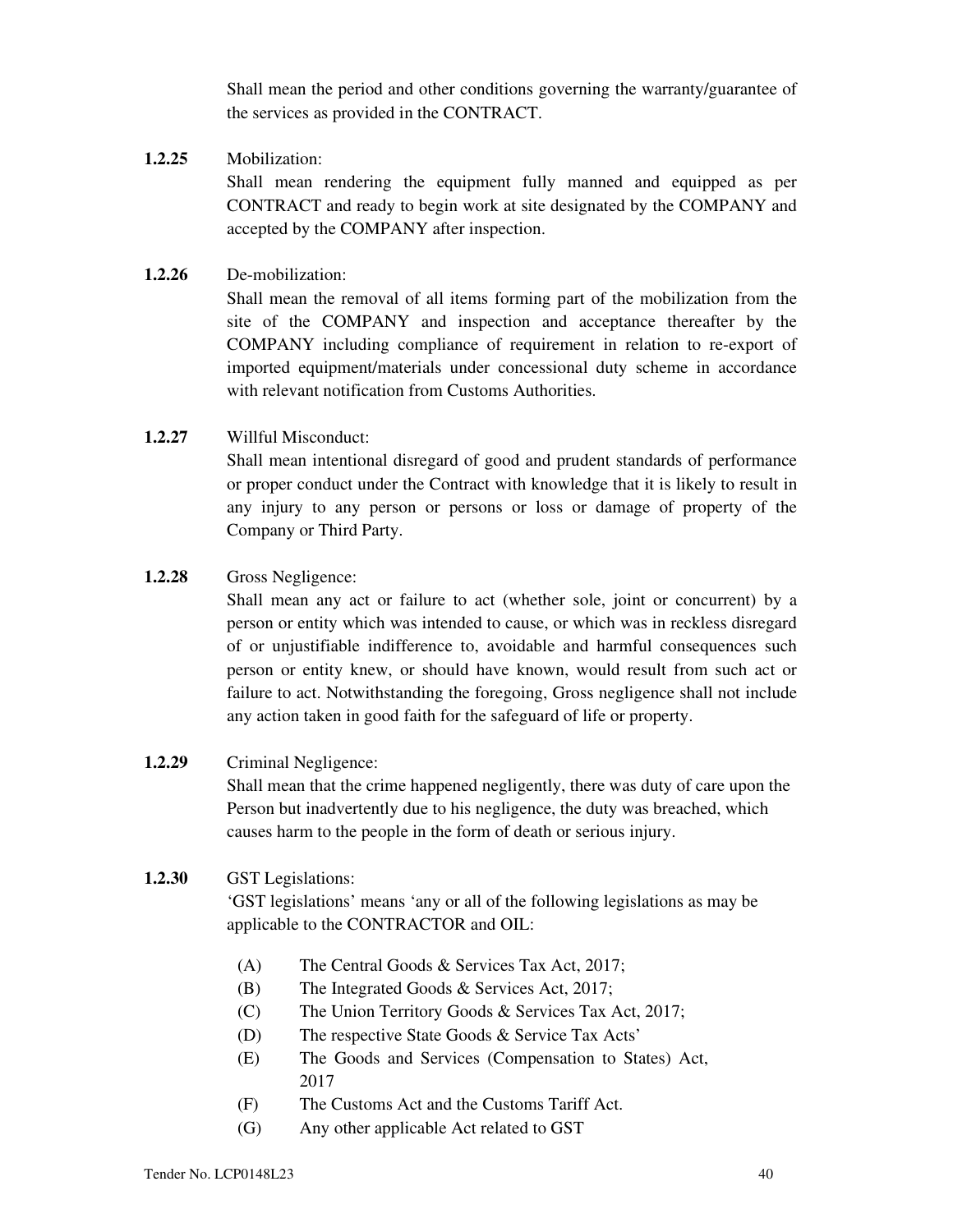Shall mean the period and other conditions governing the warranty/guarantee of the services as provided in the CONTRACT.

**1.2.25** Mobilization:

Shall mean rendering the equipment fully manned and equipped as per CONTRACT and ready to begin work at site designated by the COMPANY and accepted by the COMPANY after inspection.

**1.2.26** De-mobilization:

Shall mean the removal of all items forming part of the mobilization from the site of the COMPANY and inspection and acceptance thereafter by the COMPANY including compliance of requirement in relation to re-export of imported equipment/materials under concessional duty scheme in accordance with relevant notification from Customs Authorities.

**1.2.27** Willful Misconduct:

Shall mean intentional disregard of good and prudent standards of performance or proper conduct under the Contract with knowledge that it is likely to result in any injury to any person or persons or loss or damage of property of the Company or Third Party.

**1.2.28** Gross Negligence:

Shall mean any act or failure to act (whether sole, joint or concurrent) by a person or entity which was intended to cause, or which was in reckless disregard of or unjustifiable indifference to, avoidable and harmful consequences such person or entity knew, or should have known, would result from such act or failure to act. Notwithstanding the foregoing, Gross negligence shall not include any action taken in good faith for the safeguard of life or property.

**1.2.29** Criminal Negligence:

Shall mean that the crime happened negligently, there was duty of care upon the Person but inadvertently due to his negligence, the duty was breached, which causes harm to the people in the form of death or serious injury.

**1.2.30** GST Legislations:

'GST legislations' means 'any or all of the following legislations as may be applicable to the CONTRACTOR and OIL:

- (A) The Central Goods & Services Tax Act, 2017;
- (B) The Integrated Goods & Services Act, 2017;
- (C) The Union Territory Goods & Services Tax Act, 2017;
- (D) The respective State Goods & Service Tax Acts'
- (E) The Goods and Services (Compensation to States) Act, 2017
- (F) The Customs Act and the Customs Tariff Act.
- (G) Any other applicable Act related to GST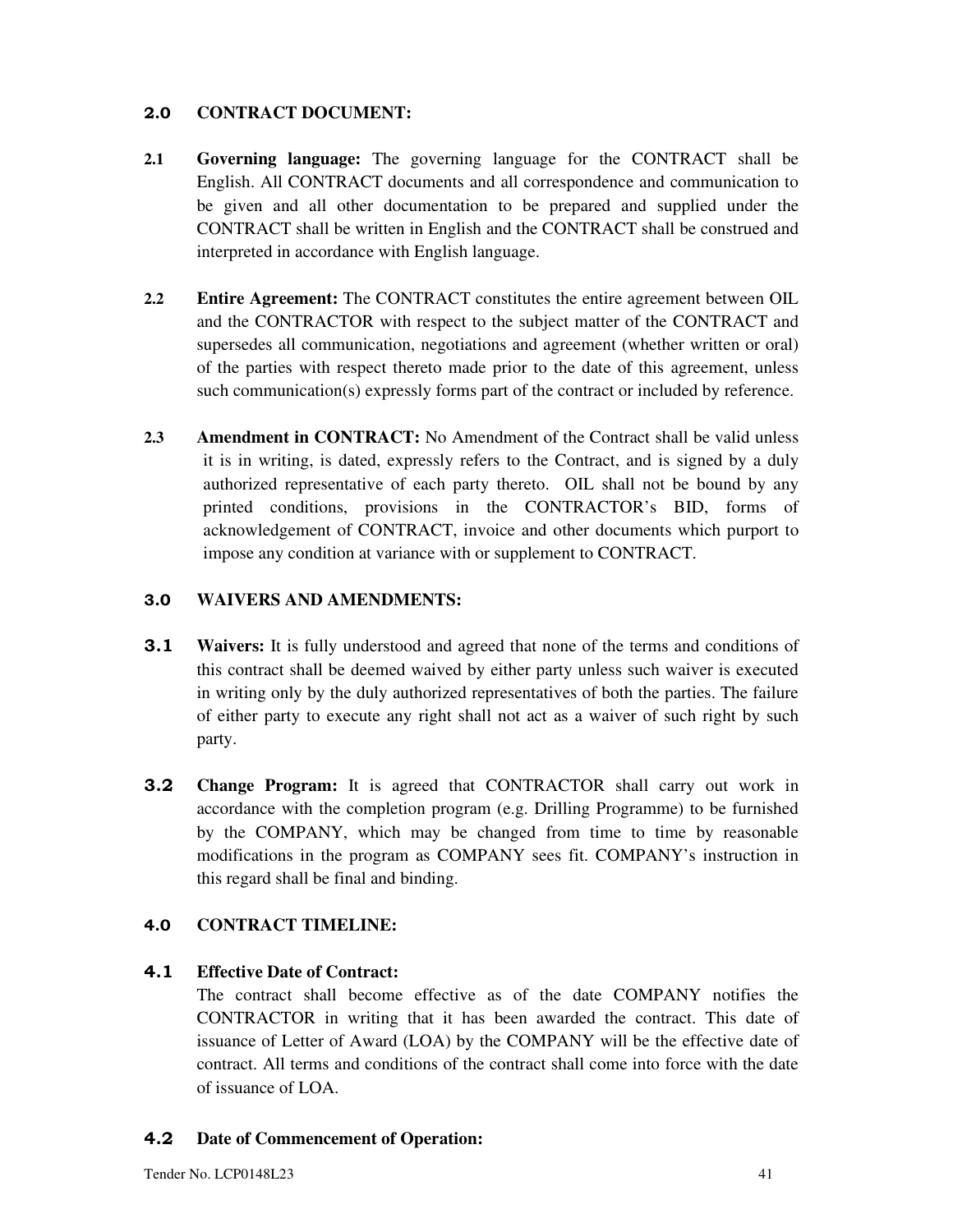## 2.0 CONTRACT DOCUMENT:

**2.1 Governing language:** The governing language for the CONTRACT shall be English. All CONTRACT documents and all correspondence and communication to be given and all other documentation to be prepared and supplied under the CONTRACT shall be written in English and the CONTRACT shall be construed and interpreted in accordance with English language.

**2.2 Entire Agreement:** The CONTRACT constitutes the entire agreement between OIL and the CONTRACTOR with respect to the subject matter of the CONTRACT and supersedes all communication, negotiations and agreement (whether written or oral) of the parties with respect thereto made prior to the date of this agreement, unless such communication(s) expressly forms part of the contract or included by reference.

**2.3 Amendment in CONTRACT:** No Amendment of the Contract shall be valid unless it is in writing, is dated, expressly refers to the Contract, and is signed by a duly authorized representative of each party thereto. OIL shall not be bound by any printed conditions, provisions in the CONTRACTOR's BID, forms of acknowledgement of CONTRACT, invoice and other documents which purport to impose any condition at variance with or supplement to CONTRACT.

## 3.0 WAIVERS AND AMENDMENTS:

**3.1 Waivers:** It is fully understood and agreed that none of the terms and conditions of this contract shall be deemed waived by either party unless such waiver is executed in writing only by the duly authorized representatives of both the parties. The failure of either party to execute any right shall not act as a waiver of such right by such party.

**3.2 Change Program:** It is agreed that CONTRACTOR shall carry out work in accordance with the completion program (e.g. Drilling Programme) to be furnished by the COMPANY, which may be changed from time to time by reasonable modifications in the program as COMPANY sees fit. COMPANY's instruction in this regard shall be final and binding.

## 4.0 CONTRACT TIMELINE:

**4.1 Effective Date of Contract:**

The contract shall become effective as of the date COMPANY notifies the CONTRACTOR in writing that it has been awarded the contract. This date of issuance of Letter of Award (LOA) by the COMPANY will be the effective date of contract. All terms and conditions of the contract shall come into force with the date of issuance of LOA.

**4.2 Date of Commencement of Operation:**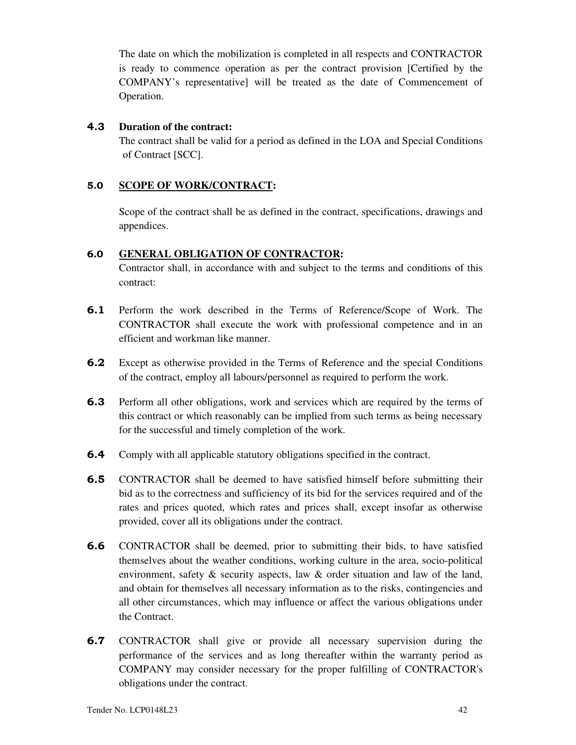The date on which the mobilization is completed in all respects and CONTRACTOR is ready to commence operation as per the contract provision [Certified by the COMPANY's representative] will be treated as the date of Commencement of Operation.

**4.3 Duration of the contract:**

The contract shall be valid for a period as defined in the LOA and Special Conditions of Contract [SCC].

## 5.0 SCOPE OF WORK/CONTRACT:

Scope of the contract shall be as defined in the contract, specifications, drawings and appendices.

## 6.0 GENERAL OBLIGATION OF CONTRACTOR:

Contractor shall, in accordance with and subject to the terms and conditions of this contract:

**6.1** Perform the work described in the Terms of Reference/Scope of Work. The CONTRACTOR shall execute the work with professional competence and in an efficient and workman like manner.

**6.2** Except as otherwise provided in the Terms of Reference and the special Conditions of the contract, employ all labours/personnel as required to perform the work.

**6.3** Perform all other obligations, work and services which are required by the terms of this contract or which reasonably can be implied from such terms as being necessary for the successful and timely completion of the work.

**6.4** Comply with all applicable statutory obligations specified in the contract.

**6.5** CONTRACTOR shall be deemed to have satisfied himself before submitting their bid as to the correctness and sufficiency of its bid for the services required and of the rates and prices quoted, which rates and prices shall, except insofar as otherwise provided, cover all its obligations under the contract.

**6.6** CONTRACTOR shall be deemed, prior to submitting their bids, to have satisfied themselves about the weather conditions, working culture in the area, socio-political environment, safety & security aspects, law & order situation and law of the land, and obtain for themselves all necessary information as to the risks, contingencies and all other circumstances, which may influence or affect the various obligations under the Contract.

**6.7** CONTRACTOR shall give or provide all necessary supervision during the performance of the services and as long thereafter within the warranty period as COMPANY may consider necessary for the proper fulfilling of CONTRACTOR's obligations under the contract.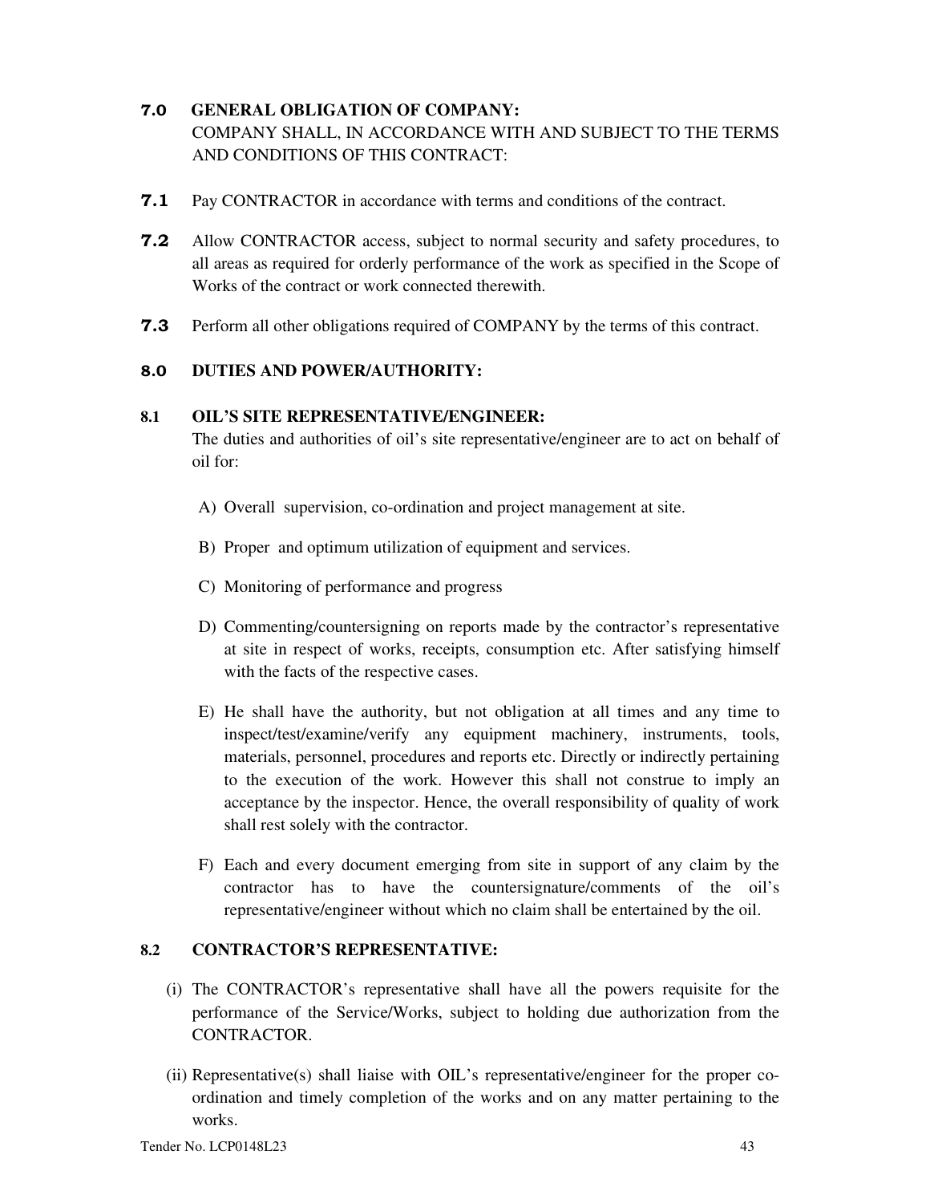## 7.0 GENERAL OBLIGATION OF COMPANY:

COMPANY SHALL, IN ACCORDANCE WITH AND SUBJECT TO THE TERMS AND CONDITIONS OF THIS CONTRACT:

**7.1** Pay CONTRACTOR in accordance with terms and conditions of the contract.

**7.2** Allow CONTRACTOR access, subject to normal security and safety procedures, to all areas as required for orderly performance of the work as specified in the Scope of Works of the contract or work connected therewith.

**7.3** Perform all other obligations required of COMPANY by the terms of this contract.

## 8.0 DUTIES AND POWER/AUTHORITY:

### 8.1 OIL'S SITE REPRESENTATIVE/ENGINEER:

The duties and authorities of oil's site representative/engineer are to act on behalf of oil for:

A) Overall supervision, co-ordination and project management at site.

B) Proper and optimum utilization of equipment and services.

C) Monitoring of performance and progress

D) Commenting/countersigning on reports made by the contractor's representative at site in respect of works, receipts, consumption etc. After satisfying himself with the facts of the respective cases.

E) He shall have the authority, but not obligation at all times and any time to inspect/test/examine/verify any equipment machinery, instruments, tools, materials, personnel, procedures and reports etc. Directly or indirectly pertaining to the execution of the work. However this shall not construe to imply an acceptance by the inspector. Hence, the overall responsibility of quality of work shall rest solely with the contractor.

F) Each and every document emerging from site in support of any claim by the contractor has to have the countersignature/comments of the oil's representative/engineer without which no claim shall be entertained by the oil.

### 8.2 CONTRACTOR'S REPRESENTATIVE:

(i) The CONTRACTOR's representative shall have all the powers requisite for the performance of the Service/Works, subject to holding due authorization from the CONTRACTOR.

(ii) Representative(s) shall liaise with OIL's representative/engineer for the proper co-ordination and timely completion of the works and on any matter pertaining to the works.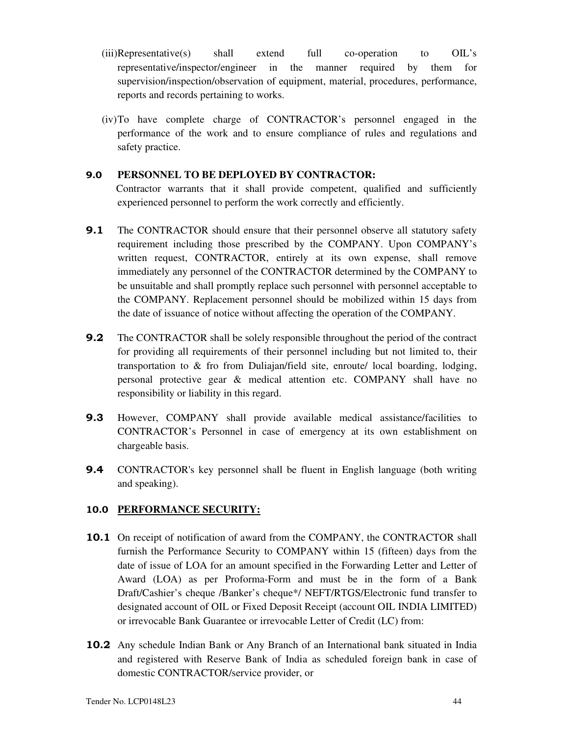(iii) Representative(s) shall extend full co-operation to OIL's representative/inspector/engineer in the manner required by them for supervision/inspection/observation of equipment, material, procedures, performance, reports and records pertaining to works.

(iv) To have complete charge of CONTRACTOR's personnel engaged in the performance of the work and to ensure compliance of rules and regulations and safety practice.

**9.0 PERSONNEL TO BE DEPLOYED BY CONTRACTOR:**

Contractor warrants that it shall provide competent, qualified and sufficiently experienced personnel to perform the work correctly and efficiently.

**9.1** The CONTRACTOR should ensure that their personnel observe all statutory safety requirement including those prescribed by the COMPANY. Upon COMPANY's written request, CONTRACTOR, entirely at its own expense, shall remove immediately any personnel of the CONTRACTOR determined by the COMPANY to be unsuitable and shall promptly replace such personnel with personnel acceptable to the COMPANY. Replacement personnel should be mobilized within 15 days from the date of issuance of notice without affecting the operation of the COMPANY.

**9.2** The CONTRACTOR shall be solely responsible throughout the period of the contract for providing all requirements of their personnel including but not limited to, their transportation to & fro from Duliajan/field site, enroute/ local boarding, lodging, personal protective gear & medical attention etc. COMPANY shall have no responsibility or liability in this regard.

**9.3** However, COMPANY shall provide available medical assistance/facilities to CONTRACTOR's Personnel in case of emergency at its own establishment on chargeable basis.

**9.4** CONTRACTOR's key personnel shall be fluent in English language (both writing and speaking).

**10.0 <u>PERFORMANCE SECURITY:</u>**

**10.1** On receipt of notification of award from the COMPANY, the CONTRACTOR shall furnish the Performance Security to COMPANY within 15 (fifteen) days from the date of issue of LOA for an amount specified in the Forwarding Letter and Letter of Award (LOA) as per Proforma-Form and must be in the form of a Bank Draft/Cashier's cheque /Banker's cheque*/ NEFT/RTGS/Electronic fund transfer to designated account of OIL or Fixed Deposit Receipt (account OIL INDIA LIMITED) or irrevocable Bank Guarantee or irrevocable Letter of Credit (LC) from:

**10.2** Any schedule Indian Bank or Any Branch of an International bank situated in India and registered with Reserve Bank of India as scheduled foreign bank in case of domestic CONTRACTOR/service provider, or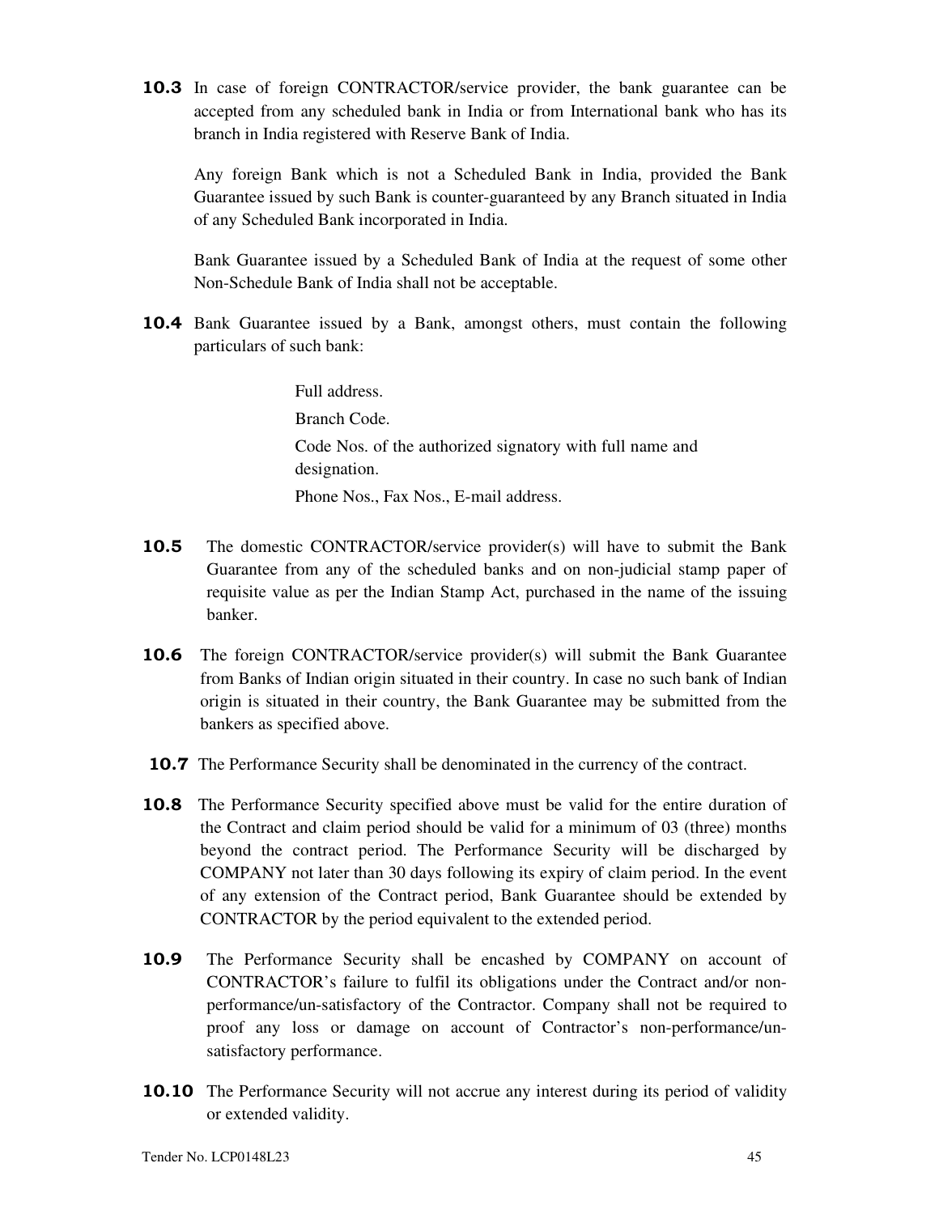**10.3** In case of foreign CONTRACTOR/service provider, the bank guarantee can be accepted from any scheduled bank in India or from International bank who has its branch in India registered with Reserve Bank of India.

Any foreign Bank which is not a Scheduled Bank in India, provided the Bank Guarantee issued by such Bank is counter-guaranteed by any Branch situated in India of any Scheduled Bank incorporated in India.

Bank Guarantee issued by a Scheduled Bank of India at the request of some other Non-Schedule Bank of India shall not be acceptable.

**10.4** Bank Guarantee issued by a Bank, amongst others, must contain the following particulars of such bank:

Full address.

Branch Code.

Code Nos. of the authorized signatory with full name and designation.

Phone Nos., Fax Nos., E-mail address.

**10.5** The domestic CONTRACTOR/service provider(s) will have to submit the Bank Guarantee from any of the scheduled banks and on non-judicial stamp paper of requisite value as per the Indian Stamp Act, purchased in the name of the issuing banker.

**10.6** The foreign CONTRACTOR/service provider(s) will submit the Bank Guarantee from Banks of Indian origin situated in their country. In case no such bank of Indian origin is situated in their country, the Bank Guarantee may be submitted from the bankers as specified above.

**10.7** The Performance Security shall be denominated in the currency of the contract.

**10.8** The Performance Security specified above must be valid for the entire duration of the Contract and claim period should be valid for a minimum of 03 (three) months beyond the contract period. The Performance Security will be discharged by COMPANY not later than 30 days following its expiry of claim period. In the event of any extension of the Contract period, Bank Guarantee should be extended by CONTRACTOR by the period equivalent to the extended period.

**10.9** The Performance Security shall be encashed by COMPANY on account of CONTRACTOR's failure to fulfil its obligations under the Contract and/or non-performance/un-satisfactory of the Contractor. Company shall not be required to proof any loss or damage on account of Contractor's non-performance/un-satisfactory performance.

**10.10** The Performance Security will not accrue any interest during its period of validity or extended validity.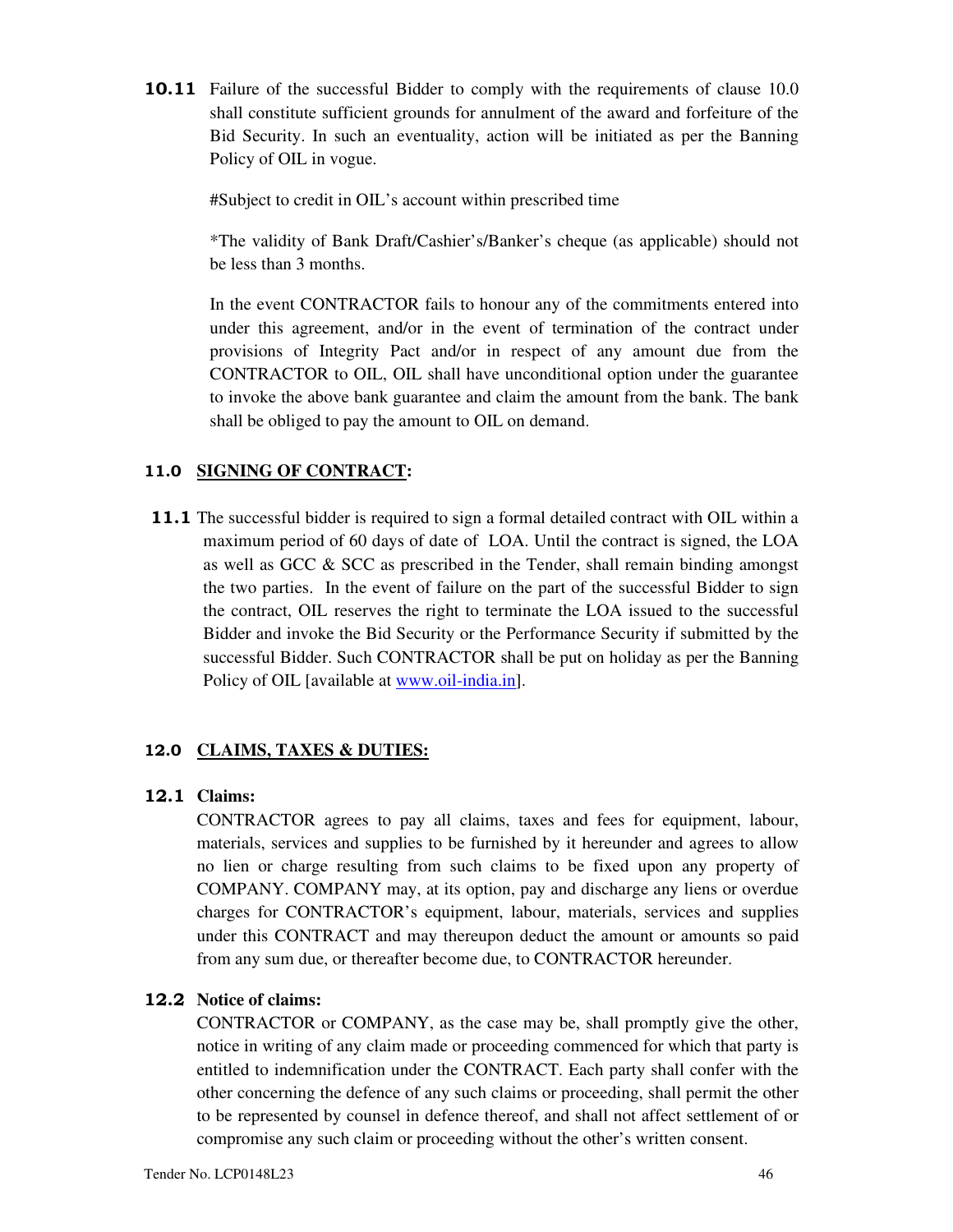**10.11** Failure of the successful Bidder to comply with the requirements of clause 10.0 shall constitute sufficient grounds for annulment of the award and forfeiture of the Bid Security. In such an eventuality, action will be initiated as per the Banning Policy of OIL in vogue.

#Subject to credit in OIL's account within prescribed time

*The validity of Bank Draft/Cashier's/Banker's cheque (as applicable) should not be less than 3 months.

In the event CONTRACTOR fails to honour any of the commitments entered into under this agreement, and/or in the event of termination of the contract under provisions of Integrity Pact and/or in respect of any amount due from the CONTRACTOR to OIL, OIL shall have unconditional option under the guarantee to invoke the above bank guarantee and claim the amount from the bank. The bank shall be obliged to pay the amount to OIL on demand.

## 11.0 SIGNING OF CONTRACT:

**11.1** The successful bidder is required to sign a formal detailed contract with OIL within a maximum period of 60 days of date of LOA. Until the contract is signed, the LOA as well as GCC & SCC as prescribed in the Tender, shall remain binding amongst the two parties. In the event of failure on the part of the successful Bidder to sign the contract, OIL reserves the right to terminate the LOA issued to the successful Bidder and invoke the Bid Security or the Performance Security if submitted by the successful Bidder. Such CONTRACTOR shall be put on holiday as per the Banning Policy of OIL [available at www.oil-india.in].

## 12.0 CLAIMS, TAXES & DUTIES:

**12.1 Claims:**

CONTRACTOR agrees to pay all claims, taxes and fees for equipment, labour, materials, services and supplies to be furnished by it hereunder and agrees to allow no lien or charge resulting from such claims to be fixed upon any property of COMPANY. COMPANY may, at its option, pay and discharge any liens or overdue charges for CONTRACTOR's equipment, labour, materials, services and supplies under this CONTRACT and may thereupon deduct the amount or amounts so paid from any sum due, or thereafter become due, to CONTRACTOR hereunder.

**12.2 Notice of claims:**

CONTRACTOR or COMPANY, as the case may be, shall promptly give the other, notice in writing of any claim made or proceeding commenced for which that party is entitled to indemnification under the CONTRACT. Each party shall confer with the other concerning the defence of any such claims or proceeding, shall permit the other to be represented by counsel in defence thereof, and shall not affect settlement of or compromise any such claim or proceeding without the other's written consent.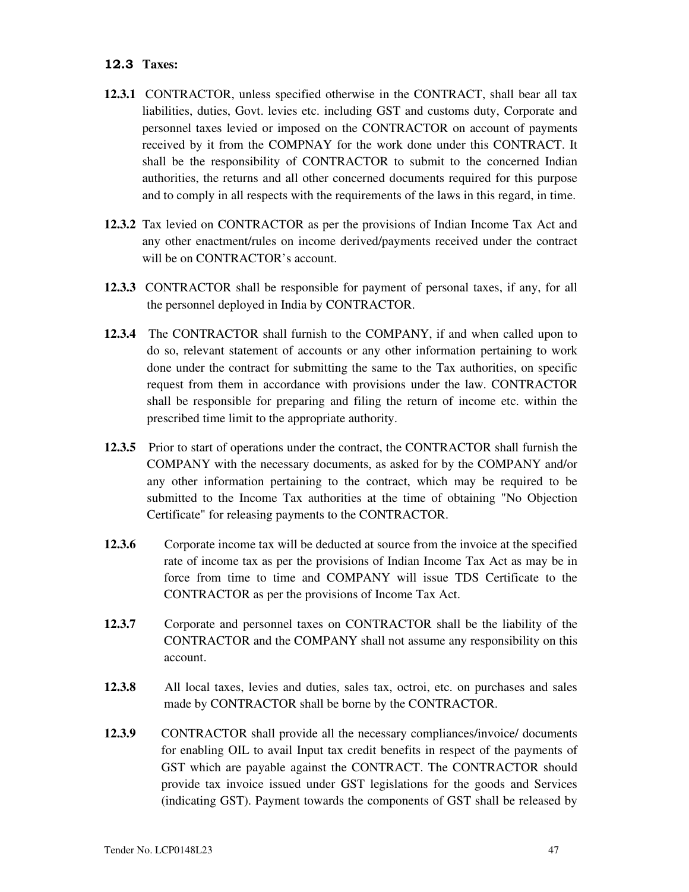### 12.3 Taxes:

**12.3.1** CONTRACTOR, unless specified otherwise in the CONTRACT, shall bear all tax liabilities, duties, Govt. levies etc. including GST and customs duty, Corporate and personnel taxes levied or imposed on the CONTRACTOR on account of payments received by it from the COMPNAY for the work done under this CONTRACT. It shall be the responsibility of CONTRACTOR to submit to the concerned Indian authorities, the returns and all other concerned documents required for this purpose and to comply in all respects with the requirements of the laws in this regard, in time.

**12.3.2** Tax levied on CONTRACTOR as per the provisions of Indian Income Tax Act and any other enactment/rules on income derived/payments received under the contract will be on CONTRACTOR's account.

**12.3.3** CONTRACTOR shall be responsible for payment of personal taxes, if any, for all the personnel deployed in India by CONTRACTOR.

**12.3.4** The CONTRACTOR shall furnish to the COMPANY, if and when called upon to do so, relevant statement of accounts or any other information pertaining to work done under the contract for submitting the same to the Tax authorities, on specific request from them in accordance with provisions under the law. CONTRACTOR shall be responsible for preparing and filing the return of income etc. within the prescribed time limit to the appropriate authority.

**12.3.5** Prior to start of operations under the contract, the CONTRACTOR shall furnish the COMPANY with the necessary documents, as asked for by the COMPANY and/or any other information pertaining to the contract, which may be required to be submitted to the Income Tax authorities at the time of obtaining "No Objection Certificate" for releasing payments to the CONTRACTOR.

**12.3.6** Corporate income tax will be deducted at source from the invoice at the specified rate of income tax as per the provisions of Indian Income Tax Act as may be in force from time to time and COMPANY will issue TDS Certificate to the CONTRACTOR as per the provisions of Income Tax Act.

**12.3.7** Corporate and personnel taxes on CONTRACTOR shall be the liability of the CONTRACTOR and the COMPANY shall not assume any responsibility on this account.

**12.3.8** All local taxes, levies and duties, sales tax, octroi, etc. on purchases and sales made by CONTRACTOR shall be borne by the CONTRACTOR.

**12.3.9** CONTRACTOR shall provide all the necessary compliances/invoice/ documents for enabling OIL to avail Input tax credit benefits in respect of the payments of GST which are payable against the CONTRACT. The CONTRACTOR should provide tax invoice issued under GST legislations for the goods and Services (indicating GST). Payment towards the components of GST shall be released by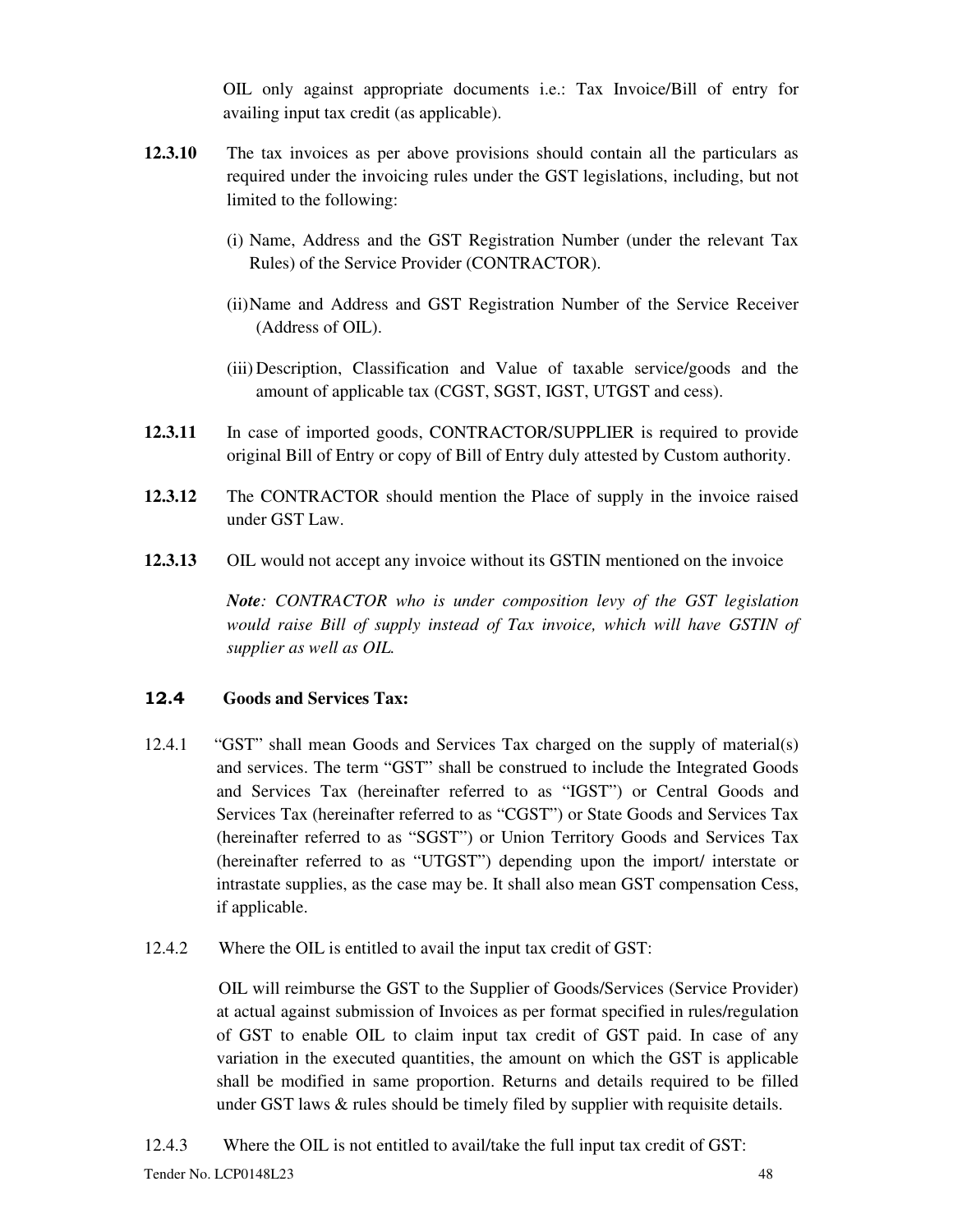OIL only against appropriate documents i.e.: Tax Invoice/Bill of entry for availing input tax credit (as applicable).

**12.3.10** The tax invoices as per above provisions should contain all the particulars as required under the invoicing rules under the GST legislations, including, but not limited to the following:

(i) Name, Address and the GST Registration Number (under the relevant Tax Rules) of the Service Provider (CONTRACTOR).

(ii) Name and Address and GST Registration Number of the Service Receiver (Address of OIL).

(iii) Description, Classification and Value of taxable service/goods and the amount of applicable tax (CGST, SGST, IGST, UTGST and cess).

**12.3.11** In case of imported goods, CONTRACTOR/SUPPLIER is required to provide original Bill of Entry or copy of Bill of Entry duly attested by Custom authority.

**12.3.12** The CONTRACTOR should mention the Place of supply in the invoice raised under GST Law.

**12.3.13** OIL would not accept any invoice without its GSTIN mentioned on the invoice

***Note**: CONTRACTOR who is under composition levy of the GST legislation would raise Bill of supply instead of Tax invoice, which will have GSTIN of supplier as well as OIL.*

### 12.4 Goods and Services Tax:

12.4.1 "GST" shall mean Goods and Services Tax charged on the supply of material(s) and services. The term "GST" shall be construed to include the Integrated Goods and Services Tax (hereinafter referred to as "IGST") or Central Goods and Services Tax (hereinafter referred to as "CGST") or State Goods and Services Tax (hereinafter referred to as "SGST") or Union Territory Goods and Services Tax (hereinafter referred to as "UTGST") depending upon the import/ interstate or intrastate supplies, as the case may be. It shall also mean GST compensation Cess, if applicable.

12.4.2 Where the OIL is entitled to avail the input tax credit of GST:

OIL will reimburse the GST to the Supplier of Goods/Services (Service Provider) at actual against submission of Invoices as per format specified in rules/regulation of GST to enable OIL to claim input tax credit of GST paid. In case of any variation in the executed quantities, the amount on which the GST is applicable shall be modified in same proportion. Returns and details required to be filled under GST laws & rules should be timely filed by supplier with requisite details.

12.4.3 Where the OIL is not entitled to avail/take the full input tax credit of GST: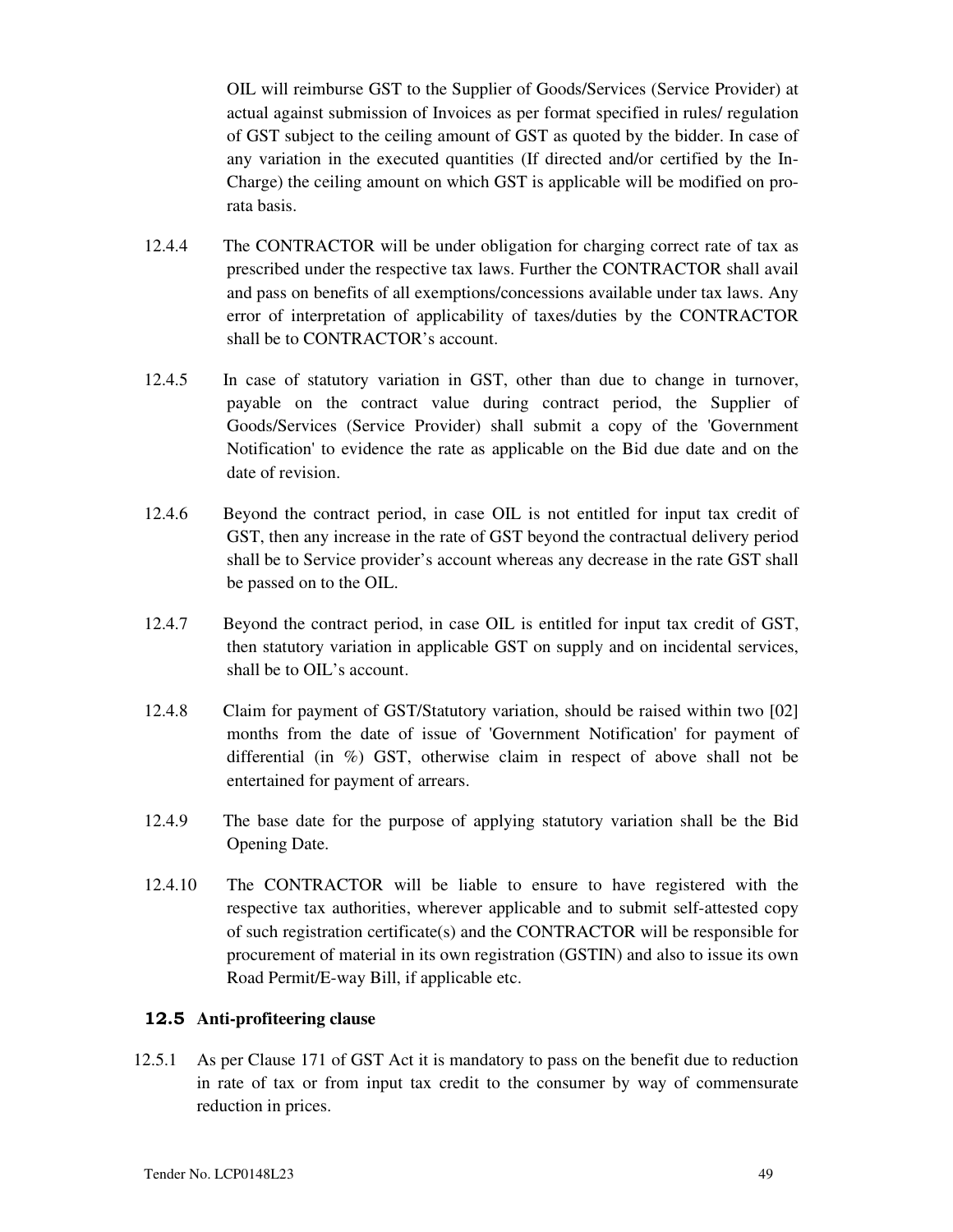OIL will reimburse GST to the Supplier of Goods/Services (Service Provider) at actual against submission of Invoices as per format specified in rules/ regulation of GST subject to the ceiling amount of GST as quoted by the bidder. In case of any variation in the executed quantities (If directed and/or certified by the In-Charge) the ceiling amount on which GST is applicable will be modified on pro-rata basis.

12.4.4 The CONTRACTOR will be under obligation for charging correct rate of tax as prescribed under the respective tax laws. Further the CONTRACTOR shall avail and pass on benefits of all exemptions/concessions available under tax laws. Any error of interpretation of applicability of taxes/duties by the CONTRACTOR shall be to CONTRACTOR's account.

12.4.5 In case of statutory variation in GST, other than due to change in turnover, payable on the contract value during contract period, the Supplier of Goods/Services (Service Provider) shall submit a copy of the 'Government Notification' to evidence the rate as applicable on the Bid due date and on the date of revision.

12.4.6 Beyond the contract period, in case OIL is not entitled for input tax credit of GST, then any increase in the rate of GST beyond the contractual delivery period shall be to Service provider's account whereas any decrease in the rate GST shall be passed on to the OIL.

12.4.7 Beyond the contract period, in case OIL is entitled for input tax credit of GST, then statutory variation in applicable GST on supply and on incidental services, shall be to OIL's account.

12.4.8 Claim for payment of GST/Statutory variation, should be raised within two [02] months from the date of issue of 'Government Notification' for payment of differential (in %) GST, otherwise claim in respect of above shall not be entertained for payment of arrears.

12.4.9 The base date for the purpose of applying statutory variation shall be the Bid Opening Date.

12.4.10 The CONTRACTOR will be liable to ensure to have registered with the respective tax authorities, wherever applicable and to submit self-attested copy of such registration certificate(s) and the CONTRACTOR will be responsible for procurement of material in its own registration (GSTIN) and also to issue its own Road Permit/E-way Bill, if applicable etc.

### 12.5 Anti-profiteering clause

12.5.1 As per Clause 171 of GST Act it is mandatory to pass on the benefit due to reduction in rate of tax or from input tax credit to the consumer by way of commensurate reduction in prices.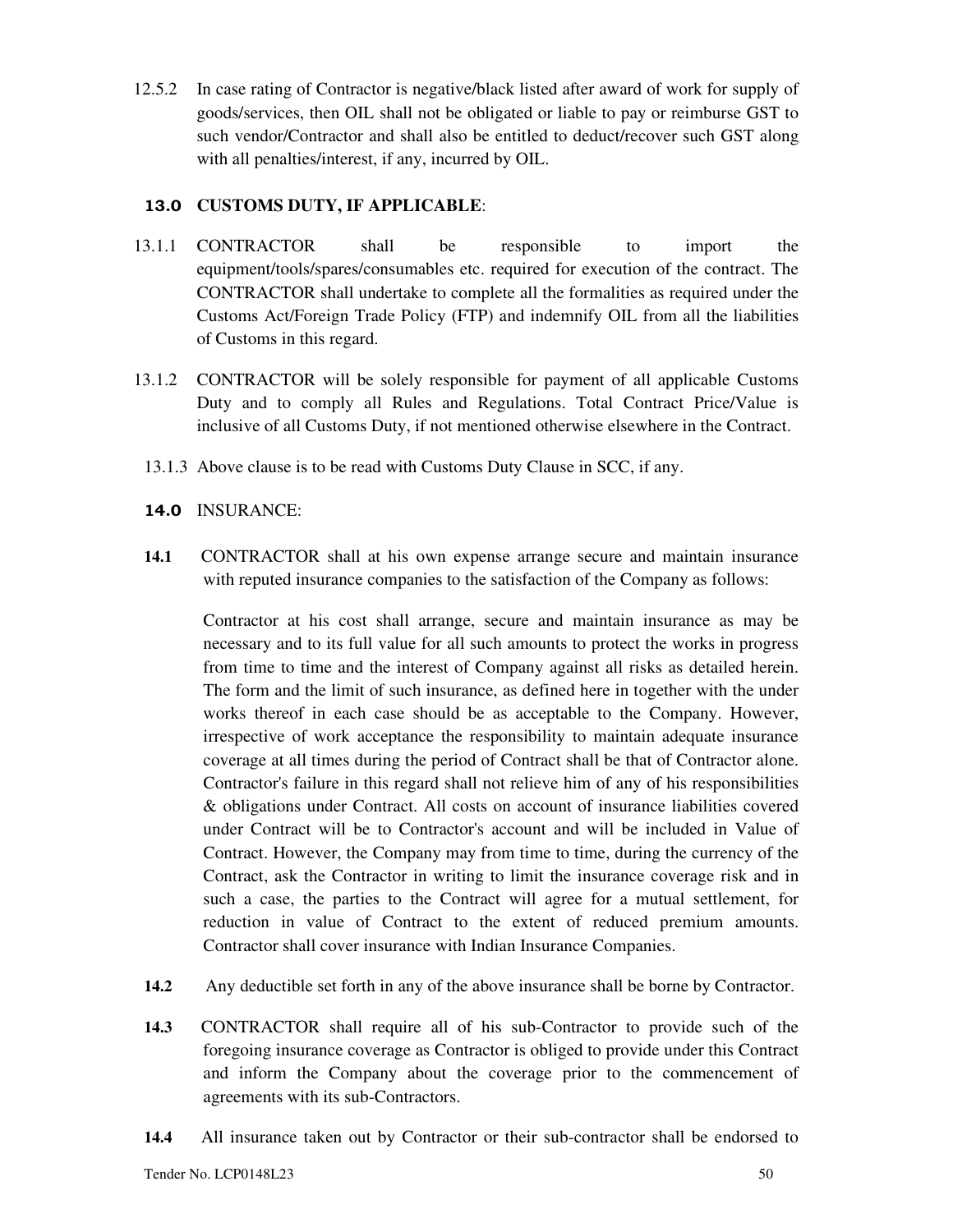12.5.2 In case rating of Contractor is negative/black listed after award of work for supply of goods/services, then OIL shall not be obligated or liable to pay or reimburse GST to such vendor/Contractor and shall also be entitled to deduct/recover such GST along with all penalties/interest, if any, incurred by OIL.

## 13.0 CUSTOMS DUTY, IF APPLICABLE:

13.1.1 CONTRACTOR shall be responsible to import the equipment/tools/spares/consumables etc. required for execution of the contract. The CONTRACTOR shall undertake to complete all the formalities as required under the Customs Act/Foreign Trade Policy (FTP) and indemnify OIL from all the liabilities of Customs in this regard.

13.1.2 CONTRACTOR will be solely responsible for payment of all applicable Customs Duty and to comply all Rules and Regulations. Total Contract Price/Value is inclusive of all Customs Duty, if not mentioned otherwise elsewhere in the Contract.

13.1.3 Above clause is to be read with Customs Duty Clause in SCC, if any.

## 14.0 INSURANCE:

**14.1** CONTRACTOR shall at his own expense arrange secure and maintain insurance with reputed insurance companies to the satisfaction of the Company as follows:

Contractor at his cost shall arrange, secure and maintain insurance as may be necessary and to its full value for all such amounts to protect the works in progress from time to time and the interest of Company against all risks as detailed herein. The form and the limit of such insurance, as defined here in together with the under works thereof in each case should be as acceptable to the Company. However, irrespective of work acceptance the responsibility to maintain adequate insurance coverage at all times during the period of Contract shall be that of Contractor alone. Contractor's failure in this regard shall not relieve him of any of his responsibilities & obligations under Contract. All costs on account of insurance liabilities covered under Contract will be to Contractor's account and will be included in Value of Contract. However, the Company may from time to time, during the currency of the Contract, ask the Contractor in writing to limit the insurance coverage risk and in such a case, the parties to the Contract will agree for a mutual settlement, for reduction in value of Contract to the extent of reduced premium amounts. Contractor shall cover insurance with Indian Insurance Companies.

**14.2** Any deductible set forth in any of the above insurance shall be borne by Contractor.

**14.3** CONTRACTOR shall require all of his sub-Contractor to provide such of the foregoing insurance coverage as Contractor is obliged to provide under this Contract and inform the Company about the coverage prior to the commencement of agreements with its sub-Contractors.

**14.4** All insurance taken out by Contractor or their sub-contractor shall be endorsed to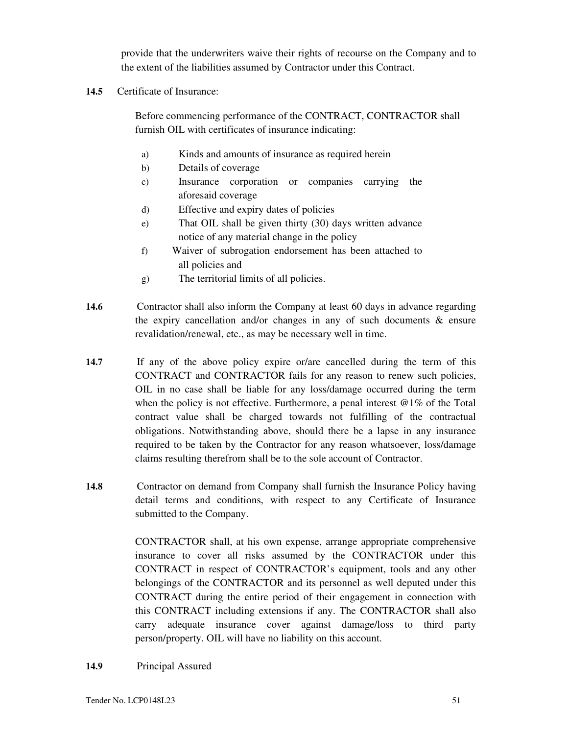provide that the underwriters waive their rights of recourse on the Company and to the extent of the liabilities assumed by Contractor under this Contract.

**14.5** Certificate of Insurance:

Before commencing performance of the CONTRACT, CONTRACTOR shall furnish OIL with certificates of insurance indicating:

a) Kinds and amounts of insurance as required herein
b) Details of coverage
c) Insurance corporation or companies carrying the aforesaid coverage
d) Effective and expiry dates of policies
e) That OIL shall be given thirty (30) days written advance notice of any material change in the policy
f) Waiver of subrogation endorsement has been attached to all policies and
g) The territorial limits of all policies.

**14.6** Contractor shall also inform the Company at least 60 days in advance regarding the expiry cancellation and/or changes in any of such documents & ensure revalidation/renewal, etc., as may be necessary well in time.

**14.7** If any of the above policy expire or/are cancelled during the term of this CONTRACT and CONTRACTOR fails for any reason to renew such policies, OIL in no case shall be liable for any loss/damage occurred during the term when the policy is not effective. Furthermore, a penal interest @1% of the Total contract value shall be charged towards not fulfilling of the contractual obligations. Notwithstanding above, should there be a lapse in any insurance required to be taken by the Contractor for any reason whatsoever, loss/damage claims resulting therefrom shall be to the sole account of Contractor.

**14.8** Contractor on demand from Company shall furnish the Insurance Policy having detail terms and conditions, with respect to any Certificate of Insurance submitted to the Company.

CONTRACTOR shall, at his own expense, arrange appropriate comprehensive insurance to cover all risks assumed by the CONTRACTOR under this CONTRACT in respect of CONTRACTOR's equipment, tools and any other belongings of the CONTRACTOR and its personnel as well deputed under this CONTRACT during the entire period of their engagement in connection with this CONTRACT including extensions if any. The CONTRACTOR shall also carry adequate insurance cover against damage/loss to third party person/property. OIL will have no liability on this account.

**14.9** Principal Assured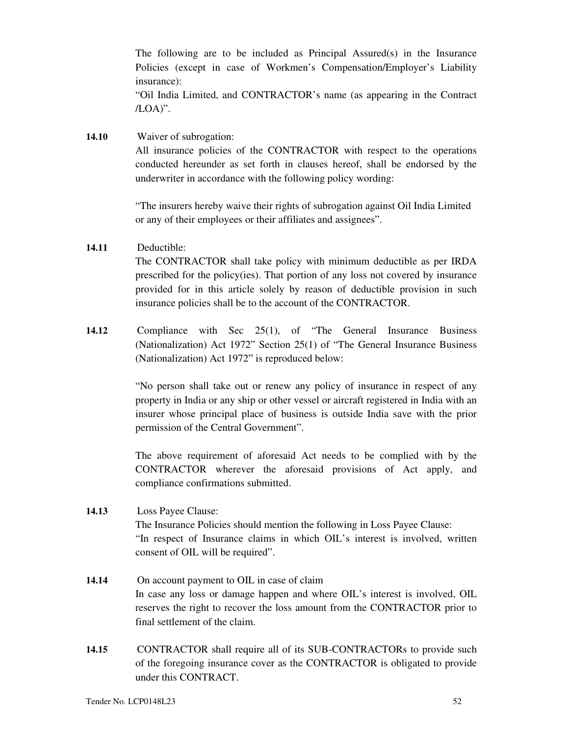The following are to be included as Principal Assured(s) in the Insurance Policies (except in case of Workmen's Compensation/Employer's Liability insurance):

"Oil India Limited, and CONTRACTOR's name (as appearing in the Contract /LOA)".

**14.10** Waiver of subrogation:

All insurance policies of the CONTRACTOR with respect to the operations conducted hereunder as set forth in clauses hereof, shall be endorsed by the underwriter in accordance with the following policy wording:

"The insurers hereby waive their rights of subrogation against Oil India Limited or any of their employees or their affiliates and assignees".

**14.11** Deductible:

The CONTRACTOR shall take policy with minimum deductible as per IRDA prescribed for the policy(ies). That portion of any loss not covered by insurance provided for in this article solely by reason of deductible provision in such insurance policies shall be to the account of the CONTRACTOR.

**14.12** Compliance with Sec 25(1), of "The General Insurance Business (Nationalization) Act 1972" Section 25(1) of "The General Insurance Business (Nationalization) Act 1972" is reproduced below:

"No person shall take out or renew any policy of insurance in respect of any property in India or any ship or other vessel or aircraft registered in India with an insurer whose principal place of business is outside India save with the prior permission of the Central Government".

The above requirement of aforesaid Act needs to be complied with by the CONTRACTOR wherever the aforesaid provisions of Act apply, and compliance confirmations submitted.

**14.13** Loss Payee Clause:

The Insurance Policies should mention the following in Loss Payee Clause:

"In respect of Insurance claims in which OIL's interest is involved, written consent of OIL will be required".

**14.14** On account payment to OIL in case of claim

In case any loss or damage happen and where OIL's interest is involved, OIL reserves the right to recover the loss amount from the CONTRACTOR prior to final settlement of the claim.

**14.15** CONTRACTOR shall require all of its SUB-CONTRACTORs to provide such of the foregoing insurance cover as the CONTRACTOR is obligated to provide under this CONTRACT.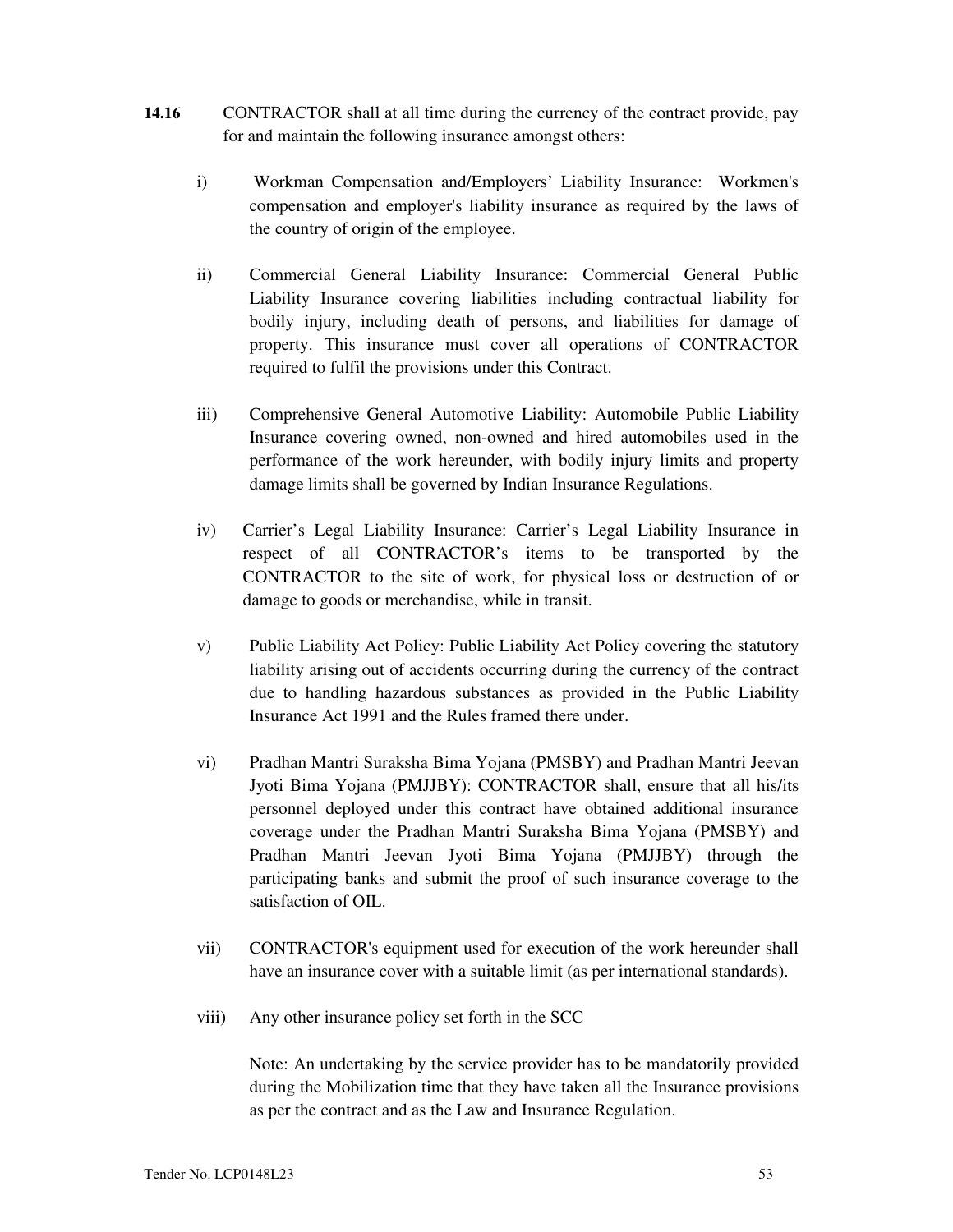**14.16** CONTRACTOR shall at all time during the currency of the contract provide, pay for and maintain the following insurance amongst others:

i) Workman Compensation and/Employers' Liability Insurance: Workmen's compensation and employer's liability insurance as required by the laws of the country of origin of the employee.

ii) Commercial General Liability Insurance: Commercial General Public Liability Insurance covering liabilities including contractual liability for bodily injury, including death of persons, and liabilities for damage of property. This insurance must cover all operations of CONTRACTOR required to fulfil the provisions under this Contract.

iii) Comprehensive General Automotive Liability: Automobile Public Liability Insurance covering owned, non-owned and hired automobiles used in the performance of the work hereunder, with bodily injury limits and property damage limits shall be governed by Indian Insurance Regulations.

iv) Carrier's Legal Liability Insurance: Carrier's Legal Liability Insurance in respect of all CONTRACTOR's items to be transported by the CONTRACTOR to the site of work, for physical loss or destruction of or damage to goods or merchandise, while in transit.

v) Public Liability Act Policy: Public Liability Act Policy covering the statutory liability arising out of accidents occurring during the currency of the contract due to handling hazardous substances as provided in the Public Liability Insurance Act 1991 and the Rules framed there under.

vi) Pradhan Mantri Suraksha Bima Yojana (PMSBY) and Pradhan Mantri Jeevan Jyoti Bima Yojana (PMJJBY): CONTRACTOR shall, ensure that all his/its personnel deployed under this contract have obtained additional insurance coverage under the Pradhan Mantri Suraksha Bima Yojana (PMSBY) and Pradhan Mantri Jeevan Jyoti Bima Yojana (PMJJBY) through the participating banks and submit the proof of such insurance coverage to the satisfaction of OIL.

vii) CONTRACTOR's equipment used for execution of the work hereunder shall have an insurance cover with a suitable limit (as per international standards).

viii) Any other insurance policy set forth in the SCC

Note: An undertaking by the service provider has to be mandatorily provided during the Mobilization time that they have taken all the Insurance provisions as per the contract and as the Law and Insurance Regulation.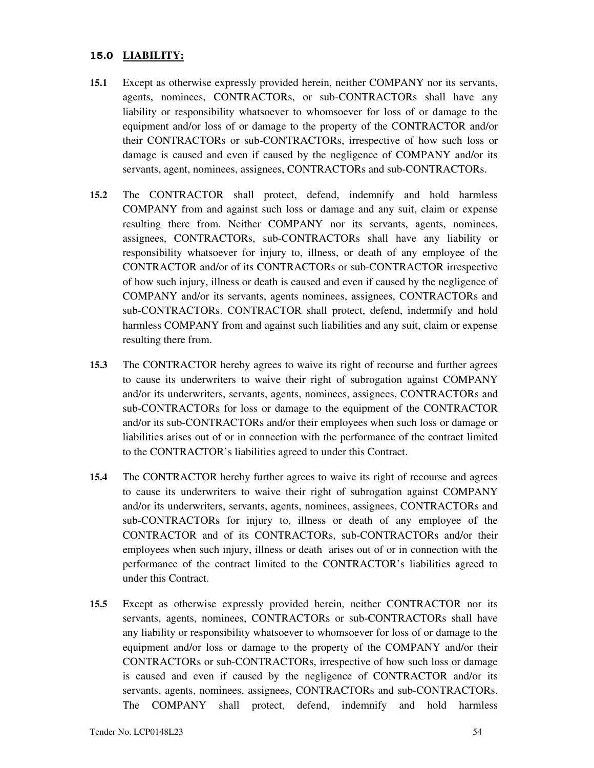## 15.0 LIABILITY:

**15.1** Except as otherwise expressly provided herein, neither COMPANY nor its servants, agents, nominees, CONTRACTORs, or sub-CONTRACTORs shall have any liability or responsibility whatsoever to whomsoever for loss of or damage to the equipment and/or loss of or damage to the property of the CONTRACTOR and/or their CONTRACTORs or sub-CONTRACTORs, irrespective of how such loss or damage is caused and even if caused by the negligence of COMPANY and/or its servants, agent, nominees, assignees, CONTRACTORs and sub-CONTRACTORs.

**15.2** The CONTRACTOR shall protect, defend, indemnify and hold harmless COMPANY from and against such loss or damage and any suit, claim or expense resulting there from. Neither COMPANY nor its servants, agents, nominees, assignees, CONTRACTORs, sub-CONTRACTORs shall have any liability or responsibility whatsoever for injury to, illness, or death of any employee of the CONTRACTOR and/or of its CONTRACTORs or sub-CONTRACTOR irrespective of how such injury, illness or death is caused and even if caused by the negligence of COMPANY and/or its servants, agents nominees, assignees, CONTRACTORs and sub-CONTRACTORs. CONTRACTOR shall protect, defend, indemnify and hold harmless COMPANY from and against such liabilities and any suit, claim or expense resulting there from.

**15.3** The CONTRACTOR hereby agrees to waive its right of recourse and further agrees to cause its underwriters to waive their right of subrogation against COMPANY and/or its underwriters, servants, agents, nominees, assignees, CONTRACTORs and sub-CONTRACTORs for loss or damage to the equipment of the CONTRACTOR and/or its sub-CONTRACTORs and/or their employees when such loss or damage or liabilities arises out of or in connection with the performance of the contract limited to the CONTRACTOR's liabilities agreed to under this Contract.

**15.4** The CONTRACTOR hereby further agrees to waive its right of recourse and agrees to cause its underwriters to waive their right of subrogation against COMPANY and/or its underwriters, servants, agents, nominees, assignees, CONTRACTORs and sub-CONTRACTORs for injury to, illness or death of any employee of the CONTRACTOR and of its CONTRACTORs, sub-CONTRACTORs and/or their employees when such injury, illness or death arises out of or in connection with the performance of the contract limited to the CONTRACTOR's liabilities agreed to under this Contract.

**15.5** Except as otherwise expressly provided herein, neither CONTRACTOR nor its servants, agents, nominees, CONTRACTORs or sub-CONTRACTORs shall have any liability or responsibility whatsoever to whomsoever for loss of or damage to the equipment and/or loss or damage to the property of the COMPANY and/or their CONTRACTORs or sub-CONTRACTORs, irrespective of how such loss or damage is caused and even if caused by the negligence of CONTRACTOR and/or its servants, agents, nominees, assignees, CONTRACTORs and sub-CONTRACTORs. The COMPANY shall protect, defend, indemnify and hold harmless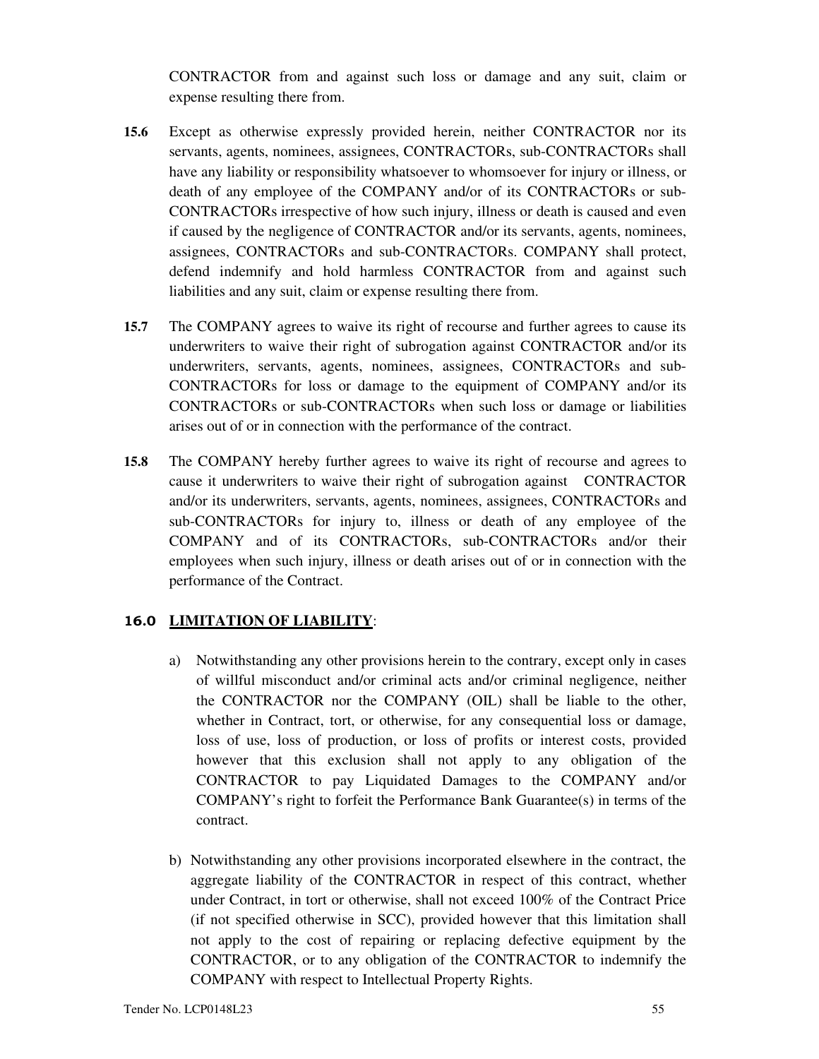CONTRACTOR from and against such loss or damage and any suit, claim or expense resulting there from.

**15.6** Except as otherwise expressly provided herein, neither CONTRACTOR nor its servants, agents, nominees, assignees, CONTRACTORs, sub-CONTRACTORs shall have any liability or responsibility whatsoever to whomsoever for injury or illness, or death of any employee of the COMPANY and/or of its CONTRACTORs or sub-CONTRACTORs irrespective of how such injury, illness or death is caused and even if caused by the negligence of CONTRACTOR and/or its servants, agents, nominees, assignees, CONTRACTORs and sub-CONTRACTORs. COMPANY shall protect, defend indemnify and hold harmless CONTRACTOR from and against such liabilities and any suit, claim or expense resulting there from.

**15.7** The COMPANY agrees to waive its right of recourse and further agrees to cause its underwriters to waive their right of subrogation against CONTRACTOR and/or its underwriters, servants, agents, nominees, assignees, CONTRACTORs and sub-CONTRACTORs for loss or damage to the equipment of COMPANY and/or its CONTRACTORs or sub-CONTRACTORs when such loss or damage or liabilities arises out of or in connection with the performance of the contract.

**15.8** The COMPANY hereby further agrees to waive its right of recourse and agrees to cause it underwriters to waive their right of subrogation against CONTRACTOR and/or its underwriters, servants, agents, nominees, assignees, CONTRACTORs and sub-CONTRACTORs for injury to, illness or death of any employee of the COMPANY and of its CONTRACTORs, sub-CONTRACTORs and/or their employees when such injury, illness or death arises out of or in connection with the performance of the Contract.

## 16.0 LIMITATION OF LIABILITY:

a) Notwithstanding any other provisions herein to the contrary, except only in cases of willful misconduct and/or criminal acts and/or criminal negligence, neither the CONTRACTOR nor the COMPANY (OIL) shall be liable to the other, whether in Contract, tort, or otherwise, for any consequential loss or damage, loss of use, loss of production, or loss of profits or interest costs, provided however that this exclusion shall not apply to any obligation of the CONTRACTOR to pay Liquidated Damages to the COMPANY and/or COMPANY's right to forfeit the Performance Bank Guarantee(s) in terms of the contract.

b) Notwithstanding any other provisions incorporated elsewhere in the contract, the aggregate liability of the CONTRACTOR in respect of this contract, whether under Contract, in tort or otherwise, shall not exceed 100% of the Contract Price (if not specified otherwise in SCC), provided however that this limitation shall not apply to the cost of repairing or replacing defective equipment by the CONTRACTOR, or to any obligation of the CONTRACTOR to indemnify the COMPANY with respect to Intellectual Property Rights.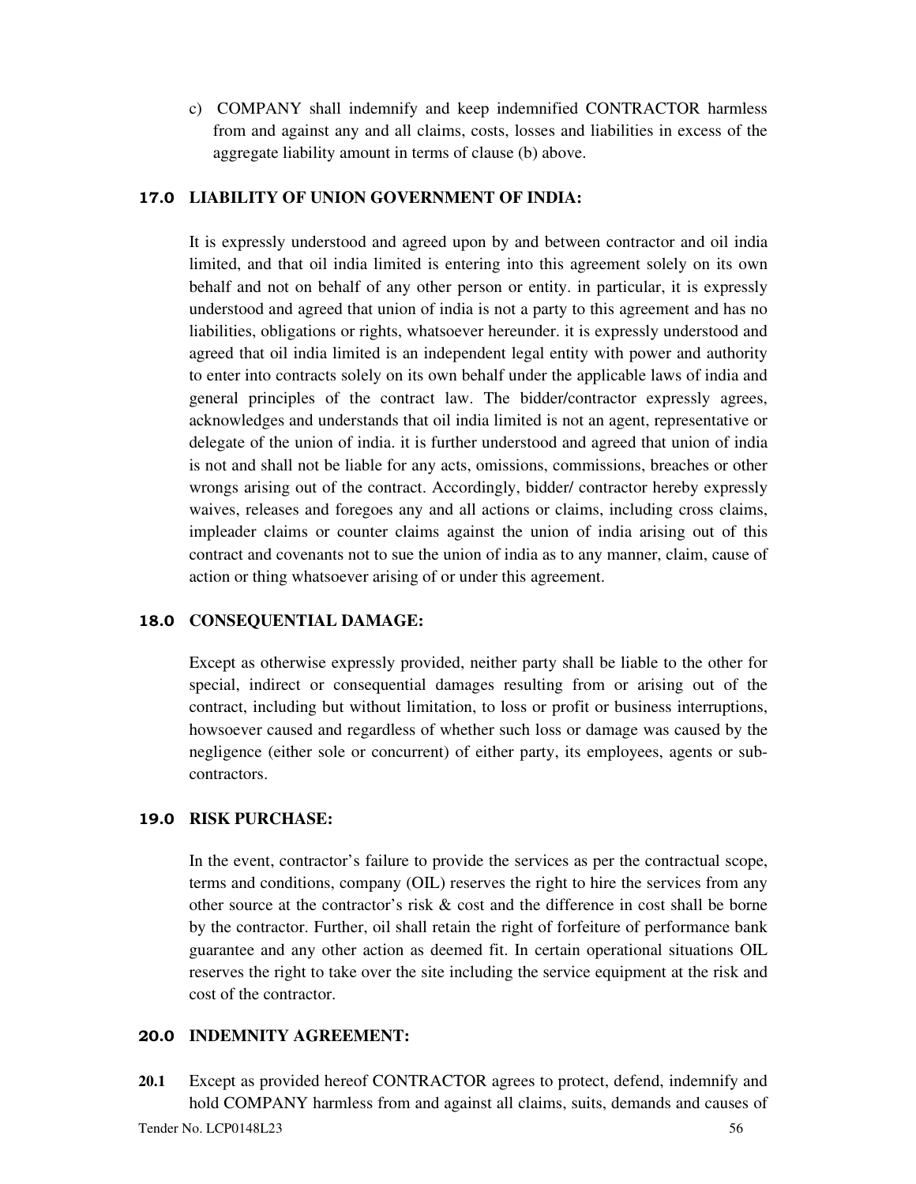c) COMPANY shall indemnify and keep indemnified CONTRACTOR harmless from and against any and all claims, costs, losses and liabilities in excess of the aggregate liability amount in terms of clause (b) above.

### 17.0 LIABILITY OF UNION GOVERNMENT OF INDIA:

It is expressly understood and agreed upon by and between contractor and oil india limited, and that oil india limited is entering into this agreement solely on its own behalf and not on behalf of any other person or entity. in particular, it is expressly understood and agreed that union of india is not a party to this agreement and has no liabilities, obligations or rights, whatsoever hereunder. it is expressly understood and agreed that oil india limited is an independent legal entity with power and authority to enter into contracts solely on its own behalf under the applicable laws of india and general principles of the contract law. The bidder/contractor expressly agrees, acknowledges and understands that oil india limited is not an agent, representative or delegate of the union of india. it is further understood and agreed that union of india is not and shall not be liable for any acts, omissions, commissions, breaches or other wrongs arising out of the contract. Accordingly, bidder/ contractor hereby expressly waives, releases and foregoes any and all actions or claims, including cross claims, impleader claims or counter claims against the union of india arising out of this contract and covenants not to sue the union of india as to any manner, claim, cause of action or thing whatsoever arising of or under this agreement.

### 18.0 CONSEQUENTIAL DAMAGE:

Except as otherwise expressly provided, neither party shall be liable to the other for special, indirect or consequential damages resulting from or arising out of the contract, including but without limitation, to loss or profit or business interruptions, howsoever caused and regardless of whether such loss or damage was caused by the negligence (either sole or concurrent) of either party, its employees, agents or sub-contractors.

### 19.0 RISK PURCHASE:

In the event, contractor's failure to provide the services as per the contractual scope, terms and conditions, company (OIL) reserves the right to hire the services from any other source at the contractor's risk & cost and the difference in cost shall be borne by the contractor. Further, oil shall retain the right of forfeiture of performance bank guarantee and any other action as deemed fit. In certain operational situations OIL reserves the right to take over the site including the service equipment at the risk and cost of the contractor.

### 20.0 INDEMNITY AGREEMENT:

**20.1** Except as provided hereof CONTRACTOR agrees to protect, defend, indemnify and hold COMPANY harmless from and against all claims, suits, demands and causes of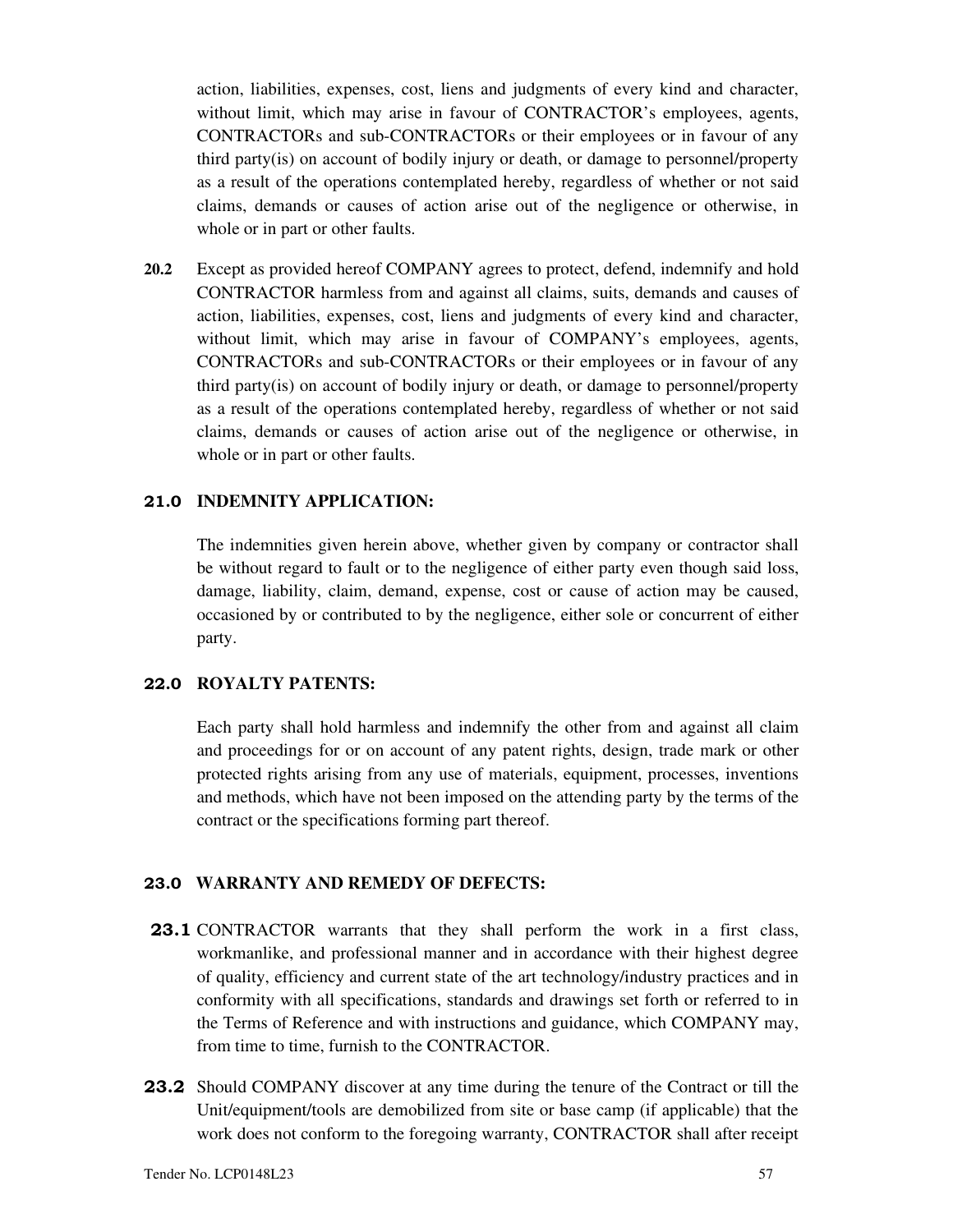action, liabilities, expenses, cost, liens and judgments of every kind and character, without limit, which may arise in favour of CONTRACTOR's employees, agents, CONTRACTORs and sub-CONTRACTORs or their employees or in favour of any third party(is) on account of bodily injury or death, or damage to personnel/property as a result of the operations contemplated hereby, regardless of whether or not said claims, demands or causes of action arise out of the negligence or otherwise, in whole or in part or other faults.

**20.2** Except as provided hereof COMPANY agrees to protect, defend, indemnify and hold CONTRACTOR harmless from and against all claims, suits, demands and causes of action, liabilities, expenses, cost, liens and judgments of every kind and character, without limit, which may arise in favour of COMPANY's employees, agents, CONTRACTORs and sub-CONTRACTORs or their employees or in favour of any third party(is) on account of bodily injury or death, or damage to personnel/property as a result of the operations contemplated hereby, regardless of whether or not said claims, demands or causes of action arise out of the negligence or otherwise, in whole or in part or other faults.

## 21.0 INDEMNITY APPLICATION:

The indemnities given herein above, whether given by company or contractor shall be without regard to fault or to the negligence of either party even though said loss, damage, liability, claim, demand, expense, cost or cause of action may be caused, occasioned by or contributed to by the negligence, either sole or concurrent of either party.

## 22.0 ROYALTY PATENTS:

Each party shall hold harmless and indemnify the other from and against all claim and proceedings for or on account of any patent rights, design, trade mark or other protected rights arising from any use of materials, equipment, processes, inventions and methods, which have not been imposed on the attending party by the terms of the contract or the specifications forming part thereof.

## 23.0 WARRANTY AND REMEDY OF DEFECTS:

**23.1** CONTRACTOR warrants that they shall perform the work in a first class, workmanlike, and professional manner and in accordance with their highest degree of quality, efficiency and current state of the art technology/industry practices and in conformity with all specifications, standards and drawings set forth or referred to in the Terms of Reference and with instructions and guidance, which COMPANY may, from time to time, furnish to the CONTRACTOR.

**23.2** Should COMPANY discover at any time during the tenure of the Contract or till the Unit/equipment/tools are demobilized from site or base camp (if applicable) that the work does not conform to the foregoing warranty, CONTRACTOR shall after receipt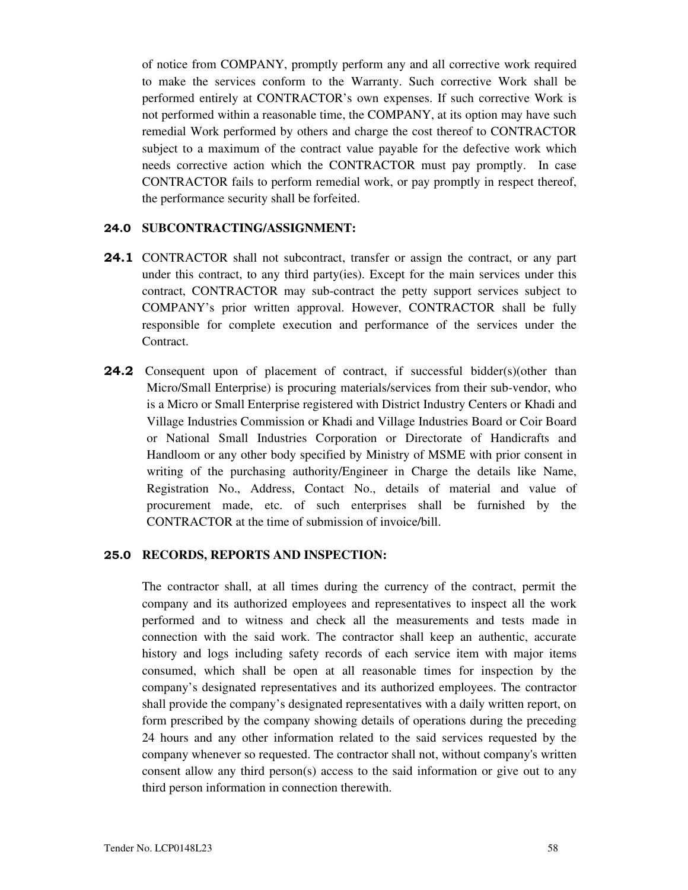of notice from COMPANY, promptly perform any and all corrective work required to make the services conform to the Warranty. Such corrective Work shall be performed entirely at CONTRACTOR's own expenses. If such corrective Work is not performed within a reasonable time, the COMPANY, at its option may have such remedial Work performed by others and charge the cost thereof to CONTRACTOR subject to a maximum of the contract value payable for the defective work which needs corrective action which the CONTRACTOR must pay promptly. In case CONTRACTOR fails to perform remedial work, or pay promptly in respect thereof, the performance security shall be forfeited.

### 24.0 SUBCONTRACTING/ASSIGNMENT:

**24.1** CONTRACTOR shall not subcontract, transfer or assign the contract, or any part under this contract, to any third party(ies). Except for the main services under this contract, CONTRACTOR may sub-contract the petty support services subject to COMPANY's prior written approval. However, CONTRACTOR shall be fully responsible for complete execution and performance of the services under the Contract.

**24.2** Consequent upon of placement of contract, if successful bidder(s)(other than Micro/Small Enterprise) is procuring materials/services from their sub-vendor, who is a Micro or Small Enterprise registered with District Industry Centers or Khadi and Village Industries Commission or Khadi and Village Industries Board or Coir Board or National Small Industries Corporation or Directorate of Handicrafts and Handloom or any other body specified by Ministry of MSME with prior consent in writing of the purchasing authority/Engineer in Charge the details like Name, Registration No., Address, Contact No., details of material and value of procurement made, etc. of such enterprises shall be furnished by the CONTRACTOR at the time of submission of invoice/bill.

### 25.0 RECORDS, REPORTS AND INSPECTION:

The contractor shall, at all times during the currency of the contract, permit the company and its authorized employees and representatives to inspect all the work performed and to witness and check all the measurements and tests made in connection with the said work. The contractor shall keep an authentic, accurate history and logs including safety records of each service item with major items consumed, which shall be open at all reasonable times for inspection by the company's designated representatives and its authorized employees. The contractor shall provide the company's designated representatives with a daily written report, on form prescribed by the company showing details of operations during the preceding 24 hours and any other information related to the said services requested by the company whenever so requested. The contractor shall not, without company's written consent allow any third person(s) access to the said information or give out to any third person information in connection therewith.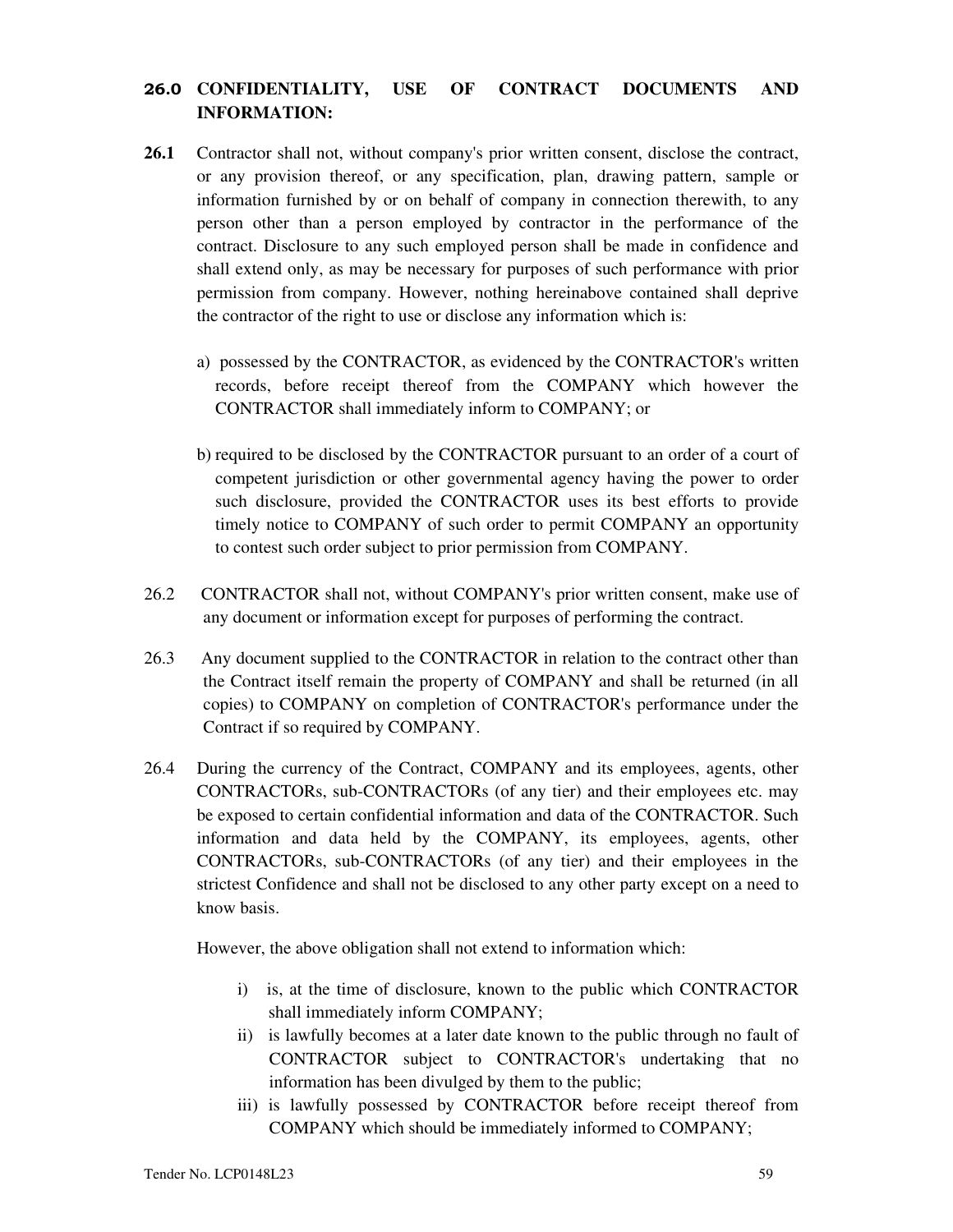## 26.0 CONFIDENTIALITY, USE OF CONTRACT DOCUMENTS AND INFORMATION:

**26.1** Contractor shall not, without company's prior written consent, disclose the contract, or any provision thereof, or any specification, plan, drawing pattern, sample or information furnished by or on behalf of company in connection therewith, to any person other than a person employed by contractor in the performance of the contract. Disclosure to any such employed person shall be made in confidence and shall extend only, as may be necessary for purposes of such performance with prior permission from company. However, nothing hereinabove contained shall deprive the contractor of the right to use or disclose any information which is:

a) possessed by the CONTRACTOR, as evidenced by the CONTRACTOR's written records, before receipt thereof from the COMPANY which however the CONTRACTOR shall immediately inform to COMPANY; or

b) required to be disclosed by the CONTRACTOR pursuant to an order of a court of competent jurisdiction or other governmental agency having the power to order such disclosure, provided the CONTRACTOR uses its best efforts to provide timely notice to COMPANY of such order to permit COMPANY an opportunity to contest such order subject to prior permission from COMPANY.

26.2 CONTRACTOR shall not, without COMPANY's prior written consent, make use of any document or information except for purposes of performing the contract.

26.3 Any document supplied to the CONTRACTOR in relation to the contract other than the Contract itself remain the property of COMPANY and shall be returned (in all copies) to COMPANY on completion of CONTRACTOR's performance under the Contract if so required by COMPANY.

26.4 During the currency of the Contract, COMPANY and its employees, agents, other CONTRACTORs, sub-CONTRACTORs (of any tier) and their employees etc. may be exposed to certain confidential information and data of the CONTRACTOR. Such information and data held by the COMPANY, its employees, agents, other CONTRACTORs, sub-CONTRACTORs (of any tier) and their employees in the strictest Confidence and shall not be disclosed to any other party except on a need to know basis.

However, the above obligation shall not extend to information which:

i) is, at the time of disclosure, known to the public which CONTRACTOR shall immediately inform COMPANY;
ii) is lawfully becomes at a later date known to the public through no fault of CONTRACTOR subject to CONTRACTOR's undertaking that no information has been divulged by them to the public;
iii) is lawfully possessed by CONTRACTOR before receipt thereof from COMPANY which should be immediately informed to COMPANY;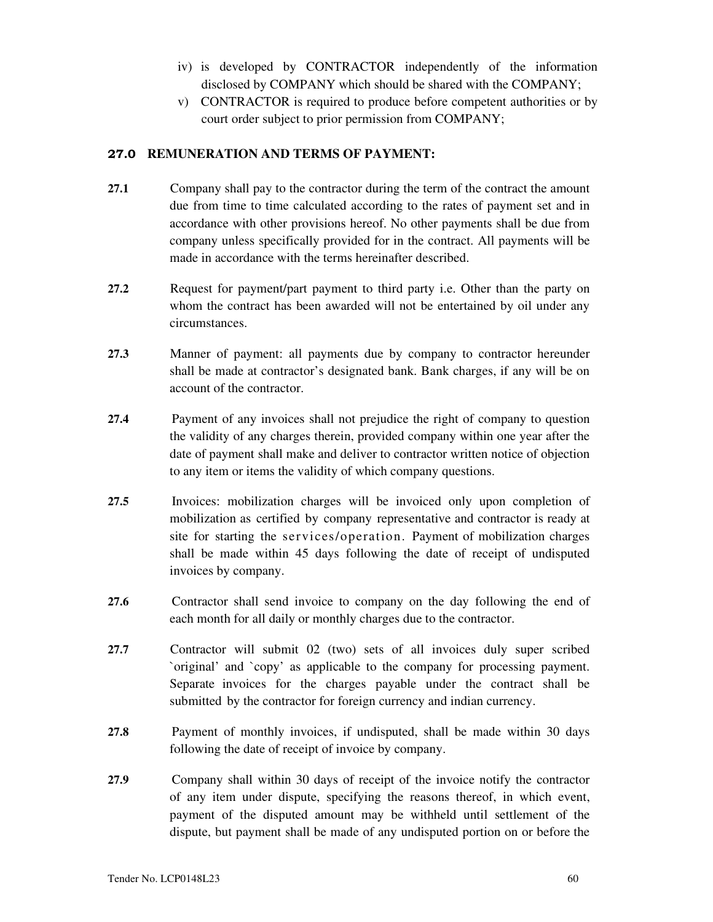iv) is developed by CONTRACTOR independently of the information disclosed by COMPANY which should be shared with the COMPANY;

v) CONTRACTOR is required to produce before competent authorities or by court order subject to prior permission from COMPANY;

## 27.0 REMUNERATION AND TERMS OF PAYMENT:

**27.1** Company shall pay to the contractor during the term of the contract the amount due from time to time calculated according to the rates of payment set and in accordance with other provisions hereof. No other payments shall be due from company unless specifically provided for in the contract. All payments will be made in accordance with the terms hereinafter described.

**27.2** Request for payment/part payment to third party i.e. Other than the party on whom the contract has been awarded will not be entertained by oil under any circumstances.

**27.3** Manner of payment: all payments due by company to contractor hereunder shall be made at contractor's designated bank. Bank charges, if any will be on account of the contractor.

**27.4** Payment of any invoices shall not prejudice the right of company to question the validity of any charges therein, provided company within one year after the date of payment shall make and deliver to contractor written notice of objection to any item or items the validity of which company questions.

**27.5** Invoices: mobilization charges will be invoiced only upon completion of mobilization as certified by company representative and contractor is ready at site for starting the services/operation. Payment of mobilization charges shall be made within 45 days following the date of receipt of undisputed invoices by company.

**27.6** Contractor shall send invoice to company on the day following the end of each month for all daily or monthly charges due to the contractor.

**27.7** Contractor will submit 02 (two) sets of all invoices duly super scribed `original' and `copy' as applicable to the company for processing payment. Separate invoices for the charges payable under the contract shall be submitted by the contractor for foreign currency and indian currency.

**27.8** Payment of monthly invoices, if undisputed, shall be made within 30 days following the date of receipt of invoice by company.

**27.9** Company shall within 30 days of receipt of the invoice notify the contractor of any item under dispute, specifying the reasons thereof, in which event, payment of the disputed amount may be withheld until settlement of the dispute, but payment shall be made of any undisputed portion on or before the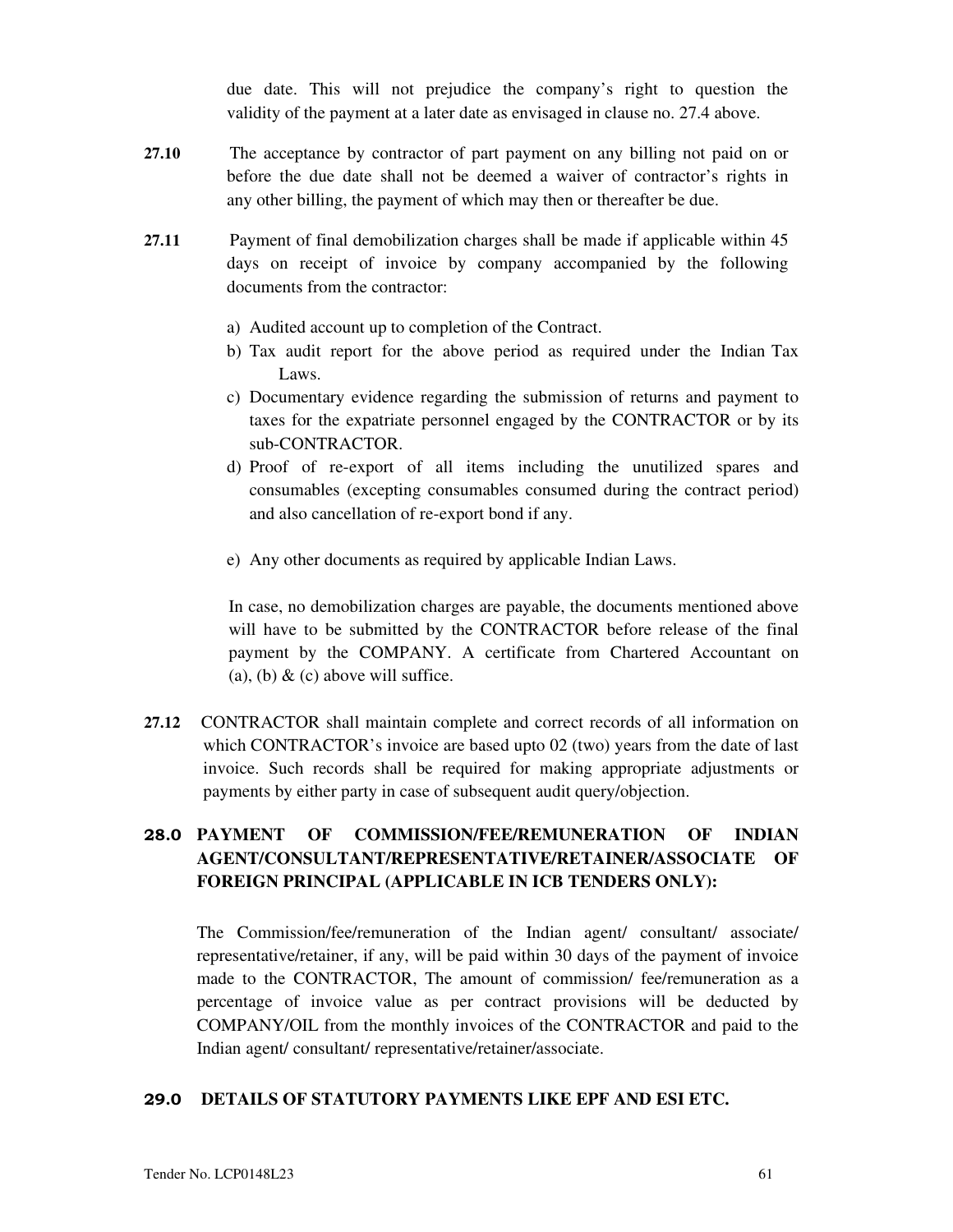due date. This will not prejudice the company's right to question the validity of the payment at a later date as envisaged in clause no. 27.4 above.

**27.10** The acceptance by contractor of part payment on any billing not paid on or before the due date shall not be deemed a waiver of contractor's rights in any other billing, the payment of which may then or thereafter be due.

**27.11** Payment of final demobilization charges shall be made if applicable within 45 days on receipt of invoice by company accompanied by the following documents from the contractor:

a) Audited account up to completion of the Contract.
b) Tax audit report for the above period as required under the Indian Tax Laws.
c) Documentary evidence regarding the submission of returns and payment to taxes for the expatriate personnel engaged by the CONTRACTOR or by its sub-CONTRACTOR.
d) Proof of re-export of all items including the unutilized spares and consumables (excepting consumables consumed during the contract period) and also cancellation of re-export bond if any.
e) Any other documents as required by applicable Indian Laws.

In case, no demobilization charges are payable, the documents mentioned above will have to be submitted by the CONTRACTOR before release of the final payment by the COMPANY. A certificate from Chartered Accountant on (a), (b) & (c) above will suffice.

**27.12** CONTRACTOR shall maintain complete and correct records of all information on which CONTRACTOR's invoice are based upto 02 (two) years from the date of last invoice. Such records shall be required for making appropriate adjustments or payments by either party in case of subsequent audit query/objection.

## 28.0 PAYMENT OF COMMISSION/FEE/REMUNERATION OF INDIAN AGENT/CONSULTANT/REPRESENTATIVE/RETAINER/ASSOCIATE OF FOREIGN PRINCIPAL (APPLICABLE IN ICB TENDERS ONLY):

The Commission/fee/remuneration of the Indian agent/ consultant/ associate/ representative/retainer, if any, will be paid within 30 days of the payment of invoice made to the CONTRACTOR, The amount of commission/ fee/remuneration as a percentage of invoice value as per contract provisions will be deducted by COMPANY/OIL from the monthly invoices of the CONTRACTOR and paid to the Indian agent/ consultant/ representative/retainer/associate.

## 29.0 DETAILS OF STATUTORY PAYMENTS LIKE EPF AND ESI ETC.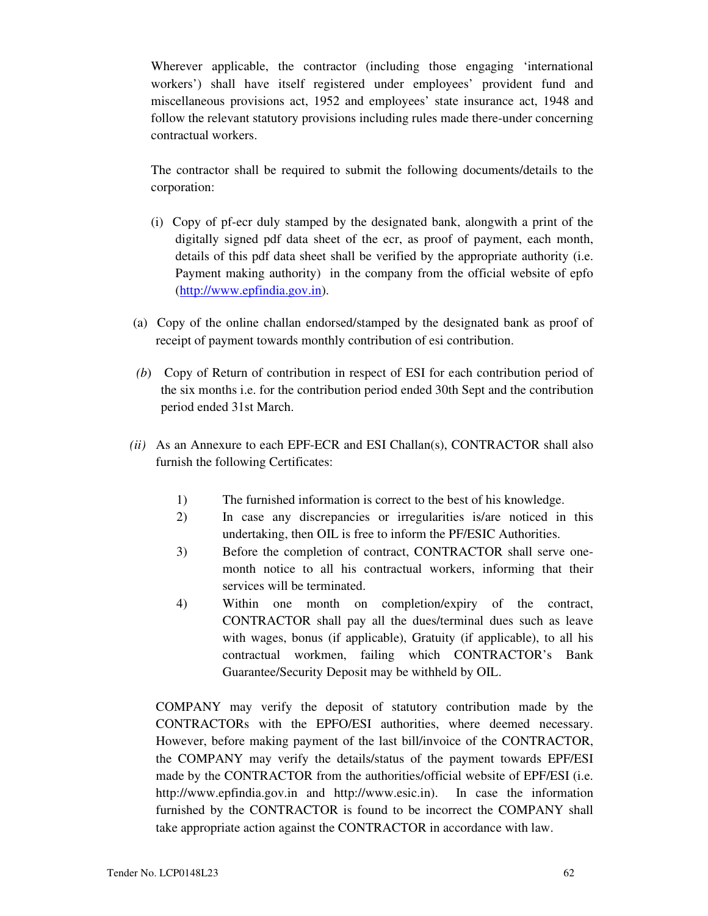Wherever applicable, the contractor (including those engaging 'international workers') shall have itself registered under employees' provident fund and miscellaneous provisions act, 1952 and employees' state insurance act, 1948 and follow the relevant statutory provisions including rules made there-under concerning contractual workers.

The contractor shall be required to submit the following documents/details to the corporation:

(i) Copy of pf-ecr duly stamped by the designated bank, alongwith a print of the digitally signed pdf data sheet of the ecr, as proof of payment, each month, details of this pdf data sheet shall be verified by the appropriate authority (i.e. Payment making authority) in the company from the official website of epfo (http://www.epfindia.gov.in).

(a) Copy of the online challan endorsed/stamped by the designated bank as proof of receipt of payment towards monthly contribution of esi contribution.

*(b)* Copy of Return of contribution in respect of ESI for each contribution period of the six months i.e. for the contribution period ended 30th Sept and the contribution period ended 31st March.

*(ii)* As an Annexure to each EPF-ECR and ESI Challan(s), CONTRACTOR shall also furnish the following Certificates:

1) The furnished information is correct to the best of his knowledge.
2) In case any discrepancies or irregularities is/are noticed in this undertaking, then OIL is free to inform the PF/ESIC Authorities.
3) Before the completion of contract, CONTRACTOR shall serve one-month notice to all his contractual workers, informing that their services will be terminated.
4) Within one month on completion/expiry of the contract, CONTRACTOR shall pay all the dues/terminal dues such as leave with wages, bonus (if applicable), Gratuity (if applicable), to all his contractual workmen, failing which CONTRACTOR's Bank Guarantee/Security Deposit may be withheld by OIL.

COMPANY may verify the deposit of statutory contribution made by the CONTRACTORs with the EPFO/ESI authorities, where deemed necessary. However, before making payment of the last bill/invoice of the CONTRACTOR, the COMPANY may verify the details/status of the payment towards EPF/ESI made by the CONTRACTOR from the authorities/official website of EPF/ESI (i.e. http://www.epfindia.gov.in and http://www.esic.in). In case the information furnished by the CONTRACTOR is found to be incorrect the COMPANY shall take appropriate action against the CONTRACTOR in accordance with law.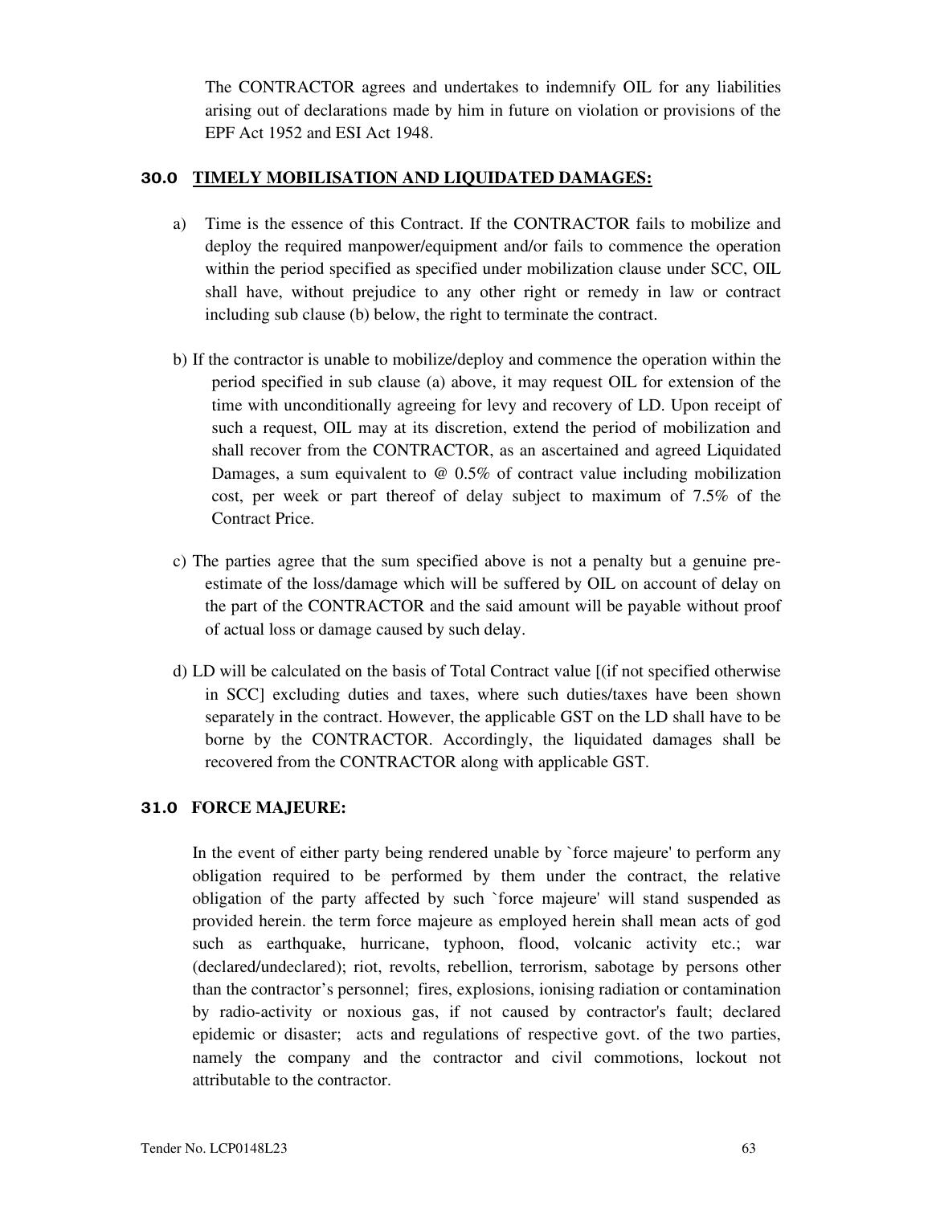The CONTRACTOR agrees and undertakes to indemnify OIL for any liabilities arising out of declarations made by him in future on violation or provisions of the EPF Act 1952 and ESI Act 1948.

## 30.0 TIMELY MOBILISATION AND LIQUIDATED DAMAGES:

a) Time is the essence of this Contract. If the CONTRACTOR fails to mobilize and deploy the required manpower/equipment and/or fails to commence the operation within the period specified as specified under mobilization clause under SCC, OIL shall have, without prejudice to any other right or remedy in law or contract including sub clause (b) below, the right to terminate the contract.

b) If the contractor is unable to mobilize/deploy and commence the operation within the period specified in sub clause (a) above, it may request OIL for extension of the time with unconditionally agreeing for levy and recovery of LD. Upon receipt of such a request, OIL may at its discretion, extend the period of mobilization and shall recover from the CONTRACTOR, as an ascertained and agreed Liquidated Damages, a sum equivalent to @ 0.5% of contract value including mobilization cost, per week or part thereof of delay subject to maximum of 7.5% of the Contract Price.

c) The parties agree that the sum specified above is not a penalty but a genuine pre-estimate of the loss/damage which will be suffered by OIL on account of delay on the part of the CONTRACTOR and the said amount will be payable without proof of actual loss or damage caused by such delay.

d) LD will be calculated on the basis of Total Contract value [(if not specified otherwise in SCC] excluding duties and taxes, where such duties/taxes have been shown separately in the contract. However, the applicable GST on the LD shall have to be borne by the CONTRACTOR. Accordingly, the liquidated damages shall be recovered from the CONTRACTOR along with applicable GST.

## 31.0 FORCE MAJEURE:

In the event of either party being rendered unable by `force majeure' to perform any obligation required to be performed by them under the contract, the relative obligation of the party affected by such `force majeure' will stand suspended as provided herein. the term force majeure as employed herein shall mean acts of god such as earthquake, hurricane, typhoon, flood, volcanic activity etc.; war (declared/undeclared); riot, revolts, rebellion, terrorism, sabotage by persons other than the contractor's personnel; fires, explosions, ionising radiation or contamination by radio-activity or noxious gas, if not caused by contractor's fault; declared epidemic or disaster; acts and regulations of respective govt. of the two parties, namely the company and the contractor and civil commotions, lockout not attributable to the contractor.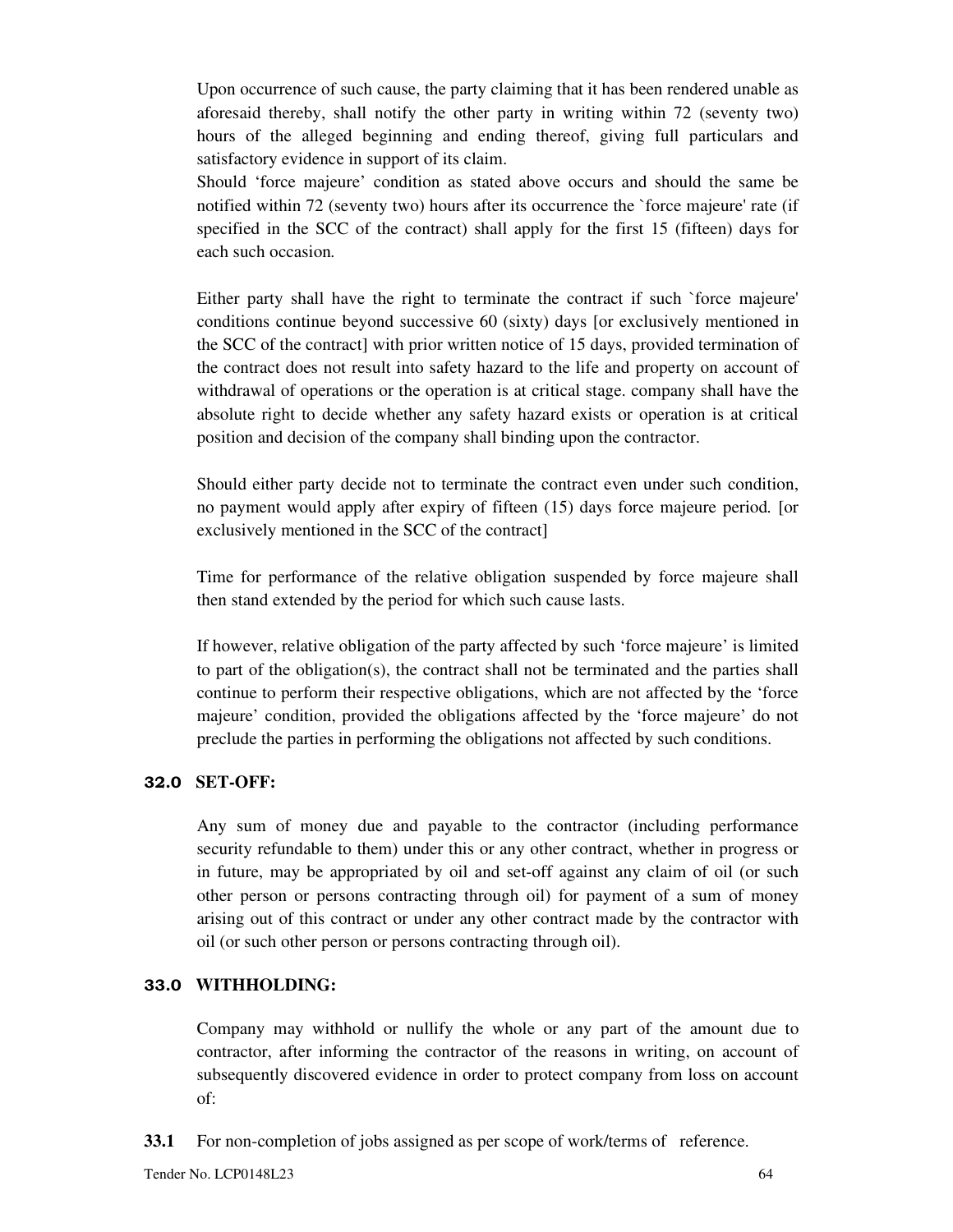Upon occurrence of such cause, the party claiming that it has been rendered unable as aforesaid thereby, shall notify the other party in writing within 72 (seventy two) hours of the alleged beginning and ending thereof, giving full particulars and satisfactory evidence in support of its claim.

Should 'force majeure' condition as stated above occurs and should the same be notified within 72 (seventy two) hours after its occurrence the `force majeure' rate (if specified in the SCC of the contract) shall apply for the first 15 (fifteen) days for each such occasion.

Either party shall have the right to terminate the contract if such `force majeure' conditions continue beyond successive 60 (sixty) days [or exclusively mentioned in the SCC of the contract] with prior written notice of 15 days, provided termination of the contract does not result into safety hazard to the life and property on account of withdrawal of operations or the operation is at critical stage. company shall have the absolute right to decide whether any safety hazard exists or operation is at critical position and decision of the company shall binding upon the contractor.

Should either party decide not to terminate the contract even under such condition, no payment would apply after expiry of fifteen (15) days force majeure period. [or exclusively mentioned in the SCC of the contract]

Time for performance of the relative obligation suspended by force majeure shall then stand extended by the period for which such cause lasts.

If however, relative obligation of the party affected by such 'force majeure' is limited to part of the obligation(s), the contract shall not be terminated and the parties shall continue to perform their respective obligations, which are not affected by the 'force majeure' condition, provided the obligations affected by the 'force majeure' do not preclude the parties in performing the obligations not affected by such conditions.

## 32.0 SET-OFF:

Any sum of money due and payable to the contractor (including performance security refundable to them) under this or any other contract, whether in progress or in future, may be appropriated by oil and set-off against any claim of oil (or such other person or persons contracting through oil) for payment of a sum of money arising out of this contract or under any other contract made by the contractor with oil (or such other person or persons contracting through oil).

## 33.0 WITHHOLDING:

Company may withhold or nullify the whole or any part of the amount due to contractor, after informing the contractor of the reasons in writing, on account of subsequently discovered evidence in order to protect company from loss on account of:

**33.1** For non-completion of jobs assigned as per scope of work/terms of reference.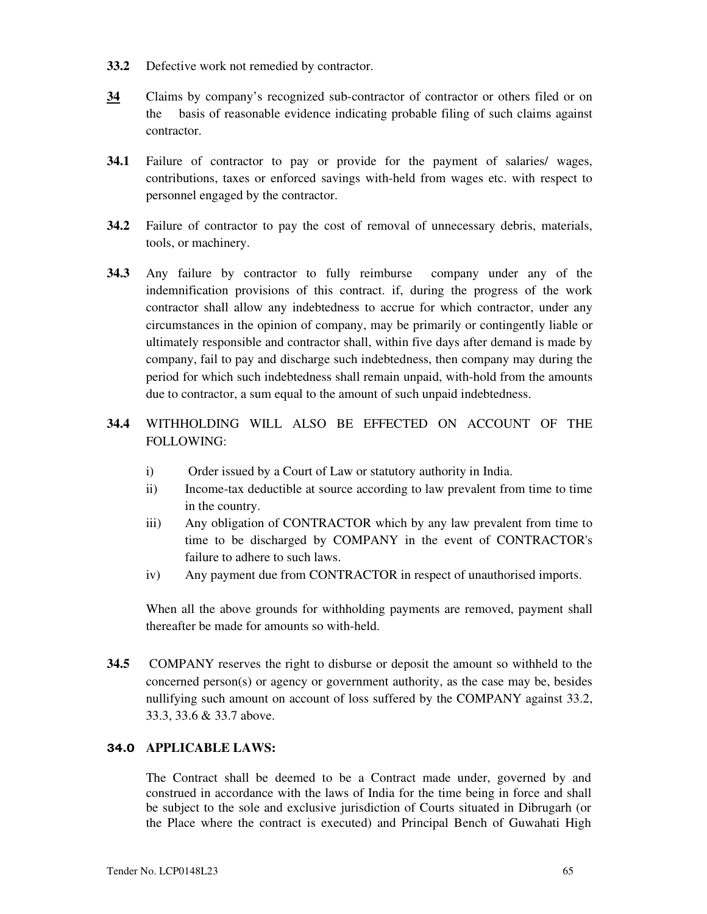**33.2** Defective work not remedied by contractor.

**<u>34</u>** Claims by company's recognized sub-contractor of contractor or others filed or on the basis of reasonable evidence indicating probable filing of such claims against contractor.

**34.1** Failure of contractor to pay or provide for the payment of salaries/ wages, contributions, taxes or enforced savings with-held from wages etc. with respect to personnel engaged by the contractor.

**34.2** Failure of contractor to pay the cost of removal of unnecessary debris, materials, tools, or machinery.

**34.3** Any failure by contractor to fully reimburse company under any of the indemnification provisions of this contract. if, during the progress of the work contractor shall allow any indebtedness to accrue for which contractor, under any circumstances in the opinion of company, may be primarily or contingently liable or ultimately responsible and contractor shall, within five days after demand is made by company, fail to pay and discharge such indebtedness, then company may during the period for which such indebtedness shall remain unpaid, with-hold from the amounts due to contractor, a sum equal to the amount of such unpaid indebtedness.

**34.4** WITHHOLDING WILL ALSO BE EFFECTED ON ACCOUNT OF THE FOLLOWING:

i) Order issued by a Court of Law or statutory authority in India.
ii) Income-tax deductible at source according to law prevalent from time to time in the country.
iii) Any obligation of CONTRACTOR which by any law prevalent from time to time to be discharged by COMPANY in the event of CONTRACTOR's failure to adhere to such laws.
iv) Any payment due from CONTRACTOR in respect of unauthorised imports.

When all the above grounds for withholding payments are removed, payment shall thereafter be made for amounts so with-held.

**34.5** COMPANY reserves the right to disburse or deposit the amount so withheld to the concerned person(s) or agency or government authority, as the case may be, besides nullifying such amount on account of loss suffered by the COMPANY against 33.2, 33.3, 33.6 & 33.7 above.

### 34.0 APPLICABLE LAWS:

The Contract shall be deemed to be a Contract made under, governed by and construed in accordance with the laws of India for the time being in force and shall be subject to the sole and exclusive jurisdiction of Courts situated in Dibrugarh (or the Place where the contract is executed) and Principal Bench of Guwahati High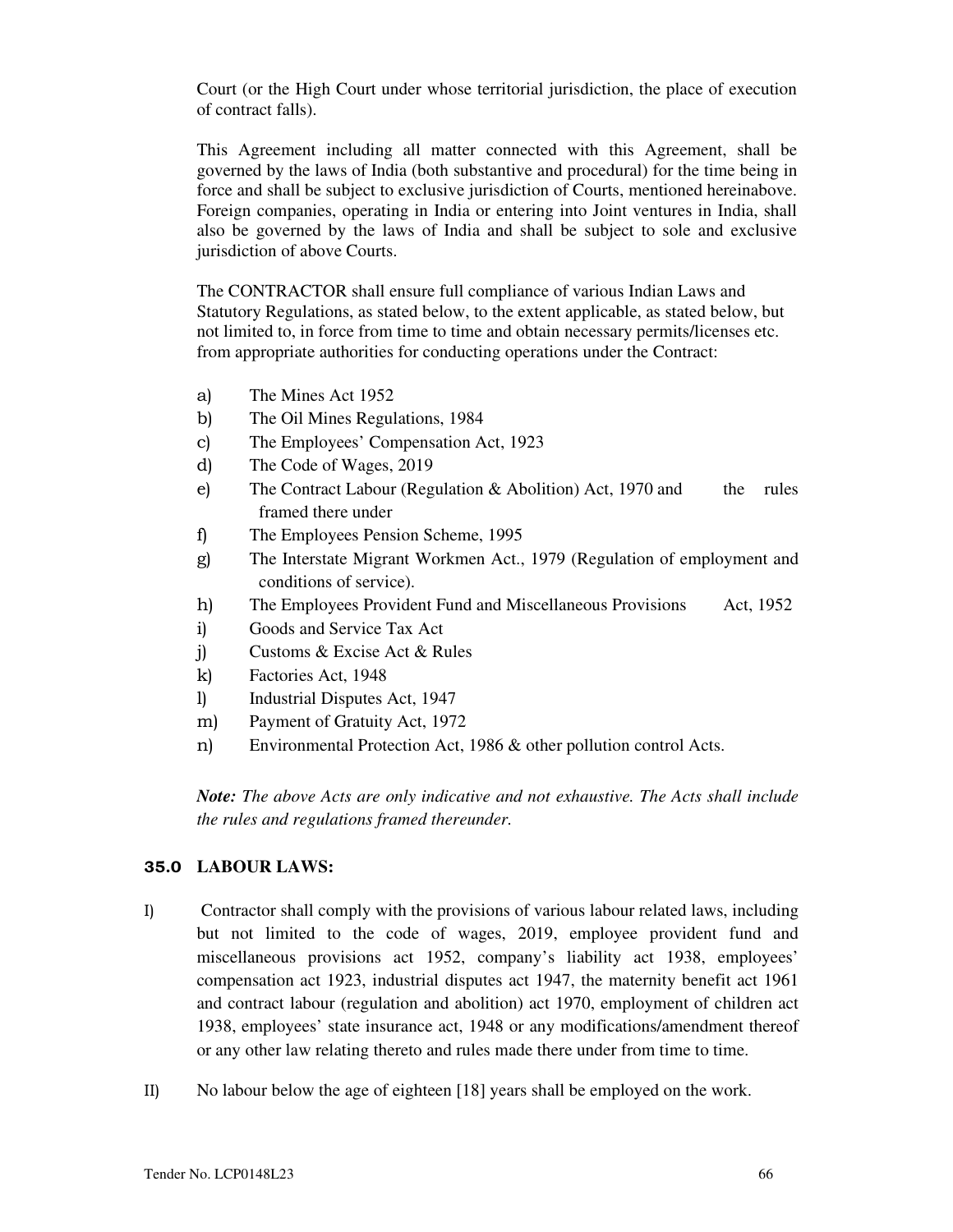Court (or the High Court under whose territorial jurisdiction, the place of execution of contract falls).

This Agreement including all matter connected with this Agreement, shall be governed by the laws of India (both substantive and procedural) for the time being in force and shall be subject to exclusive jurisdiction of Courts, mentioned hereinabove. Foreign companies, operating in India or entering into Joint ventures in India, shall also be governed by the laws of India and shall be subject to sole and exclusive jurisdiction of above Courts.

The CONTRACTOR shall ensure full compliance of various Indian Laws and Statutory Regulations, as stated below, to the extent applicable, as stated below, but not limited to, in force from time to time and obtain necessary permits/licenses etc. from appropriate authorities for conducting operations under the Contract:

a) The Mines Act 1952
b) The Oil Mines Regulations, 1984
c) The Employees' Compensation Act, 1923
d) The Code of Wages, 2019
e) The Contract Labour (Regulation & Abolition) Act, 1970 and the rules framed there under
f) The Employees Pension Scheme, 1995
g) The Interstate Migrant Workmen Act., 1979 (Regulation of employment and conditions of service).
h) The Employees Provident Fund and Miscellaneous Provisions Act, 1952
i) Goods and Service Tax Act
j) Customs & Excise Act & Rules
k) Factories Act, 1948
l) Industrial Disputes Act, 1947
m) Payment of Gratuity Act, 1972
n) Environmental Protection Act, 1986 & other pollution control Acts.

***Note:*** *The above Acts are only indicative and not exhaustive. The Acts shall include the rules and regulations framed thereunder.*

## 35.0 LABOUR LAWS:

I) Contractor shall comply with the provisions of various labour related laws, including but not limited to the code of wages, 2019, employee provident fund and miscellaneous provisions act 1952, company's liability act 1938, employees' compensation act 1923, industrial disputes act 1947, the maternity benefit act 1961 and contract labour (regulation and abolition) act 1970, employment of children act 1938, employees' state insurance act, 1948 or any modifications/amendment thereof or any other law relating thereto and rules made there under from time to time.

II) No labour below the age of eighteen [18] years shall be employed on the work.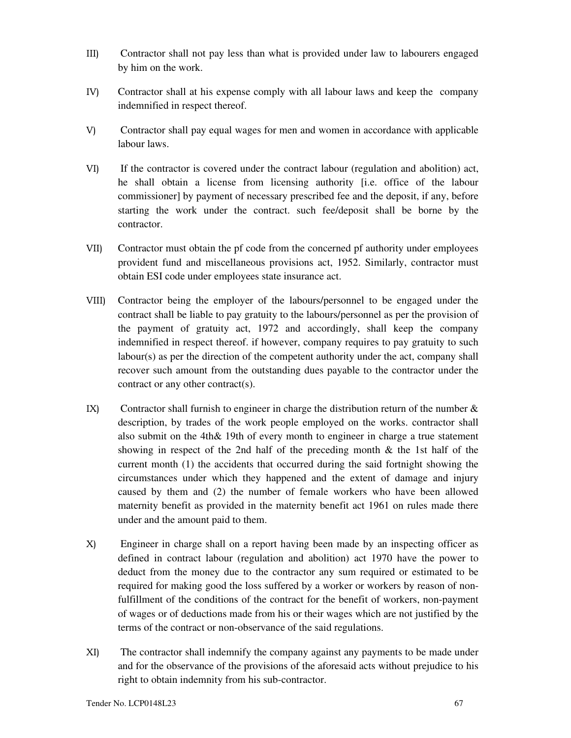III) Contractor shall not pay less than what is provided under law to labourers engaged by him on the work.

IV) Contractor shall at his expense comply with all labour laws and keep the company indemnified in respect thereof.

V) Contractor shall pay equal wages for men and women in accordance with applicable labour laws.

VI) If the contractor is covered under the contract labour (regulation and abolition) act, he shall obtain a license from licensing authority [i.e. office of the labour commissioner] by payment of necessary prescribed fee and the deposit, if any, before starting the work under the contract. such fee/deposit shall be borne by the contractor.

VII) Contractor must obtain the pf code from the concerned pf authority under employees provident fund and miscellaneous provisions act, 1952. Similarly, contractor must obtain ESI code under employees state insurance act.

VIII) Contractor being the employer of the labours/personnel to be engaged under the contract shall be liable to pay gratuity to the labours/personnel as per the provision of the payment of gratuity act, 1972 and accordingly, shall keep the company indemnified in respect thereof. if however, company requires to pay gratuity to such labour(s) as per the direction of the competent authority under the act, company shall recover such amount from the outstanding dues payable to the contractor under the contract or any other contract(s).

IX) Contractor shall furnish to engineer in charge the distribution return of the number & description, by trades of the work people employed on the works. contractor shall also submit on the 4th& 19th of every month to engineer in charge a true statement showing in respect of the 2nd half of the preceding month & the 1st half of the current month (1) the accidents that occurred during the said fortnight showing the circumstances under which they happened and the extent of damage and injury caused by them and (2) the number of female workers who have been allowed maternity benefit as provided in the maternity benefit act 1961 on rules made there under and the amount paid to them.

X) Engineer in charge shall on a report having been made by an inspecting officer as defined in contract labour (regulation and abolition) act 1970 have the power to deduct from the money due to the contractor any sum required or estimated to be required for making good the loss suffered by a worker or workers by reason of non-fulfillment of the conditions of the contract for the benefit of workers, non-payment of wages or of deductions made from his or their wages which are not justified by the terms of the contract or non-observance of the said regulations.

XI) The contractor shall indemnify the company against any payments to be made under and for the observance of the provisions of the aforesaid acts without prejudice to his right to obtain indemnity from his sub-contractor.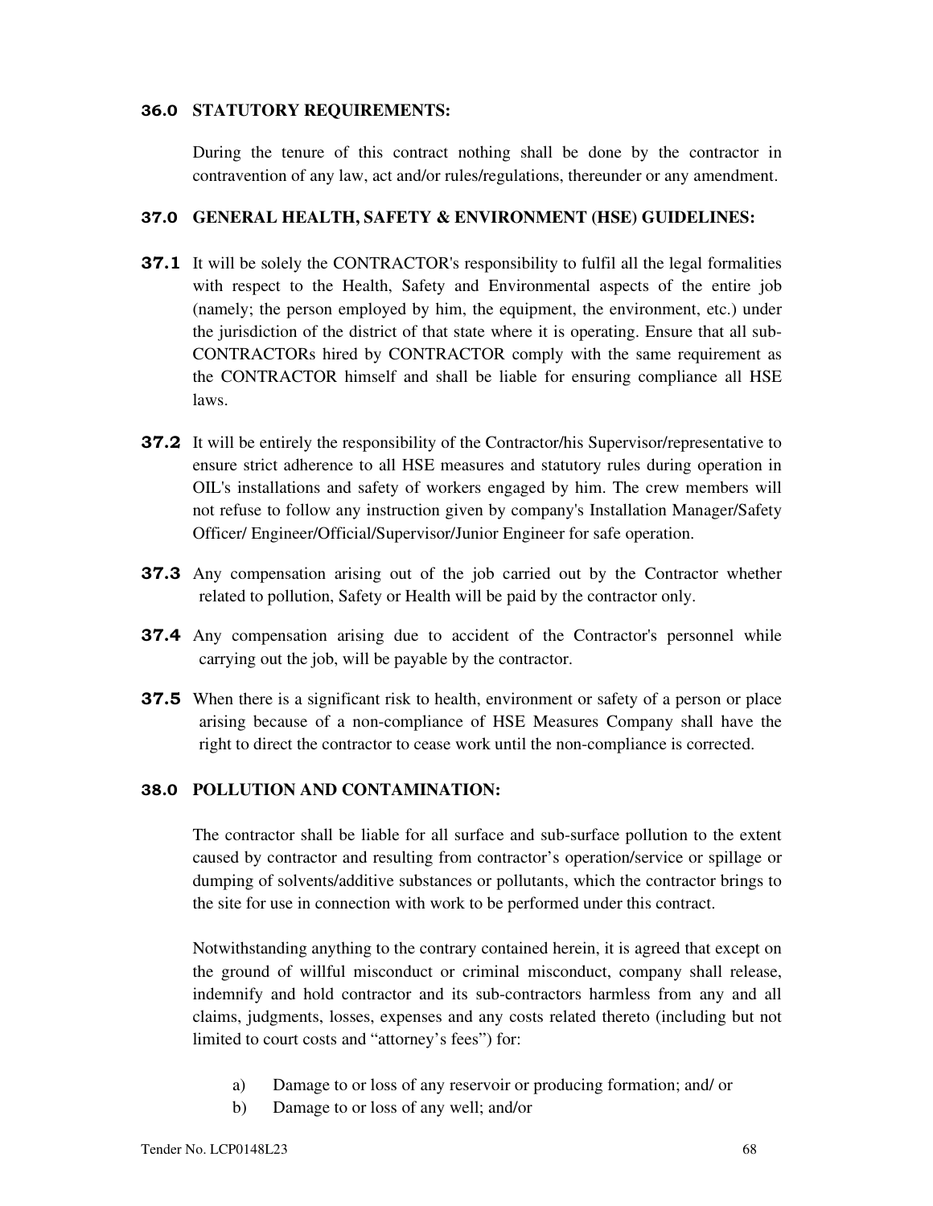### 36.0 STATUTORY REQUIREMENTS:

During the tenure of this contract nothing shall be done by the contractor in contravention of any law, act and/or rules/regulations, thereunder or any amendment.

### 37.0 GENERAL HEALTH, SAFETY & ENVIRONMENT (HSE) GUIDELINES:

**37.1** It will be solely the CONTRACTOR's responsibility to fulfil all the legal formalities with respect to the Health, Safety and Environmental aspects of the entire job (namely; the person employed by him, the equipment, the environment, etc.) under the jurisdiction of the district of that state where it is operating. Ensure that all sub-CONTRACTORs hired by CONTRACTOR comply with the same requirement as the CONTRACTOR himself and shall be liable for ensuring compliance all HSE laws.

**37.2** It will be entirely the responsibility of the Contractor/his Supervisor/representative to ensure strict adherence to all HSE measures and statutory rules during operation in OIL's installations and safety of workers engaged by him. The crew members will not refuse to follow any instruction given by company's Installation Manager/Safety Officer/ Engineer/Official/Supervisor/Junior Engineer for safe operation.

**37.3** Any compensation arising out of the job carried out by the Contractor whether related to pollution, Safety or Health will be paid by the contractor only.

**37.4** Any compensation arising due to accident of the Contractor's personnel while carrying out the job, will be payable by the contractor.

**37.5** When there is a significant risk to health, environment or safety of a person or place arising because of a non-compliance of HSE Measures Company shall have the right to direct the contractor to cease work until the non-compliance is corrected.

### 38.0 POLLUTION AND CONTAMINATION:

The contractor shall be liable for all surface and sub-surface pollution to the extent caused by contractor and resulting from contractor's operation/service or spillage or dumping of solvents/additive substances or pollutants, which the contractor brings to the site for use in connection with work to be performed under this contract.

Notwithstanding anything to the contrary contained herein, it is agreed that except on the ground of willful misconduct or criminal misconduct, company shall release, indemnify and hold contractor and its sub-contractors harmless from any and all claims, judgments, losses, expenses and any costs related thereto (including but not limited to court costs and "attorney's fees") for:

a) Damage to or loss of any reservoir or producing formation; and/ or
b) Damage to or loss of any well; and/or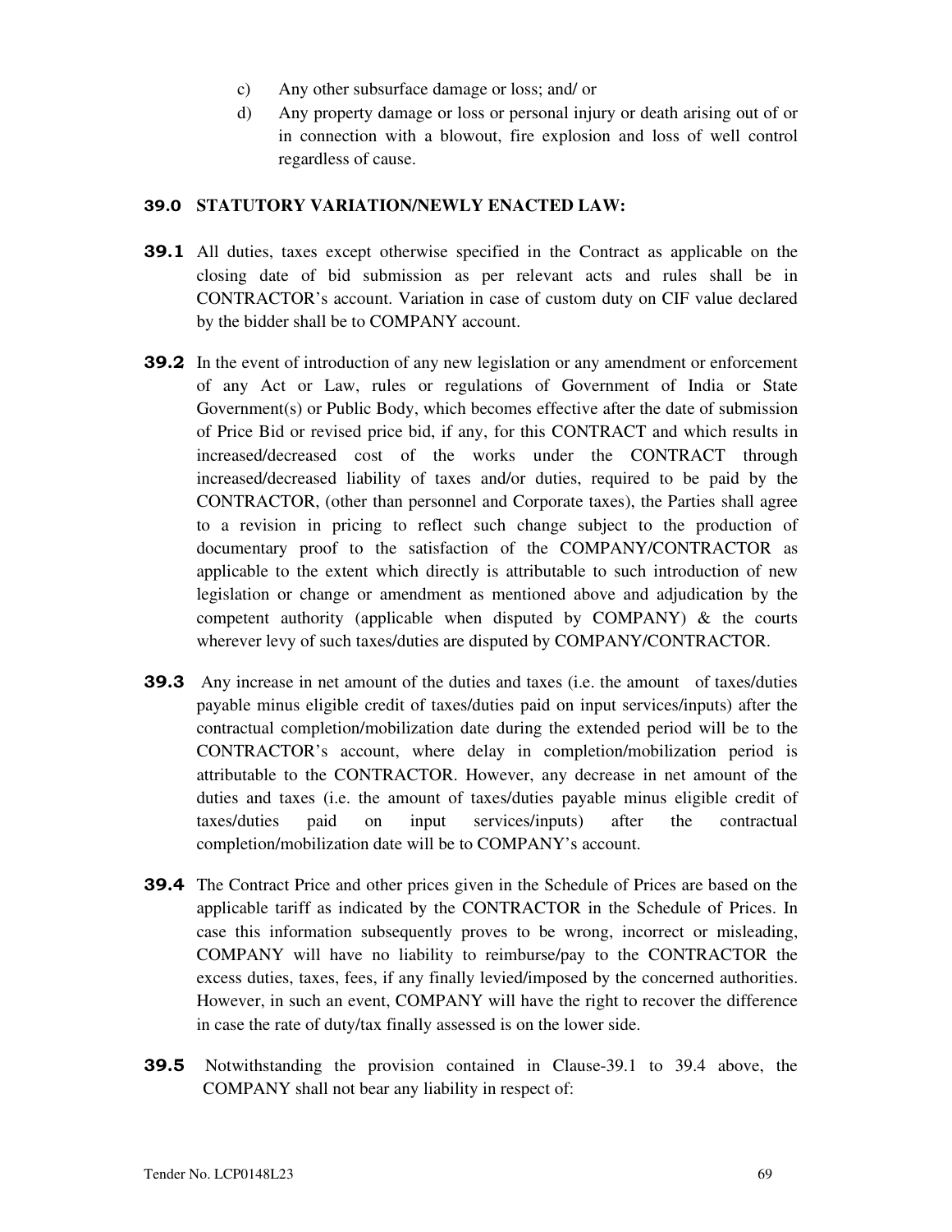c) Any other subsurface damage or loss; and/ or

d) Any property damage or loss or personal injury or death arising out of or in connection with a blowout, fire explosion and loss of well control regardless of cause.

## 39.0 STATUTORY VARIATION/NEWLY ENACTED LAW:

**39.1** All duties, taxes except otherwise specified in the Contract as applicable on the closing date of bid submission as per relevant acts and rules shall be in CONTRACTOR's account. Variation in case of custom duty on CIF value declared by the bidder shall be to COMPANY account.

**39.2** In the event of introduction of any new legislation or any amendment or enforcement of any Act or Law, rules or regulations of Government of India or State Government(s) or Public Body, which becomes effective after the date of submission of Price Bid or revised price bid, if any, for this CONTRACT and which results in increased/decreased cost of the works under the CONTRACT through increased/decreased liability of taxes and/or duties, required to be paid by the CONTRACTOR, (other than personnel and Corporate taxes), the Parties shall agree to a revision in pricing to reflect such change subject to the production of documentary proof to the satisfaction of the COMPANY/CONTRACTOR as applicable to the extent which directly is attributable to such introduction of new legislation or change or amendment as mentioned above and adjudication by the competent authority (applicable when disputed by COMPANY) & the courts wherever levy of such taxes/duties are disputed by COMPANY/CONTRACTOR.

**39.3** Any increase in net amount of the duties and taxes (i.e. the amount of taxes/duties payable minus eligible credit of taxes/duties paid on input services/inputs) after the contractual completion/mobilization date during the extended period will be to the CONTRACTOR's account, where delay in completion/mobilization period is attributable to the CONTRACTOR. However, any decrease in net amount of the duties and taxes (i.e. the amount of taxes/duties payable minus eligible credit of taxes/duties paid on input services/inputs) after the contractual completion/mobilization date will be to COMPANY's account.

**39.4** The Contract Price and other prices given in the Schedule of Prices are based on the applicable tariff as indicated by the CONTRACTOR in the Schedule of Prices. In case this information subsequently proves to be wrong, incorrect or misleading, COMPANY will have no liability to reimburse/pay to the CONTRACTOR the excess duties, taxes, fees, if any finally levied/imposed by the concerned authorities. However, in such an event, COMPANY will have the right to recover the difference in case the rate of duty/tax finally assessed is on the lower side.

**39.5** Notwithstanding the provision contained in Clause-39.1 to 39.4 above, the COMPANY shall not bear any liability in respect of: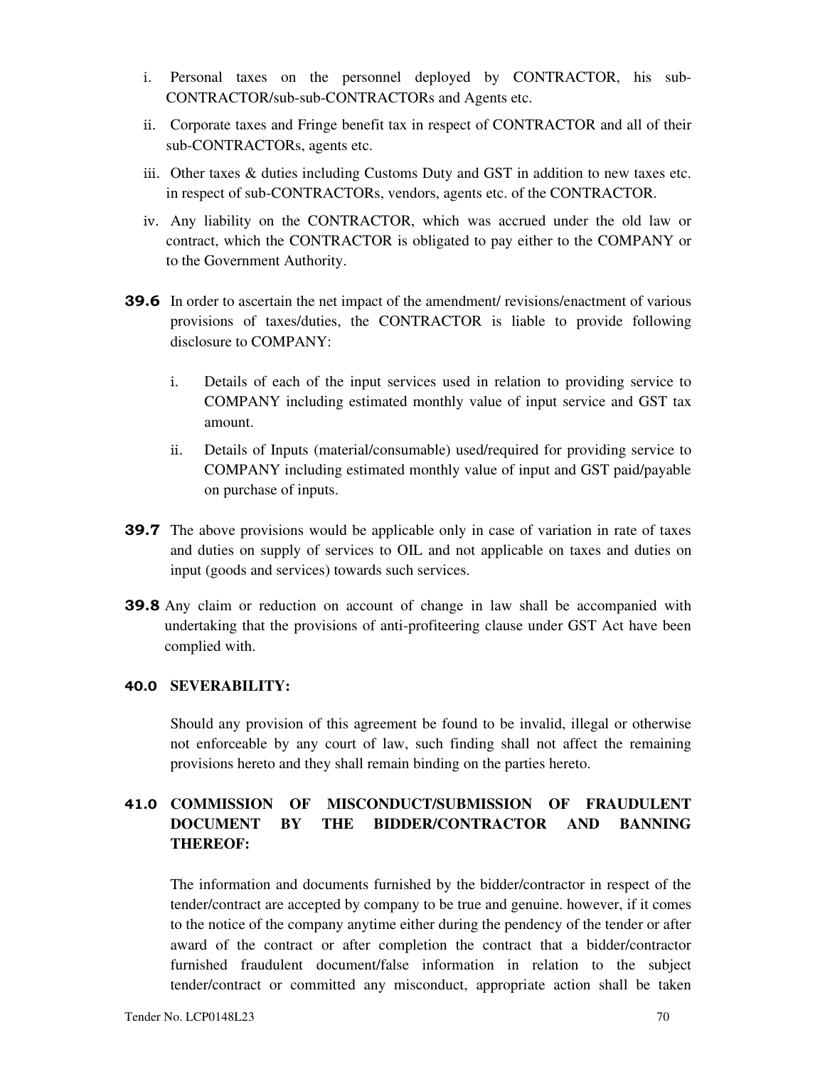i. Personal taxes on the personnel deployed by CONTRACTOR, his sub-CONTRACTOR/sub-sub-CONTRACTORs and Agents etc.

ii. Corporate taxes and Fringe benefit tax in respect of CONTRACTOR and all of their sub-CONTRACTORs, agents etc.

iii. Other taxes & duties including Customs Duty and GST in addition to new taxes etc. in respect of sub-CONTRACTORs, vendors, agents etc. of the CONTRACTOR.

iv. Any liability on the CONTRACTOR, which was accrued under the old law or contract, which the CONTRACTOR is obligated to pay either to the COMPANY or to the Government Authority.

**39.6** In order to ascertain the net impact of the amendment/ revisions/enactment of various provisions of taxes/duties, the CONTRACTOR is liable to provide following disclosure to COMPANY:

i. Details of each of the input services used in relation to providing service to COMPANY including estimated monthly value of input service and GST tax amount.

ii. Details of Inputs (material/consumable) used/required for providing service to COMPANY including estimated monthly value of input and GST paid/payable on purchase of inputs.

**39.7** The above provisions would be applicable only in case of variation in rate of taxes and duties on supply of services to OIL and not applicable on taxes and duties on input (goods and services) towards such services.

**39.8** Any claim or reduction on account of change in law shall be accompanied with undertaking that the provisions of anti-profiteering clause under GST Act have been complied with.

## 40.0 SEVERABILITY:

Should any provision of this agreement be found to be invalid, illegal or otherwise not enforceable by any court of law, such finding shall not affect the remaining provisions hereto and they shall remain binding on the parties hereto.

## 41.0 COMMISSION OF MISCONDUCT/SUBMISSION OF FRAUDULENT DOCUMENT BY THE BIDDER/CONTRACTOR AND BANNING THEREOF:

The information and documents furnished by the bidder/contractor in respect of the tender/contract are accepted by company to be true and genuine. however, if it comes to the notice of the company anytime either during the pendency of the tender or after award of the contract or after completion the contract that a bidder/contractor furnished fraudulent document/false information in relation to the subject tender/contract or committed any misconduct, appropriate action shall be taken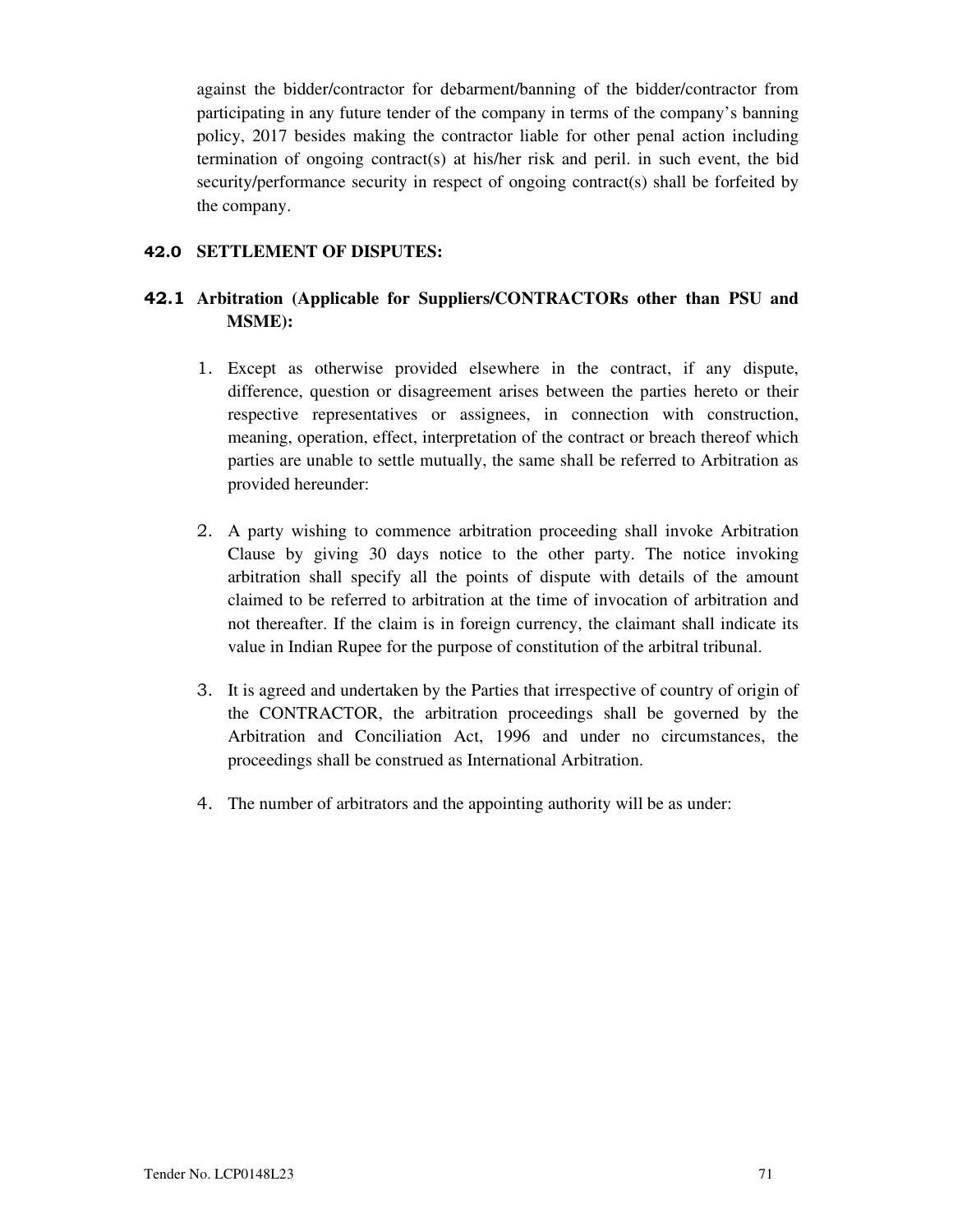against the bidder/contractor for debarment/banning of the bidder/contractor from participating in any future tender of the company in terms of the company's banning policy, 2017 besides making the contractor liable for other penal action including termination of ongoing contract(s) at his/her risk and peril. in such event, the bid security/performance security in respect of ongoing contract(s) shall be forfeited by the company.

## 42.0 SETTLEMENT OF DISPUTES:

### 42.1 Arbitration (Applicable for Suppliers/CONTRACTORs other than PSU and MSME):

1. Except as otherwise provided elsewhere in the contract, if any dispute, difference, question or disagreement arises between the parties hereto or their respective representatives or assignees, in connection with construction, meaning, operation, effect, interpretation of the contract or breach thereof which parties are unable to settle mutually, the same shall be referred to Arbitration as provided hereunder:

2. A party wishing to commence arbitration proceeding shall invoke Arbitration Clause by giving 30 days notice to the other party. The notice invoking arbitration shall specify all the points of dispute with details of the amount claimed to be referred to arbitration at the time of invocation of arbitration and not thereafter. If the claim is in foreign currency, the claimant shall indicate its value in Indian Rupee for the purpose of constitution of the arbitral tribunal.

3. It is agreed and undertaken by the Parties that irrespective of country of origin of the CONTRACTOR, the arbitration proceedings shall be governed by the Arbitration and Conciliation Act, 1996 and under no circumstances, the proceedings shall be construed as International Arbitration.

4. The number of arbitrators and the appointing authority will be as under: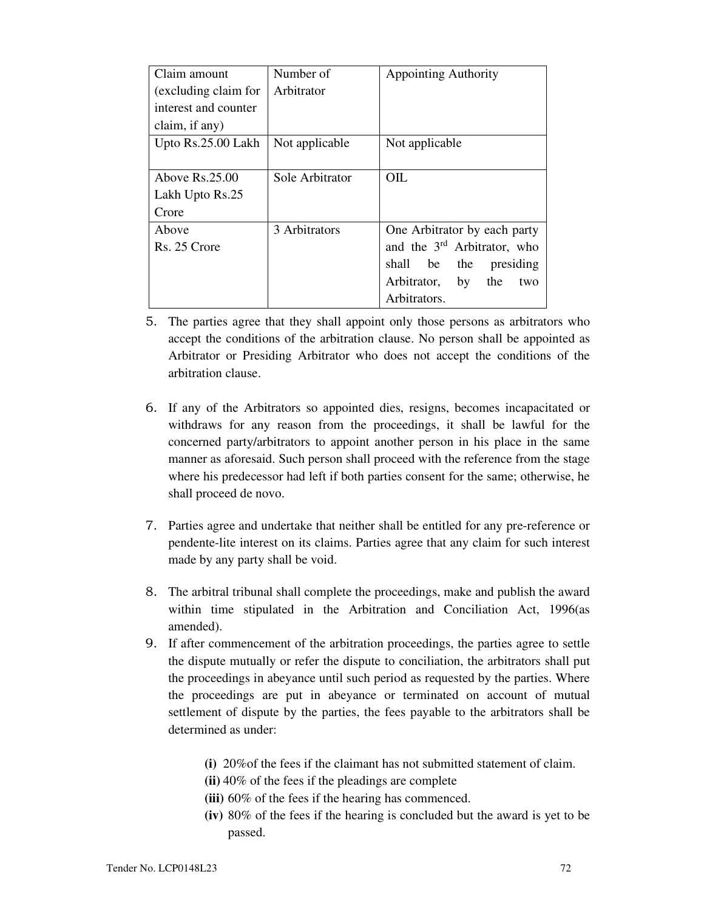| Claim amount (excluding claim for interest and counter claim, if any) | Number of Arbitrator | Appointing Authority |
|---|---|---|
| Upto Rs.25.00 Lakh | Not applicable | Not applicable |
| Above Rs.25.00 Lakh Upto Rs.25 Crore | Sole Arbitrator | OIL |
| Above Rs. 25 Crore | 3 Arbitrators | One Arbitrator by each party and the 3rd Arbitrator, who shall be the presiding Arbitrator, by the two Arbitrators. |

5. The parties agree that they shall appoint only those persons as arbitrators who accept the conditions of the arbitration clause. No person shall be appointed as Arbitrator or Presiding Arbitrator who does not accept the conditions of the arbitration clause.

6. If any of the Arbitrators so appointed dies, resigns, becomes incapacitated or withdraws for any reason from the proceedings, it shall be lawful for the concerned party/arbitrators to appoint another person in his place in the same manner as aforesaid. Such person shall proceed with the reference from the stage where his predecessor had left if both parties consent for the same; otherwise, he shall proceed de novo.

7. Parties agree and undertake that neither shall be entitled for any pre-reference or pendente-lite interest on its claims. Parties agree that any claim for such interest made by any party shall be void.

8. The arbitral tribunal shall complete the proceedings, make and publish the award within time stipulated in the Arbitration and Conciliation Act, 1996(as amended).

9. If after commencement of the arbitration proceedings, the parties agree to settle the dispute mutually or refer the dispute to conciliation, the arbitrators shall put the proceedings in abeyance until such period as requested by the parties. Where the proceedings are put in abeyance or terminated on account of mutual settlement of dispute by the parties, the fees payable to the arbitrators shall be determined as under:

   **(i)** 20%of the fees if the claimant has not submitted statement of claim.
   **(ii)** 40% of the fees if the pleadings are complete
   **(iii)** 60% of the fees if the hearing has commenced.
   **(iv)** 80% of the fees if the hearing is concluded but the award is yet to be passed.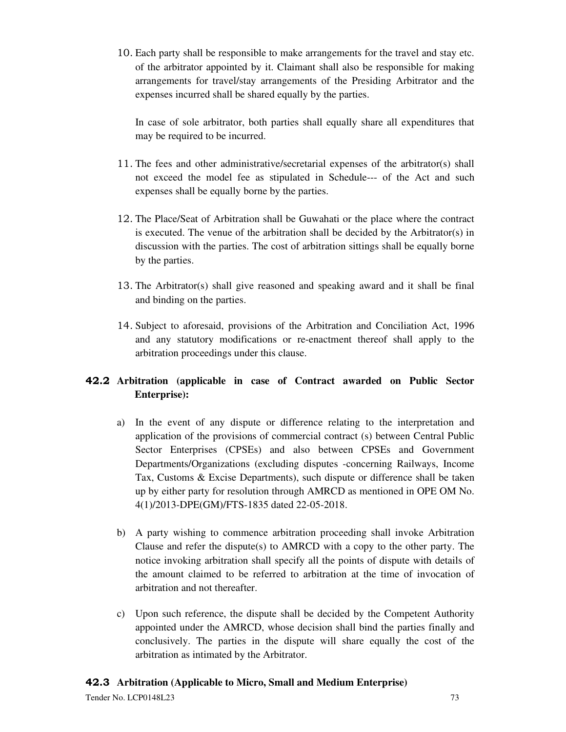10. Each party shall be responsible to make arrangements for the travel and stay etc. of the arbitrator appointed by it. Claimant shall also be responsible for making arrangements for travel/stay arrangements of the Presiding Arbitrator and the expenses incurred shall be shared equally by the parties.

    In case of sole arbitrator, both parties shall equally share all expenditures that may be required to be incurred.

11. The fees and other administrative/secretarial expenses of the arbitrator(s) shall not exceed the model fee as stipulated in Schedule--- of the Act and such expenses shall be equally borne by the parties.

12. The Place/Seat of Arbitration shall be Guwahati or the place where the contract is executed. The venue of the arbitration shall be decided by the Arbitrator(s) in discussion with the parties. The cost of arbitration sittings shall be equally borne by the parties.

13. The Arbitrator(s) shall give reasoned and speaking award and it shall be final and binding on the parties.

14. Subject to aforesaid, provisions of the Arbitration and Conciliation Act, 1996 and any statutory modifications or re-enactment thereof shall apply to the arbitration proceedings under this clause.

### 42.2 Arbitration (applicable in case of Contract awarded on Public Sector Enterprise):

a) In the event of any dispute or difference relating to the interpretation and application of the provisions of commercial contract (s) between Central Public Sector Enterprises (CPSEs) and also between CPSEs and Government Departments/Organizations (excluding disputes -concerning Railways, Income Tax, Customs & Excise Departments), such dispute or difference shall be taken up by either party for resolution through AMRCD as mentioned in OPE OM No. 4(1)/2013-DPE(GM)/FTS-1835 dated 22-05-2018.

b) A party wishing to commence arbitration proceeding shall invoke Arbitration Clause and refer the dispute(s) to AMRCD with a copy to the other party. The notice invoking arbitration shall specify all the points of dispute with details of the amount claimed to be referred to arbitration at the time of invocation of arbitration and not thereafter.

c) Upon such reference, the dispute shall be decided by the Competent Authority appointed under the AMRCD, whose decision shall bind the parties finally and conclusively. The parties in the dispute will share equally the cost of the arbitration as intimated by the Arbitrator.

### 42.3 Arbitration (Applicable to Micro, Small and Medium Enterprise)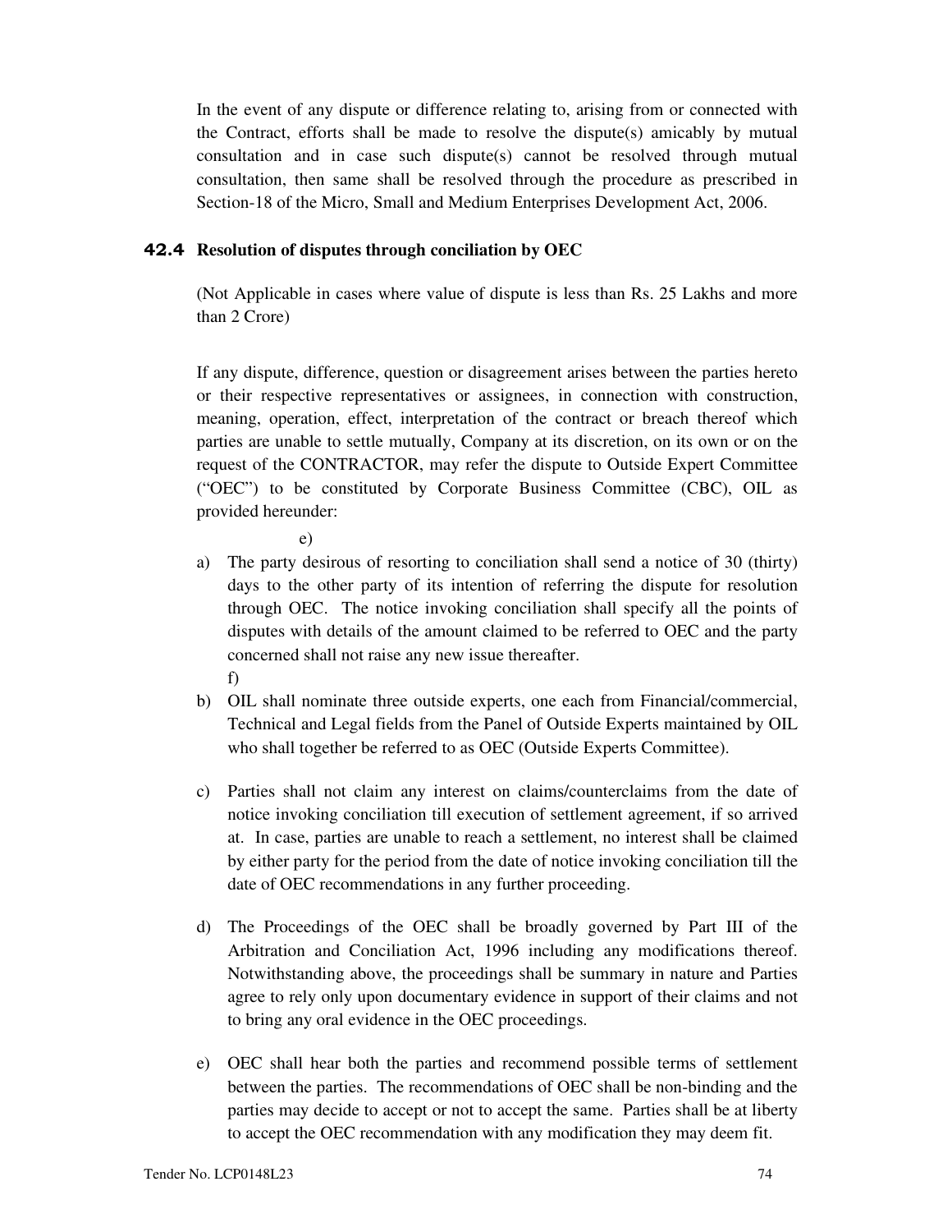In the event of any dispute or difference relating to, arising from or connected with the Contract, efforts shall be made to resolve the dispute(s) amicably by mutual consultation and in case such dispute(s) cannot be resolved through mutual consultation, then same shall be resolved through the procedure as prescribed in Section-18 of the Micro, Small and Medium Enterprises Development Act, 2006.

### 42.4 Resolution of disputes through conciliation by OEC

(Not Applicable in cases where value of dispute is less than Rs. 25 Lakhs and more than 2 Crore)

If any dispute, difference, question or disagreement arises between the parties hereto or their respective representatives or assignees, in connection with construction, meaning, operation, effect, interpretation of the contract or breach thereof which parties are unable to settle mutually, Company at its discretion, on its own or on the request of the CONTRACTOR, may refer the dispute to Outside Expert Committee ("OEC") to be constituted by Corporate Business Committee (CBC), OIL as provided hereunder:

e)

a) The party desirous of resorting to conciliation shall send a notice of 30 (thirty) days to the other party of its intention of referring the dispute for resolution through OEC. The notice invoking conciliation shall specify all the points of disputes with details of the amount claimed to be referred to OEC and the party concerned shall not raise any new issue thereafter.

f)

b) OIL shall nominate three outside experts, one each from Financial/commercial, Technical and Legal fields from the Panel of Outside Experts maintained by OIL who shall together be referred to as OEC (Outside Experts Committee).

c) Parties shall not claim any interest on claims/counterclaims from the date of notice invoking conciliation till execution of settlement agreement, if so arrived at. In case, parties are unable to reach a settlement, no interest shall be claimed by either party for the period from the date of notice invoking conciliation till the date of OEC recommendations in any further proceeding.

d) The Proceedings of the OEC shall be broadly governed by Part III of the Arbitration and Conciliation Act, 1996 including any modifications thereof. Notwithstanding above, the proceedings shall be summary in nature and Parties agree to rely only upon documentary evidence in support of their claims and not to bring any oral evidence in the OEC proceedings.

e) OEC shall hear both the parties and recommend possible terms of settlement between the parties. The recommendations of OEC shall be non-binding and the parties may decide to accept or not to accept the same. Parties shall be at liberty to accept the OEC recommendation with any modification they may deem fit.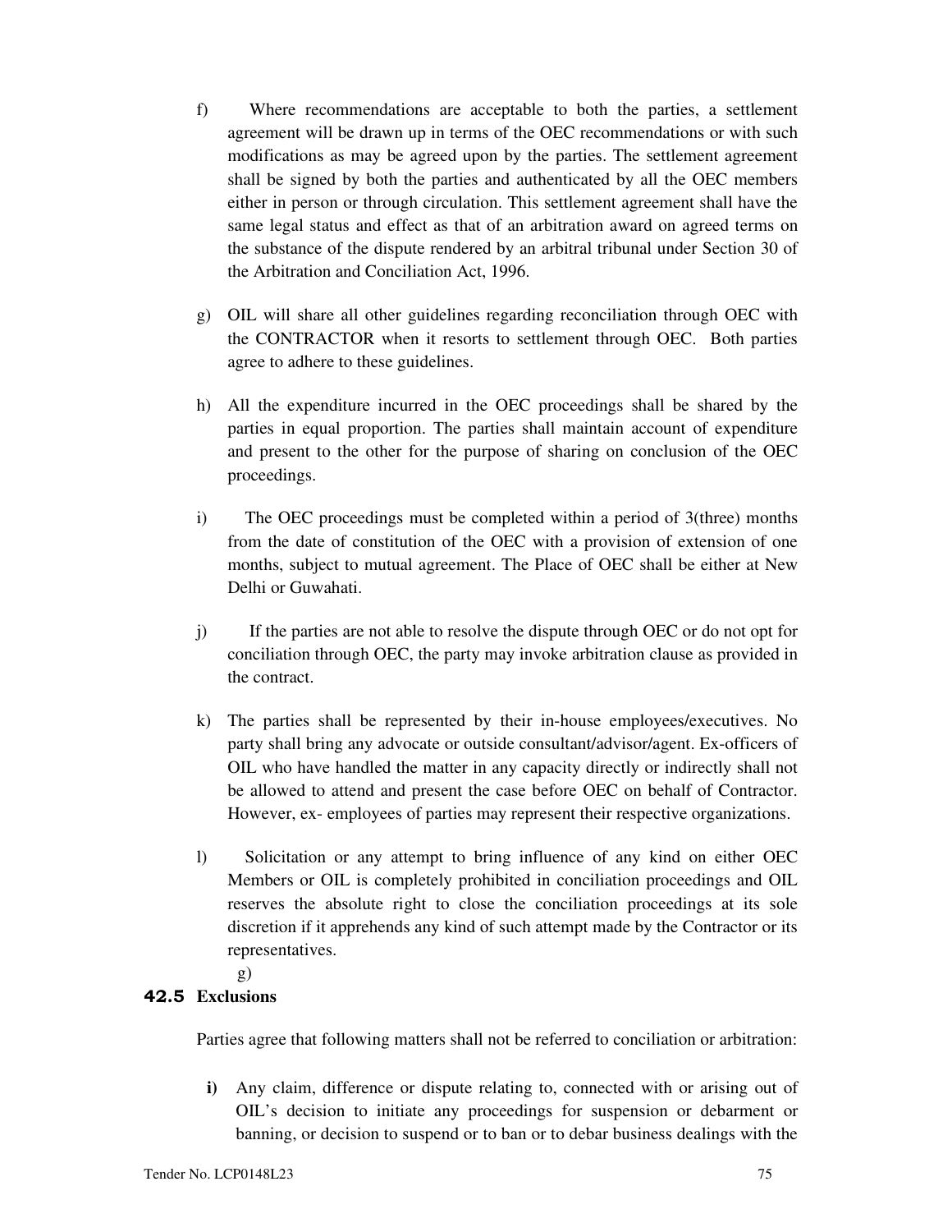f) Where recommendations are acceptable to both the parties, a settlement agreement will be drawn up in terms of the OEC recommendations or with such modifications as may be agreed upon by the parties. The settlement agreement shall be signed by both the parties and authenticated by all the OEC members either in person or through circulation. This settlement agreement shall have the same legal status and effect as that of an arbitration award on agreed terms on the substance of the dispute rendered by an arbitral tribunal under Section 30 of the Arbitration and Conciliation Act, 1996.

g) OIL will share all other guidelines regarding reconciliation through OEC with the CONTRACTOR when it resorts to settlement through OEC. Both parties agree to adhere to these guidelines.

h) All the expenditure incurred in the OEC proceedings shall be shared by the parties in equal proportion. The parties shall maintain account of expenditure and present to the other for the purpose of sharing on conclusion of the OEC proceedings.

i) The OEC proceedings must be completed within a period of 3(three) months from the date of constitution of the OEC with a provision of extension of one months, subject to mutual agreement. The Place of OEC shall be either at New Delhi or Guwahati.

j) If the parties are not able to resolve the dispute through OEC or do not opt for conciliation through OEC, the party may invoke arbitration clause as provided in the contract.

k) The parties shall be represented by their in-house employees/executives. No party shall bring any advocate or outside consultant/advisor/agent. Ex-officers of OIL who have handled the matter in any capacity directly or indirectly shall not be allowed to attend and present the case before OEC on behalf of Contractor. However, ex- employees of parties may represent their respective organizations.

l) Solicitation or any attempt to bring influence of any kind on either OEC Members or OIL is completely prohibited in conciliation proceedings and OIL reserves the absolute right to close the conciliation proceedings at its sole discretion if it apprehends any kind of such attempt made by the Contractor or its representatives.

g)

**42.5 Exclusions**

Parties agree that following matters shall not be referred to conciliation or arbitration:

**i)** Any claim, difference or dispute relating to, connected with or arising out of OIL's decision to initiate any proceedings for suspension or debarment or banning, or decision to suspend or to ban or to debar business dealings with the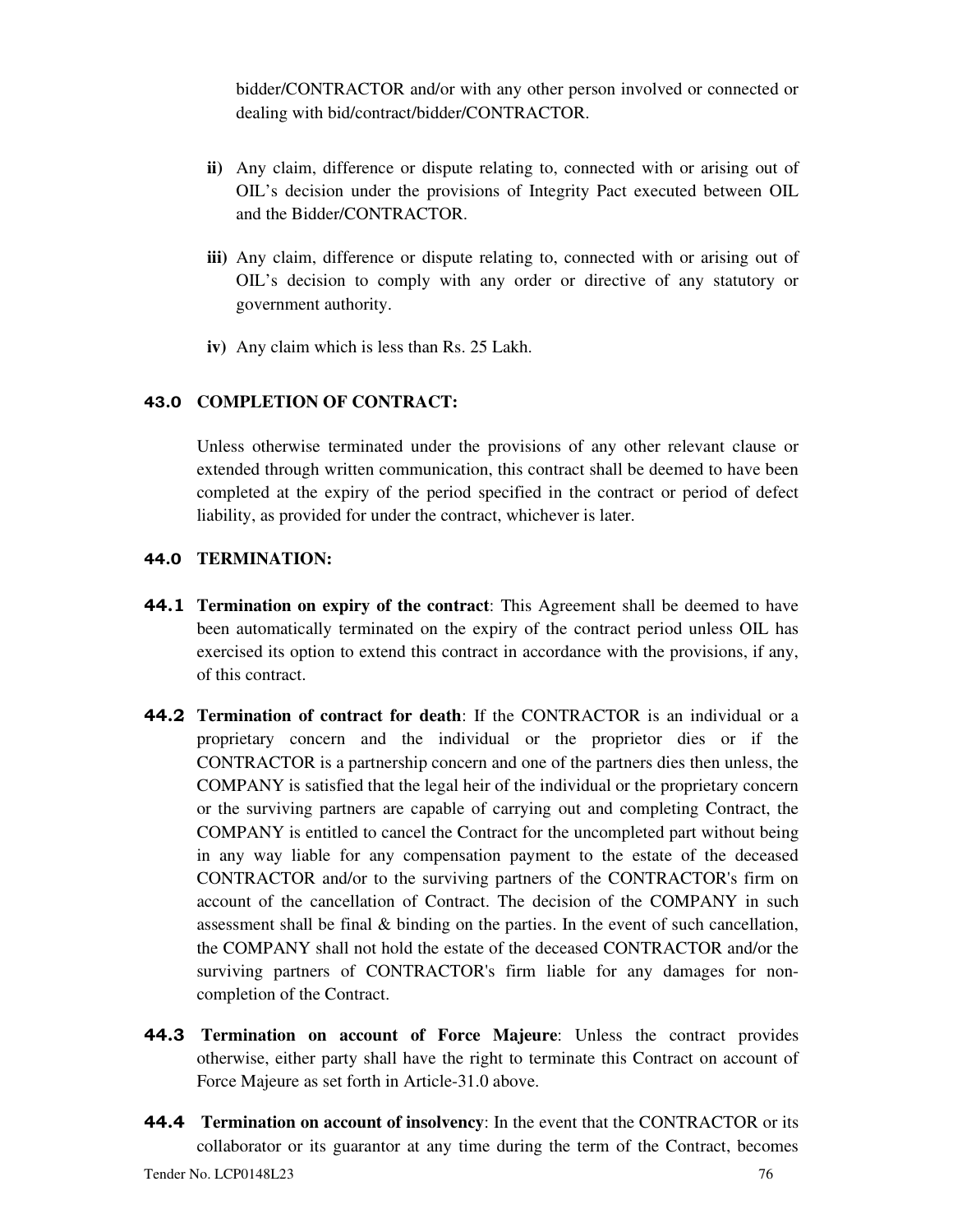bidder/CONTRACTOR and/or with any other person involved or connected or dealing with bid/contract/bidder/CONTRACTOR.

**ii)** Any claim, difference or dispute relating to, connected with or arising out of OIL's decision under the provisions of Integrity Pact executed between OIL and the Bidder/CONTRACTOR.

**iii)** Any claim, difference or dispute relating to, connected with or arising out of OIL's decision to comply with any order or directive of any statutory or government authority.

**iv)** Any claim which is less than Rs. 25 Lakh.

## 43.0 COMPLETION OF CONTRACT:

Unless otherwise terminated under the provisions of any other relevant clause or extended through written communication, this contract shall be deemed to have been completed at the expiry of the period specified in the contract or period of defect liability, as provided for under the contract, whichever is later.

## 44.0 TERMINATION:

**44.1 Termination on expiry of the contract**: This Agreement shall be deemed to have been automatically terminated on the expiry of the contract period unless OIL has exercised its option to extend this contract in accordance with the provisions, if any, of this contract.

**44.2 Termination of contract for death**: If the CONTRACTOR is an individual or a proprietary concern and the individual or the proprietor dies or if the CONTRACTOR is a partnership concern and one of the partners dies then unless, the COMPANY is satisfied that the legal heir of the individual or the proprietary concern or the surviving partners are capable of carrying out and completing Contract, the COMPANY is entitled to cancel the Contract for the uncompleted part without being in any way liable for any compensation payment to the estate of the deceased CONTRACTOR and/or to the surviving partners of the CONTRACTOR's firm on account of the cancellation of Contract. The decision of the COMPANY in such assessment shall be final & binding on the parties. In the event of such cancellation, the COMPANY shall not hold the estate of the deceased CONTRACTOR and/or the surviving partners of CONTRACTOR's firm liable for any damages for non-completion of the Contract.

**44.3 Termination on account of Force Majeure**: Unless the contract provides otherwise, either party shall have the right to terminate this Contract on account of Force Majeure as set forth in Article-31.0 above.

**44.4 Termination on account of insolvency**: In the event that the CONTRACTOR or its collaborator or its guarantor at any time during the term of the Contract, becomes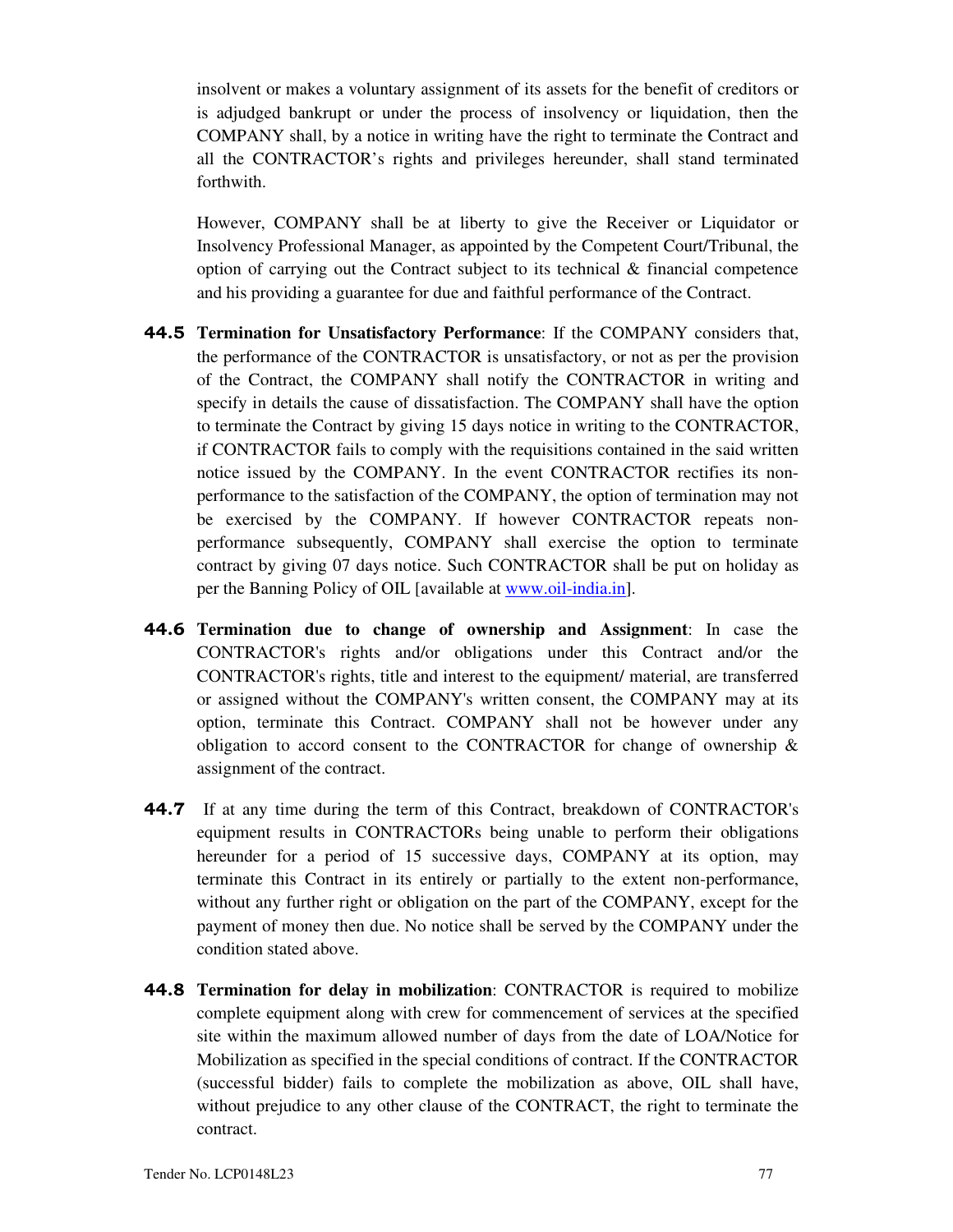insolvent or makes a voluntary assignment of its assets for the benefit of creditors or is adjudged bankrupt or under the process of insolvency or liquidation, then the COMPANY shall, by a notice in writing have the right to terminate the Contract and all the CONTRACTOR's rights and privileges hereunder, shall stand terminated forthwith.

However, COMPANY shall be at liberty to give the Receiver or Liquidator or Insolvency Professional Manager, as appointed by the Competent Court/Tribunal, the option of carrying out the Contract subject to its technical & financial competence and his providing a guarantee for due and faithful performance of the Contract.

**44.5** **Termination for Unsatisfactory Performance**: If the COMPANY considers that, the performance of the CONTRACTOR is unsatisfactory, or not as per the provision of the Contract, the COMPANY shall notify the CONTRACTOR in writing and specify in details the cause of dissatisfaction. The COMPANY shall have the option to terminate the Contract by giving 15 days notice in writing to the CONTRACTOR, if CONTRACTOR fails to comply with the requisitions contained in the said written notice issued by the COMPANY. In the event CONTRACTOR rectifies its non-performance to the satisfaction of the COMPANY, the option of termination may not be exercised by the COMPANY. If however CONTRACTOR repeats non-performance subsequently, COMPANY shall exercise the option to terminate contract by giving 07 days notice. Such CONTRACTOR shall be put on holiday as per the Banning Policy of OIL [available at www.oil-india.in].

**44.6** **Termination due to change of ownership and Assignment**: In case the CONTRACTOR's rights and/or obligations under this Contract and/or the CONTRACTOR's rights, title and interest to the equipment/ material, are transferred or assigned without the COMPANY's written consent, the COMPANY may at its option, terminate this Contract. COMPANY shall not be however under any obligation to accord consent to the CONTRACTOR for change of ownership & assignment of the contract.

**44.7** If at any time during the term of this Contract, breakdown of CONTRACTOR's equipment results in CONTRACTORs being unable to perform their obligations hereunder for a period of 15 successive days, COMPANY at its option, may terminate this Contract in its entirely or partially to the extent non-performance, without any further right or obligation on the part of the COMPANY, except for the payment of money then due. No notice shall be served by the COMPANY under the condition stated above.

**44.8** **Termination for delay in mobilization**: CONTRACTOR is required to mobilize complete equipment along with crew for commencement of services at the specified site within the maximum allowed number of days from the date of LOA/Notice for Mobilization as specified in the special conditions of contract. If the CONTRACTOR (successful bidder) fails to complete the mobilization as above, OIL shall have, without prejudice to any other clause of the CONTRACT, the right to terminate the contract.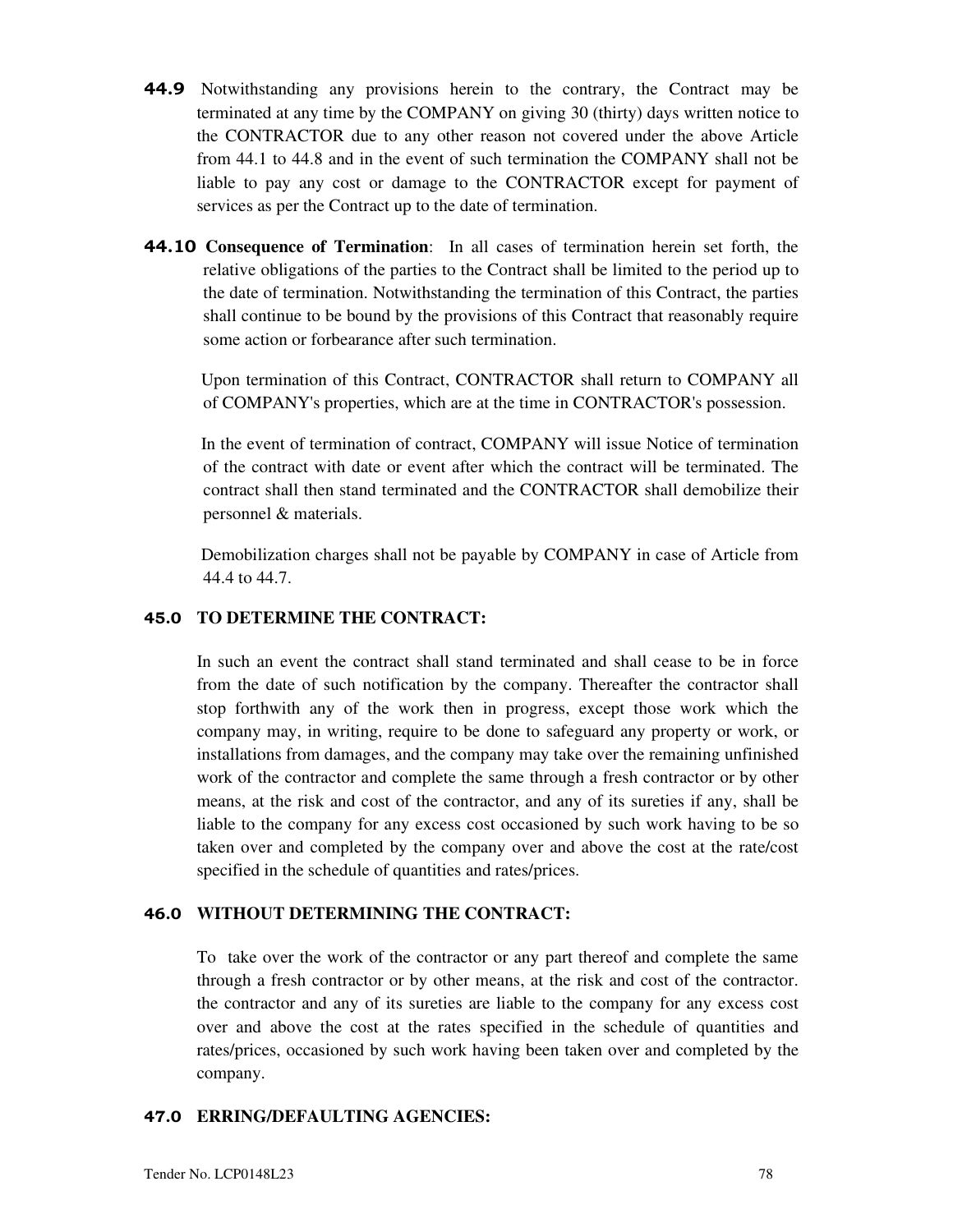**44.9** Notwithstanding any provisions herein to the contrary, the Contract may be terminated at any time by the COMPANY on giving 30 (thirty) days written notice to the CONTRACTOR due to any other reason not covered under the above Article from 44.1 to 44.8 and in the event of such termination the COMPANY shall not be liable to pay any cost or damage to the CONTRACTOR except for payment of services as per the Contract up to the date of termination.

**44.10 Consequence of Termination**: In all cases of termination herein set forth, the relative obligations of the parties to the Contract shall be limited to the period up to the date of termination. Notwithstanding the termination of this Contract, the parties shall continue to be bound by the provisions of this Contract that reasonably require some action or forbearance after such termination.

Upon termination of this Contract, CONTRACTOR shall return to COMPANY all of COMPANY's properties, which are at the time in CONTRACTOR's possession.

In the event of termination of contract, COMPANY will issue Notice of termination of the contract with date or event after which the contract will be terminated. The contract shall then stand terminated and the CONTRACTOR shall demobilize their personnel & materials.

Demobilization charges shall not be payable by COMPANY in case of Article from 44.4 to 44.7.

**45.0 TO DETERMINE THE CONTRACT:**

In such an event the contract shall stand terminated and shall cease to be in force from the date of such notification by the company. Thereafter the contractor shall stop forthwith any of the work then in progress, except those work which the company may, in writing, require to be done to safeguard any property or work, or installations from damages, and the company may take over the remaining unfinished work of the contractor and complete the same through a fresh contractor or by other means, at the risk and cost of the contractor, and any of its sureties if any, shall be liable to the company for any excess cost occasioned by such work having to be so taken over and completed by the company over and above the cost at the rate/cost specified in the schedule of quantities and rates/prices.

**46.0 WITHOUT DETERMINING THE CONTRACT:**

To take over the work of the contractor or any part thereof and complete the same through a fresh contractor or by other means, at the risk and cost of the contractor. the contractor and any of its sureties are liable to the company for any excess cost over and above the cost at the rates specified in the schedule of quantities and rates/prices, occasioned by such work having been taken over and completed by the company.

**47.0 ERRING/DEFAULTING AGENCIES:**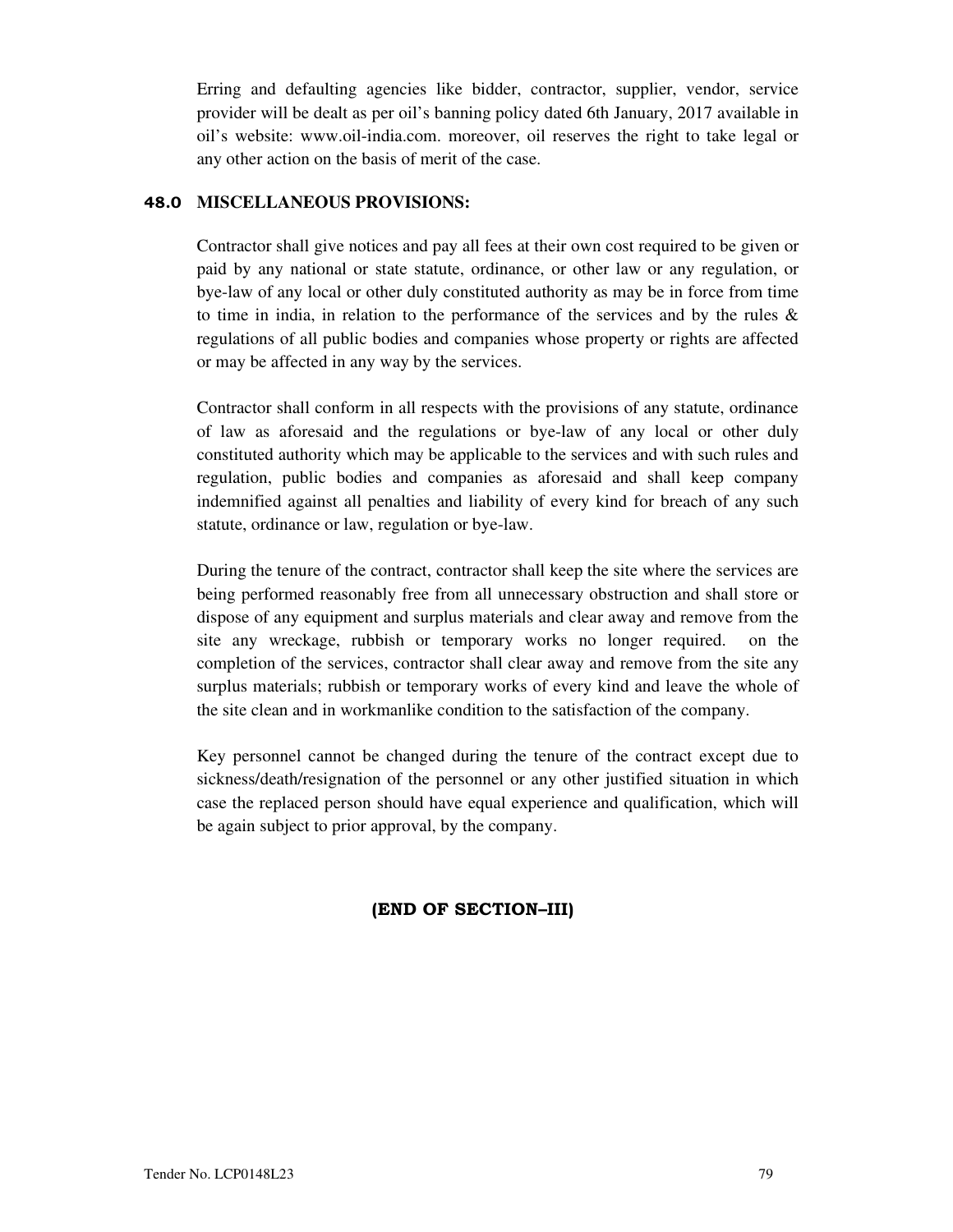Erring and defaulting agencies like bidder, contractor, supplier, vendor, service provider will be dealt as per oil's banning policy dated 6th January, 2017 available in oil's website: www.oil-india.com. moreover, oil reserves the right to take legal or any other action on the basis of merit of the case.

## 48.0 MISCELLANEOUS PROVISIONS:

Contractor shall give notices and pay all fees at their own cost required to be given or paid by any national or state statute, ordinance, or other law or any regulation, or bye-law of any local or other duly constituted authority as may be in force from time to time in india, in relation to the performance of the services and by the rules & regulations of all public bodies and companies whose property or rights are affected or may be affected in any way by the services.

Contractor shall conform in all respects with the provisions of any statute, ordinance of law as aforesaid and the regulations or bye-law of any local or other duly constituted authority which may be applicable to the services and with such rules and regulation, public bodies and companies as aforesaid and shall keep company indemnified against all penalties and liability of every kind for breach of any such statute, ordinance or law, regulation or bye-law.

During the tenure of the contract, contractor shall keep the site where the services are being performed reasonably free from all unnecessary obstruction and shall store or dispose of any equipment and surplus materials and clear away and remove from the site any wreckage, rubbish or temporary works no longer required. on the completion of the services, contractor shall clear away and remove from the site any surplus materials; rubbish or temporary works of every kind and leave the whole of the site clean and in workmanlike condition to the satisfaction of the company.

Key personnel cannot be changed during the tenure of the contract except due to sickness/death/resignation of the personnel or any other justified situation in which case the replaced person should have equal experience and qualification, which will be again subject to prior approval, by the company.

**(END OF SECTION–III)**